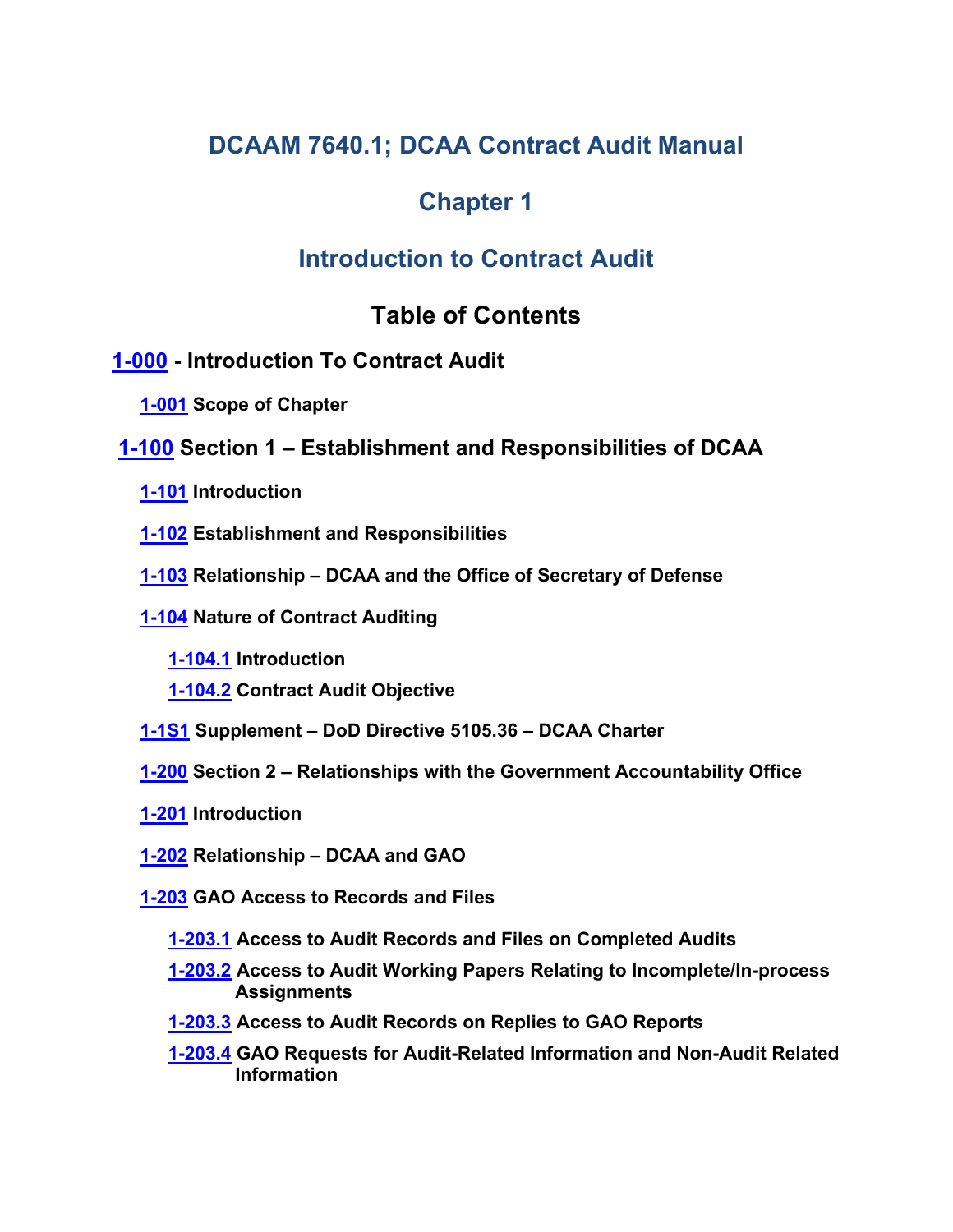# DCAAM 7640.1; DCAA Contract Audit Manual

# Chapter 1

# Introduction to Contract Audit

## Table of Contents

**1-000 - Introduction To Contract Audit**

- **1-001 Scope of Chapter**

**1-100 Section 1 – Establishment and Responsibilities of DCAA**

- **1-101 Introduction**
- **1-102 Establishment and Responsibilities**
- **1-103 Relationship – DCAA and the Office of Secretary of Defense**
- **1-104 Nature of Contract Auditing**
  - **1-104.1 Introduction**
  - **1-104.2 Contract Audit Objective**
- **1-1S1 Supplement – DoD Directive 5105.36 – DCAA Charter**
- **1-200 Section 2 – Relationships with the Government Accountability Office**
- **1-201 Introduction**
- **1-202 Relationship – DCAA and GAO**
- **1-203 GAO Access to Records and Files**
  - **1-203.1 Access to Audit Records and Files on Completed Audits**
  - **1-203.2 Access to Audit Working Papers Relating to Incomplete/In-process Assignments**
  - **1-203.3 Access to Audit Records on Replies to GAO Reports**
  - **1-203.4 GAO Requests for Audit-Related Information and Non-Audit Related Information**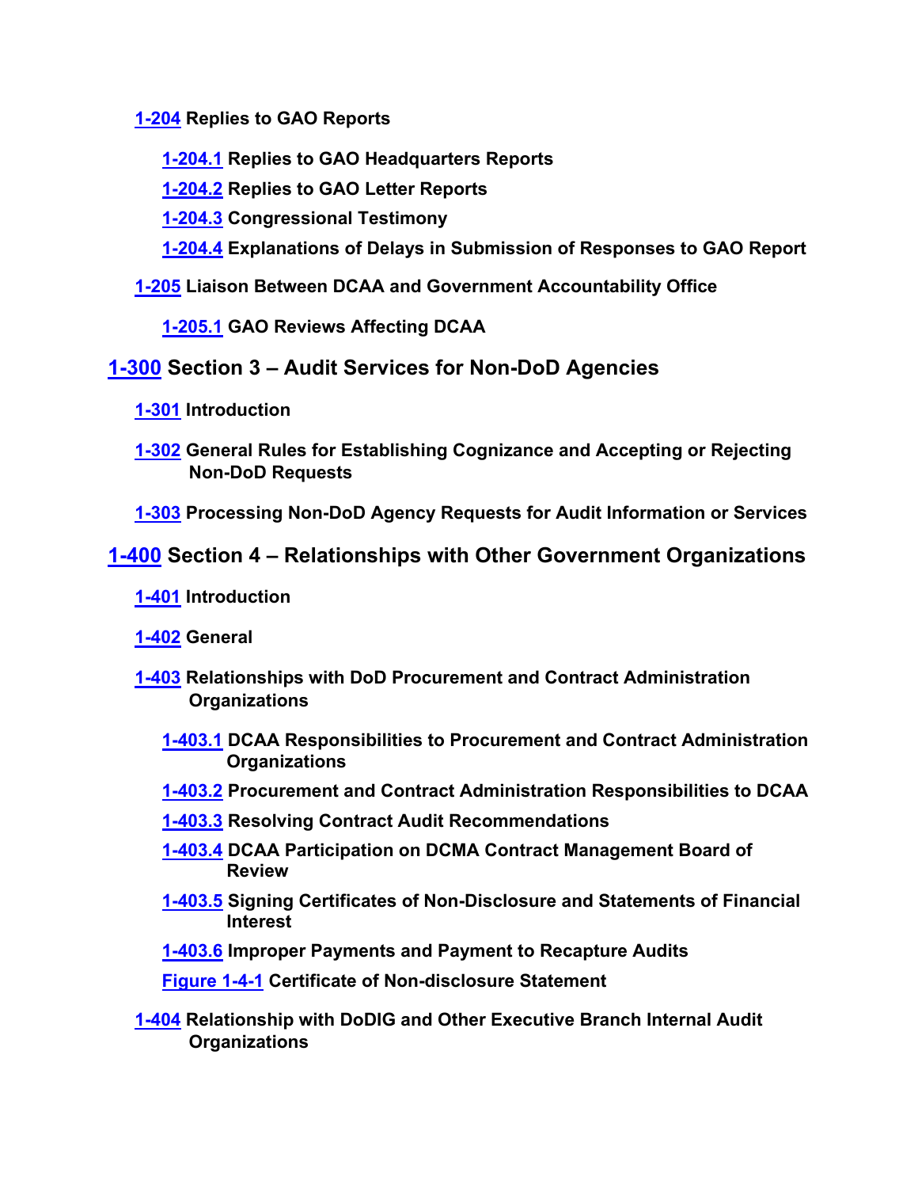**1-204 Replies to GAO Reports**

- **1-204.1 Replies to GAO Headquarters Reports**
- **1-204.2 Replies to GAO Letter Reports**
- **1-204.3 Congressional Testimony**
- **1-204.4 Explanations of Delays in Submission of Responses to GAO Report**

**1-205 Liaison Between DCAA and Government Accountability Office**

- **1-205.1 GAO Reviews Affecting DCAA**

## 1-300 Section 3 – Audit Services for Non-DoD Agencies

**1-301 Introduction**

**1-302 General Rules for Establishing Cognizance and Accepting or Rejecting Non-DoD Requests**

**1-303 Processing Non-DoD Agency Requests for Audit Information or Services**

## 1-400 Section 4 – Relationships with Other Government Organizations

**1-401 Introduction**

**1-402 General**

**1-403 Relationships with DoD Procurement and Contract Administration Organizations**

- **1-403.1 DCAA Responsibilities to Procurement and Contract Administration Organizations**
- **1-403.2 Procurement and Contract Administration Responsibilities to DCAA**
- **1-403.3 Resolving Contract Audit Recommendations**
- **1-403.4 DCAA Participation on DCMA Contract Management Board of Review**
- **1-403.5 Signing Certificates of Non-Disclosure and Statements of Financial Interest**
- **1-403.6 Improper Payments and Payment to Recapture Audits**
- **Figure 1-4-1 Certificate of Non-disclosure Statement**

**1-404 Relationship with DoDIG and Other Executive Branch Internal Audit Organizations**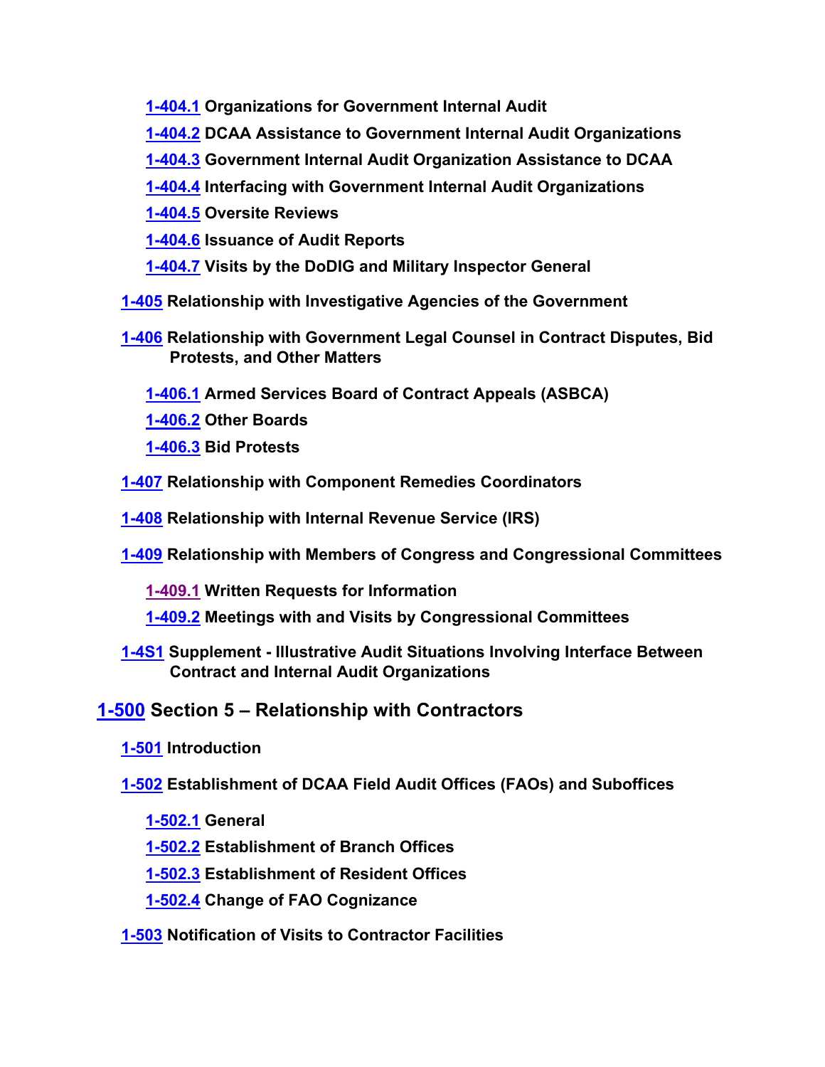- **1-404.1 Organizations for Government Internal Audit**
- **1-404.2 DCAA Assistance to Government Internal Audit Organizations**
- **1-404.3 Government Internal Audit Organization Assistance to DCAA**
- **1-404.4 Interfacing with Government Internal Audit Organizations**
- **1-404.5 Oversite Reviews**
- **1-404.6 Issuance of Audit Reports**
- **1-404.7 Visits by the DoDIG and Military Inspector General**

**1-405 Relationship with Investigative Agencies of the Government**

**1-406 Relationship with Government Legal Counsel in Contract Disputes, Bid Protests, and Other Matters**

- **1-406.1 Armed Services Board of Contract Appeals (ASBCA)**
- **1-406.2 Other Boards**
- **1-406.3 Bid Protests**

**1-407 Relationship with Component Remedies Coordinators**

**1-408 Relationship with Internal Revenue Service (IRS)**

**1-409 Relationship with Members of Congress and Congressional Committees**

- **1-409.1 Written Requests for Information**
- **1-409.2 Meetings with and Visits by Congressional Committees**

**1-4S1 Supplement - Illustrative Audit Situations Involving Interface Between Contract and Internal Audit Organizations**

## 1-500 Section 5 – Relationship with Contractors

**1-501 Introduction**

**1-502 Establishment of DCAA Field Audit Offices (FAOs) and Suboffices**

- **1-502.1 General**
- **1-502.2 Establishment of Branch Offices**
- **1-502.3 Establishment of Resident Offices**
- **1-502.4 Change of FAO Cognizance**

**1-503 Notification of Visits to Contractor Facilities**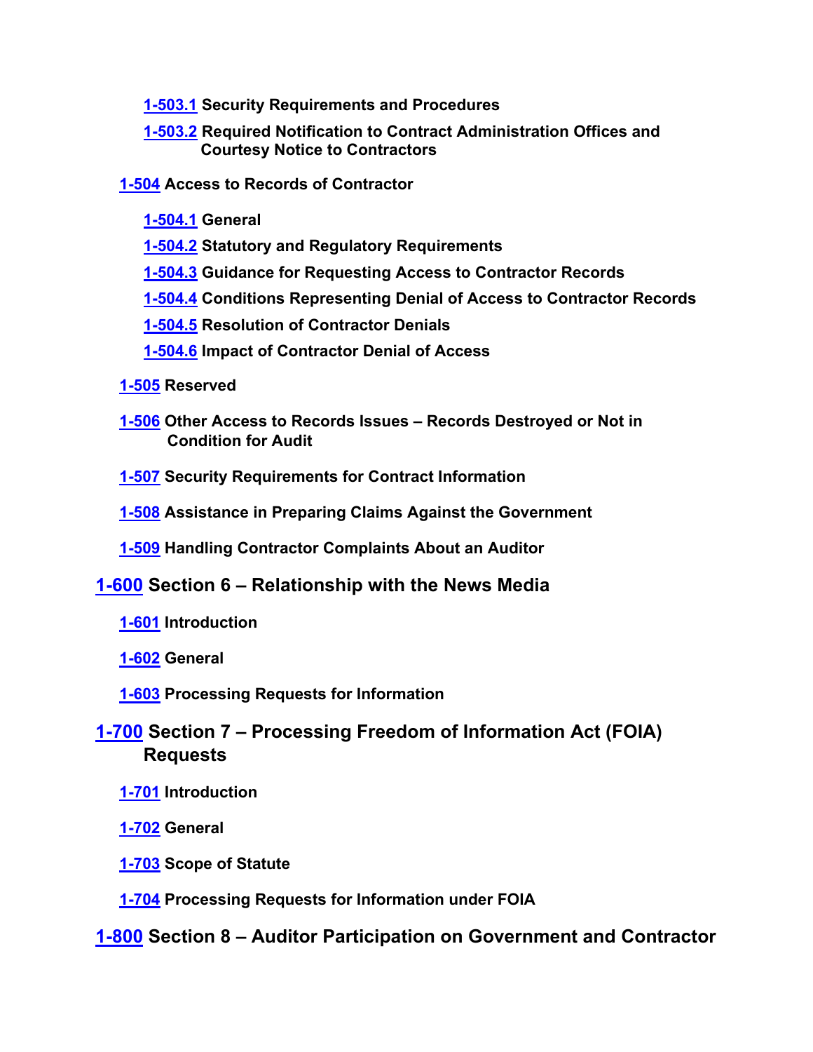- **1-503.1 Security Requirements and Procedures**
- **1-503.2 Required Notification to Contract Administration Offices and Courtesy Notice to Contractors**

**1-504 Access to Records of Contractor**

- **1-504.1 General**
- **1-504.2 Statutory and Regulatory Requirements**
- **1-504.3 Guidance for Requesting Access to Contractor Records**
- **1-504.4 Conditions Representing Denial of Access to Contractor Records**
- **1-504.5 Resolution of Contractor Denials**
- **1-504.6 Impact of Contractor Denial of Access**

**1-505 Reserved**

**1-506 Other Access to Records Issues – Records Destroyed or Not in Condition for Audit**

**1-507 Security Requirements for Contract Information**

**1-508 Assistance in Preparing Claims Against the Government**

**1-509 Handling Contractor Complaints About an Auditor**

## 1-600 Section 6 – Relationship with the News Media

**1-601 Introduction**

**1-602 General**

**1-603 Processing Requests for Information**

## 1-700 Section 7 – Processing Freedom of Information Act (FOIA) Requests

**1-701 Introduction**

**1-702 General**

**1-703 Scope of Statute**

**1-704 Processing Requests for Information under FOIA**

## 1-800 Section 8 – Auditor Participation on Government and Contractor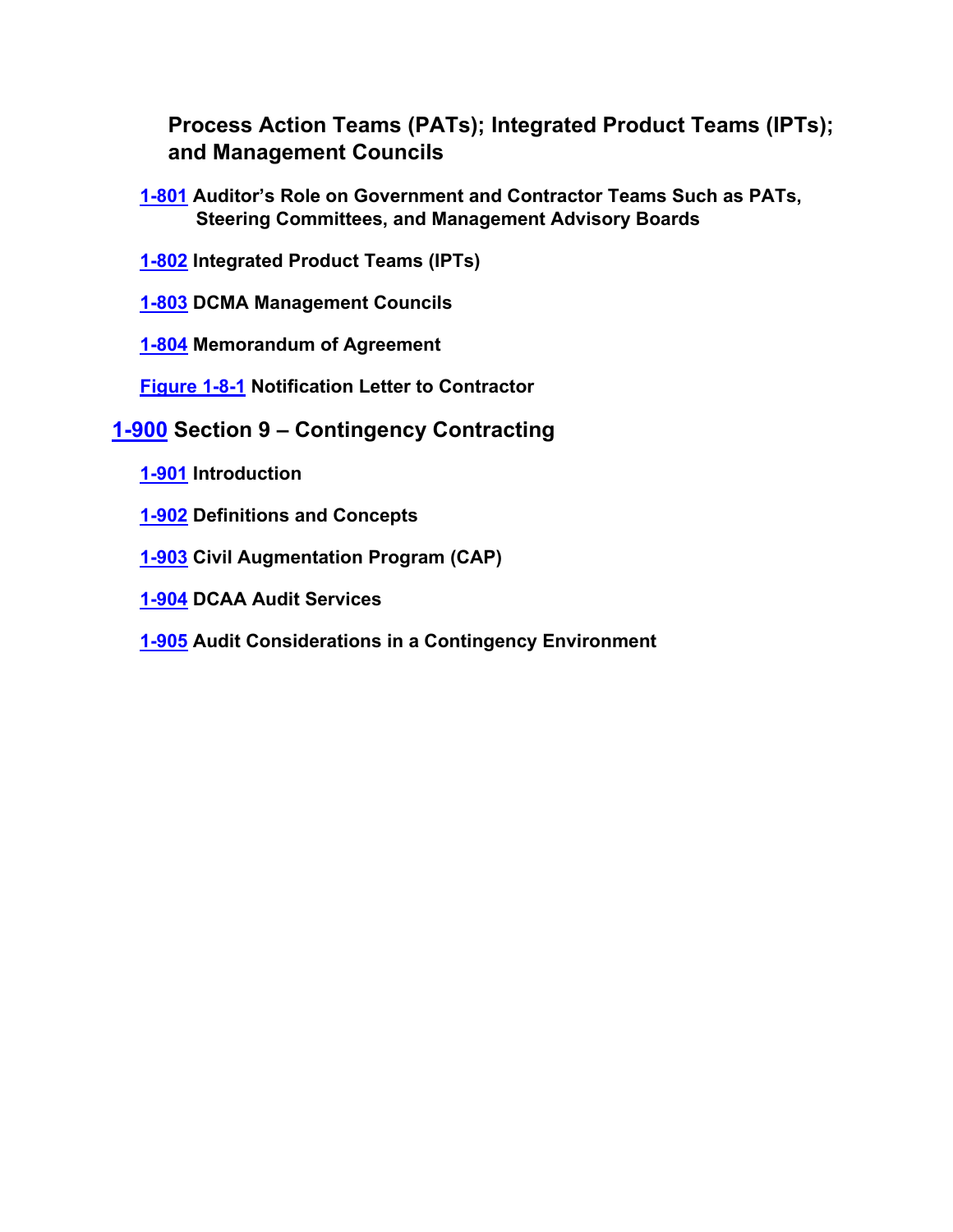**Process Action Teams (PATs); Integrated Product Teams (IPTs); and Management Councils**

**1-801 Auditor's Role on Government and Contractor Teams Such as PATs, Steering Committees, and Management Advisory Boards**

**1-802 Integrated Product Teams (IPTs)**

**1-803 DCMA Management Councils**

**1-804 Memorandum of Agreement**

**Figure 1-8-1 Notification Letter to Contractor**

## 1-900 Section 9 – Contingency Contracting

**1-901 Introduction**

**1-902 Definitions and Concepts**

**1-903 Civil Augmentation Program (CAP)**

**1-904 DCAA Audit Services**

**1-905 Audit Considerations in a Contingency Environment**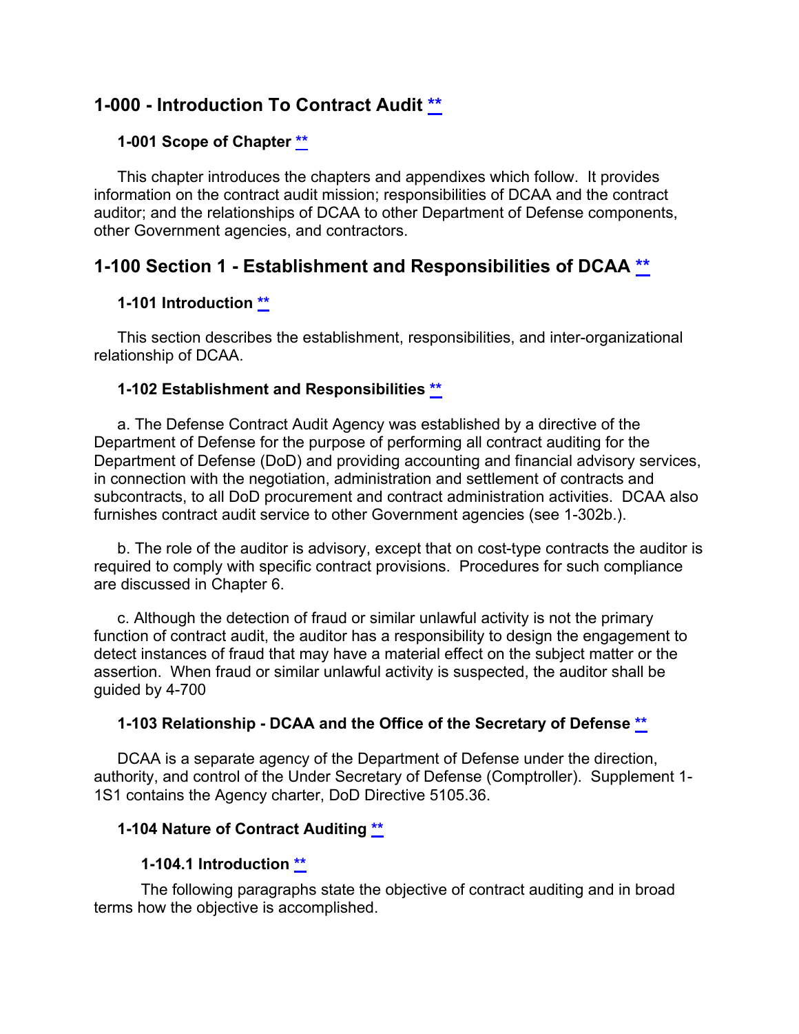# 1-000 - Introduction To Contract Audit **

### 1-001 Scope of Chapter **

This chapter introduces the chapters and appendixes which follow. It provides information on the contract audit mission; responsibilities of DCAA and the contract auditor; and the relationships of DCAA to other Department of Defense components, other Government agencies, and contractors.

## 1-100 Section 1 - Establishment and Responsibilities of DCAA **

### 1-101 Introduction **

This section describes the establishment, responsibilities, and inter-organizational relationship of DCAA.

### 1-102 Establishment and Responsibilities **

a. The Defense Contract Audit Agency was established by a directive of the Department of Defense for the purpose of performing all contract auditing for the Department of Defense (DoD) and providing accounting and financial advisory services, in connection with the negotiation, administration and settlement of contracts and subcontracts, to all DoD procurement and contract administration activities. DCAA also furnishes contract audit service to other Government agencies (see 1-302b.).

b. The role of the auditor is advisory, except that on cost-type contracts the auditor is required to comply with specific contract provisions. Procedures for such compliance are discussed in Chapter 6.

c. Although the detection of fraud or similar unlawful activity is not the primary function of contract audit, the auditor has a responsibility to design the engagement to detect instances of fraud that may have a material effect on the subject matter or the assertion. When fraud or similar unlawful activity is suspected, the auditor shall be guided by 4-700

### 1-103 Relationship - DCAA and the Office of the Secretary of Defense **

DCAA is a separate agency of the Department of Defense under the direction, authority, and control of the Under Secretary of Defense (Comptroller). Supplement 1-1S1 contains the Agency charter, DoD Directive 5105.36.

### 1-104 Nature of Contract Auditing **

#### 1-104.1 Introduction **

The following paragraphs state the objective of contract auditing and in broad terms how the objective is accomplished.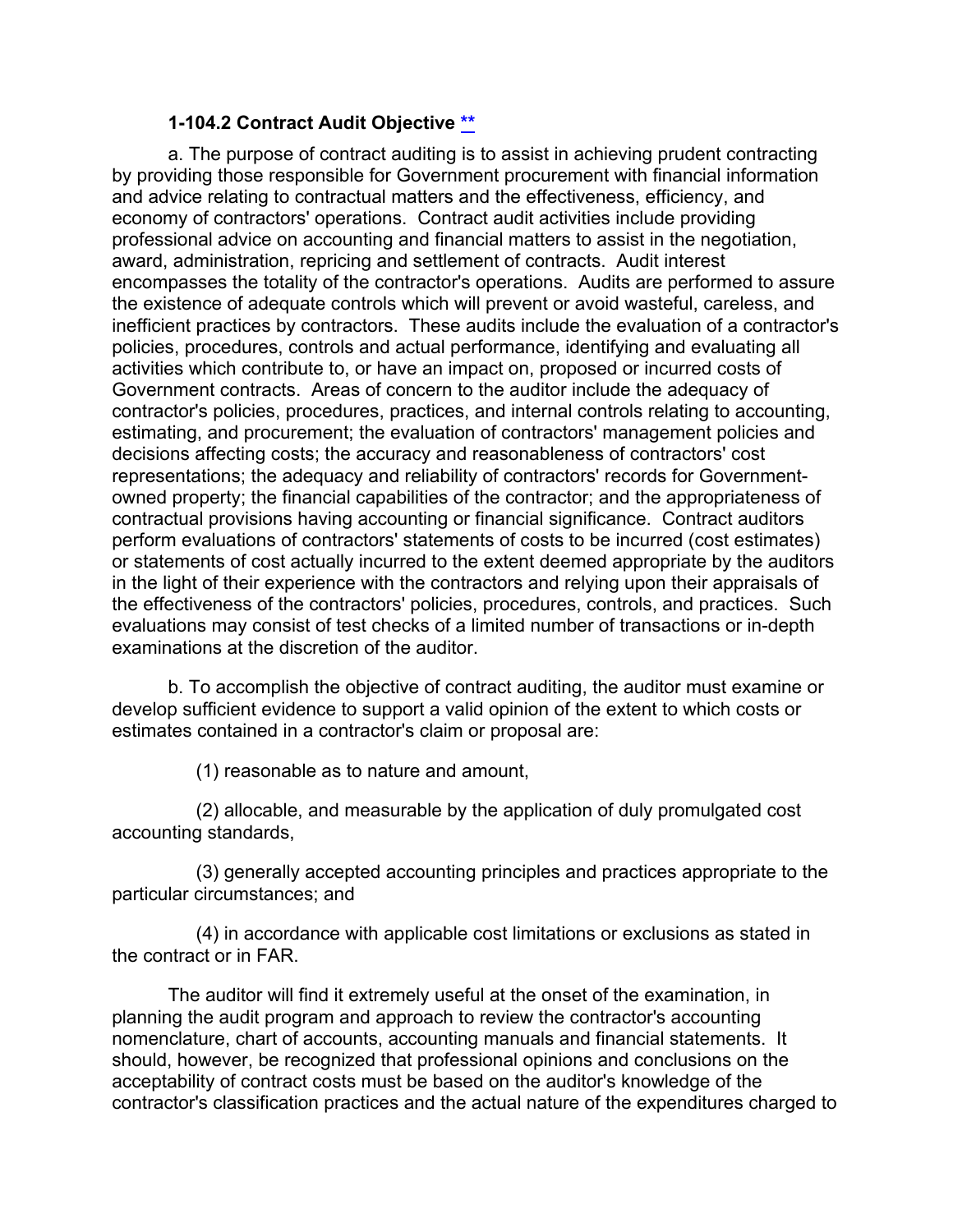### 1-104.2 Contract Audit Objective **

a. The purpose of contract auditing is to assist in achieving prudent contracting by providing those responsible for Government procurement with financial information and advice relating to contractual matters and the effectiveness, efficiency, and economy of contractors' operations. Contract audit activities include providing professional advice on accounting and financial matters to assist in the negotiation, award, administration, repricing and settlement of contracts. Audit interest encompasses the totality of the contractor's operations. Audits are performed to assure the existence of adequate controls which will prevent or avoid wasteful, careless, and inefficient practices by contractors. These audits include the evaluation of a contractor's policies, procedures, controls and actual performance, identifying and evaluating all activities which contribute to, or have an impact on, proposed or incurred costs of Government contracts. Areas of concern to the auditor include the adequacy of contractor's policies, procedures, practices, and internal controls relating to accounting, estimating, and procurement; the evaluation of contractors' management policies and decisions affecting costs; the accuracy and reasonableness of contractors' cost representations; the adequacy and reliability of contractors' records for Government-owned property; the financial capabilities of the contractor; and the appropriateness of contractual provisions having accounting or financial significance. Contract auditors perform evaluations of contractors' statements of costs to be incurred (cost estimates) or statements of cost actually incurred to the extent deemed appropriate by the auditors in the light of their experience with the contractors and relying upon their appraisals of the effectiveness of the contractors' policies, procedures, controls, and practices. Such evaluations may consist of test checks of a limited number of transactions or in-depth examinations at the discretion of the auditor.

b. To accomplish the objective of contract auditing, the auditor must examine or develop sufficient evidence to support a valid opinion of the extent to which costs or estimates contained in a contractor's claim or proposal are:

(1) reasonable as to nature and amount,

(2) allocable, and measurable by the application of duly promulgated cost accounting standards,

(3) generally accepted accounting principles and practices appropriate to the particular circumstances; and

(4) in accordance with applicable cost limitations or exclusions as stated in the contract or in FAR.

The auditor will find it extremely useful at the onset of the examination, in planning the audit program and approach to review the contractor's accounting nomenclature, chart of accounts, accounting manuals and financial statements. It should, however, be recognized that professional opinions and conclusions on the acceptability of contract costs must be based on the auditor's knowledge of the contractor's classification practices and the actual nature of the expenditures charged to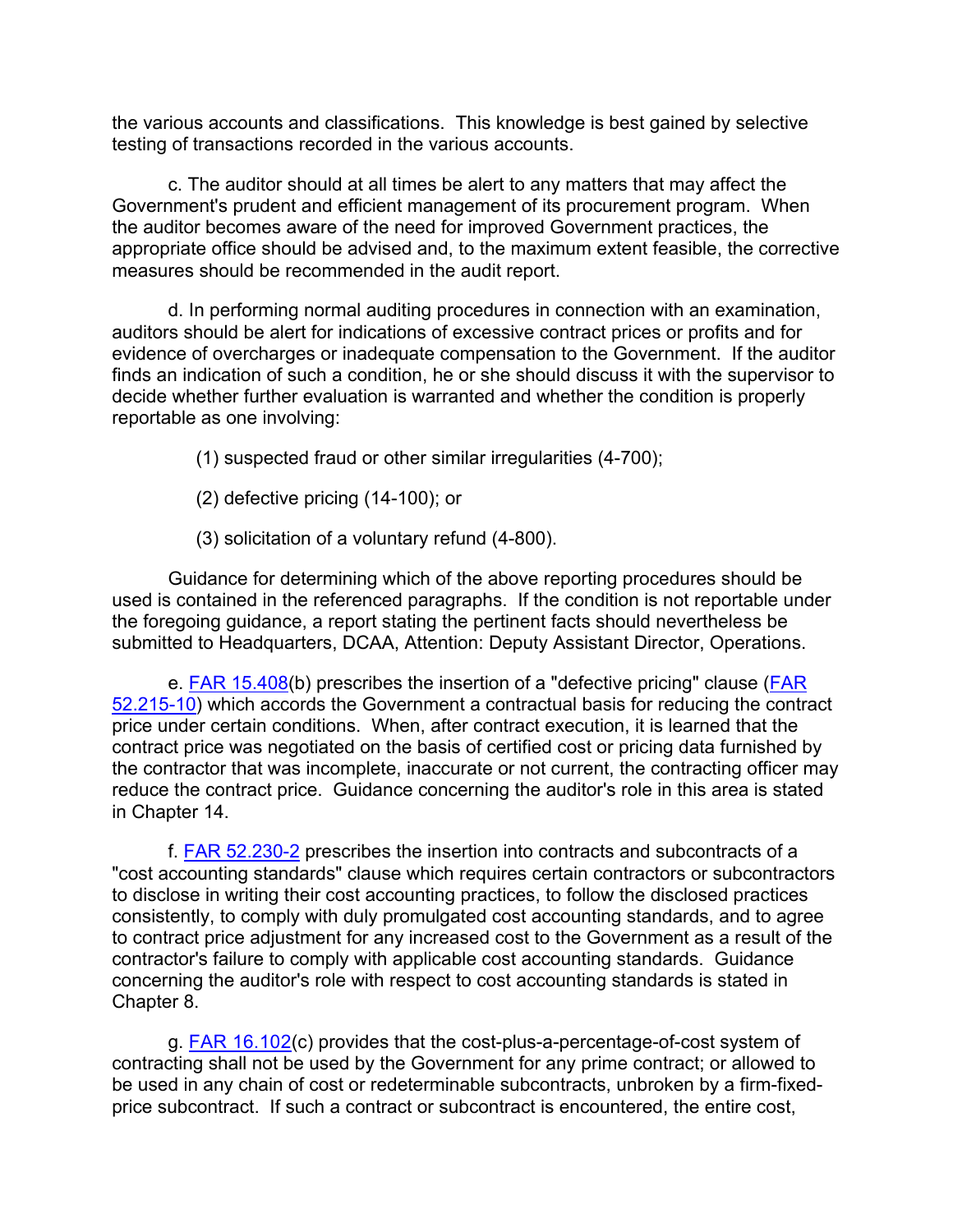the various accounts and classifications. This knowledge is best gained by selective testing of transactions recorded in the various accounts.

c. The auditor should at all times be alert to any matters that may affect the Government's prudent and efficient management of its procurement program. When the auditor becomes aware of the need for improved Government practices, the appropriate office should be advised and, to the maximum extent feasible, the corrective measures should be recommended in the audit report.

d. In performing normal auditing procedures in connection with an examination, auditors should be alert for indications of excessive contract prices or profits and for evidence of overcharges or inadequate compensation to the Government. If the auditor finds an indication of such a condition, he or she should discuss it with the supervisor to decide whether further evaluation is warranted and whether the condition is properly reportable as one involving:

(1) suspected fraud or other similar irregularities (4-700);

(2) defective pricing (14-100); or

(3) solicitation of a voluntary refund (4-800).

Guidance for determining which of the above reporting procedures should be used is contained in the referenced paragraphs. If the condition is not reportable under the foregoing guidance, a report stating the pertinent facts should nevertheless be submitted to Headquarters, DCAA, Attention: Deputy Assistant Director, Operations.

e. FAR 15.408(b) prescribes the insertion of a "defective pricing" clause (FAR 52.215-10) which accords the Government a contractual basis for reducing the contract price under certain conditions. When, after contract execution, it is learned that the contract price was negotiated on the basis of certified cost or pricing data furnished by the contractor that was incomplete, inaccurate or not current, the contracting officer may reduce the contract price. Guidance concerning the auditor's role in this area is stated in Chapter 14.

f. FAR 52.230-2 prescribes the insertion into contracts and subcontracts of a "cost accounting standards" clause which requires certain contractors or subcontractors to disclose in writing their cost accounting practices, to follow the disclosed practices consistently, to comply with duly promulgated cost accounting standards, and to agree to contract price adjustment for any increased cost to the Government as a result of the contractor's failure to comply with applicable cost accounting standards. Guidance concerning the auditor's role with respect to cost accounting standards is stated in Chapter 8.

g. FAR 16.102(c) provides that the cost-plus-a-percentage-of-cost system of contracting shall not be used by the Government for any prime contract; or allowed to be used in any chain of cost or redeterminable subcontracts, unbroken by a firm-fixed-price subcontract. If such a contract or subcontract is encountered, the entire cost,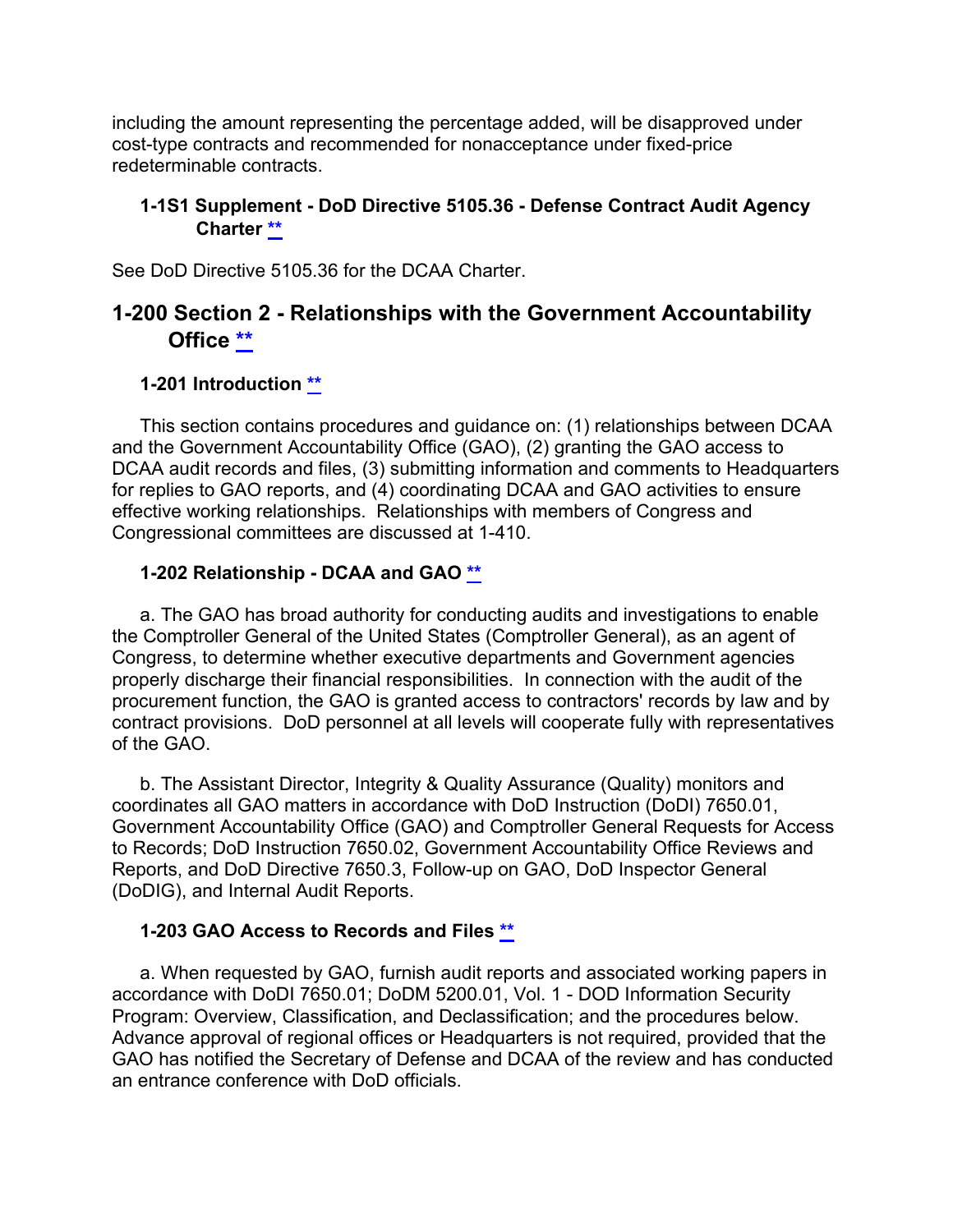including the amount representing the percentage added, will be disapproved under cost-type contracts and recommended for nonacceptance under fixed-price redeterminable contracts.

### 1-1S1 Supplement - DoD Directive 5105.36 - Defense Contract Audit Agency Charter **

See DoD Directive 5105.36 for the DCAA Charter.

## 1-200 Section 2 - Relationships with the Government Accountability Office **

### 1-201 Introduction **

This section contains procedures and guidance on: (1) relationships between DCAA and the Government Accountability Office (GAO), (2) granting the GAO access to DCAA audit records and files, (3) submitting information and comments to Headquarters for replies to GAO reports, and (4) coordinating DCAA and GAO activities to ensure effective working relationships. Relationships with members of Congress and Congressional committees are discussed at 1-410.

### 1-202 Relationship - DCAA and GAO **

a. The GAO has broad authority for conducting audits and investigations to enable the Comptroller General of the United States (Comptroller General), as an agent of Congress, to determine whether executive departments and Government agencies properly discharge their financial responsibilities. In connection with the audit of the procurement function, the GAO is granted access to contractors' records by law and by contract provisions. DoD personnel at all levels will cooperate fully with representatives of the GAO.

b. The Assistant Director, Integrity & Quality Assurance (Quality) monitors and coordinates all GAO matters in accordance with DoD Instruction (DoDI) 7650.01, Government Accountability Office (GAO) and Comptroller General Requests for Access to Records; DoD Instruction 7650.02, Government Accountability Office Reviews and Reports, and DoD Directive 7650.3, Follow-up on GAO, DoD Inspector General (DoDIG), and Internal Audit Reports.

### 1-203 GAO Access to Records and Files **

a. When requested by GAO, furnish audit reports and associated working papers in accordance with DoDI 7650.01; DoDM 5200.01, Vol. 1 - DOD Information Security Program: Overview, Classification, and Declassification; and the procedures below. Advance approval of regional offices or Headquarters is not required, provided that the GAO has notified the Secretary of Defense and DCAA of the review and has conducted an entrance conference with DoD officials.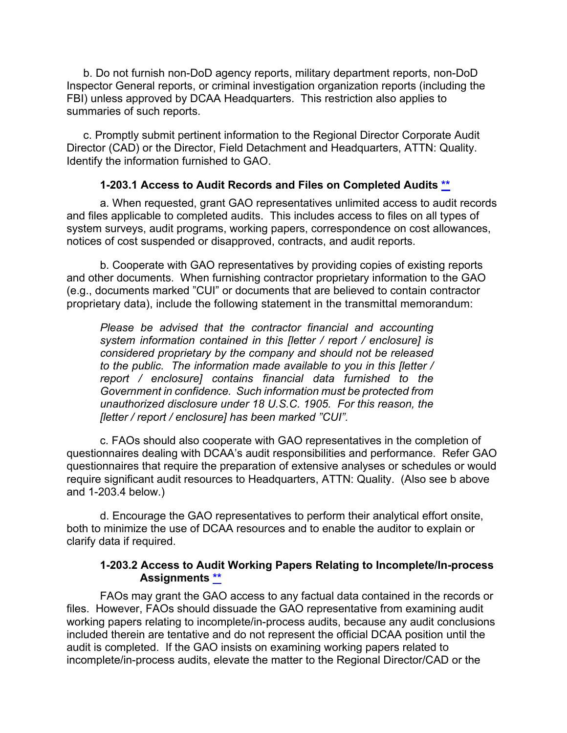b. Do not furnish non-DoD agency reports, military department reports, non-DoD Inspector General reports, or criminal investigation organization reports (including the FBI) unless approved by DCAA Headquarters. This restriction also applies to summaries of such reports.

c. Promptly submit pertinent information to the Regional Director Corporate Audit Director (CAD) or the Director, Field Detachment and Headquarters, ATTN: Quality. Identify the information furnished to GAO.

### 1-203.1 Access to Audit Records and Files on Completed Audits **

a. When requested, grant GAO representatives unlimited access to audit records and files applicable to completed audits. This includes access to files on all types of system surveys, audit programs, working papers, correspondence on cost allowances, notices of cost suspended or disapproved, contracts, and audit reports.

b. Cooperate with GAO representatives by providing copies of existing reports and other documents. When furnishing contractor proprietary information to the GAO (e.g., documents marked "CUI" or documents that are believed to contain contractor proprietary data), include the following statement in the transmittal memorandum:

> *Please be advised that the contractor financial and accounting system information contained in this [letter / report / enclosure] is considered proprietary by the company and should not be released to the public. The information made available to you in this [letter / report / enclosure] contains financial data furnished to the Government in confidence. Such information must be protected from unauthorized disclosure under 18 U.S.C. 1905. For this reason, the [letter / report / enclosure] has been marked "CUI".*

c. FAOs should also cooperate with GAO representatives in the completion of questionnaires dealing with DCAA's audit responsibilities and performance. Refer GAO questionnaires that require the preparation of extensive analyses or schedules or would require significant audit resources to Headquarters, ATTN: Quality. (Also see b above and 1-203.4 below.)

d. Encourage the GAO representatives to perform their analytical effort onsite, both to minimize the use of DCAA resources and to enable the auditor to explain or clarify data if required.

### 1-203.2 Access to Audit Working Papers Relating to Incomplete/In-process Assignments **

FAOs may grant the GAO access to any factual data contained in the records or files. However, FAOs should dissuade the GAO representative from examining audit working papers relating to incomplete/in-process audits, because any audit conclusions included therein are tentative and do not represent the official DCAA position until the audit is completed. If the GAO insists on examining working papers related to incomplete/in-process audits, elevate the matter to the Regional Director/CAD or the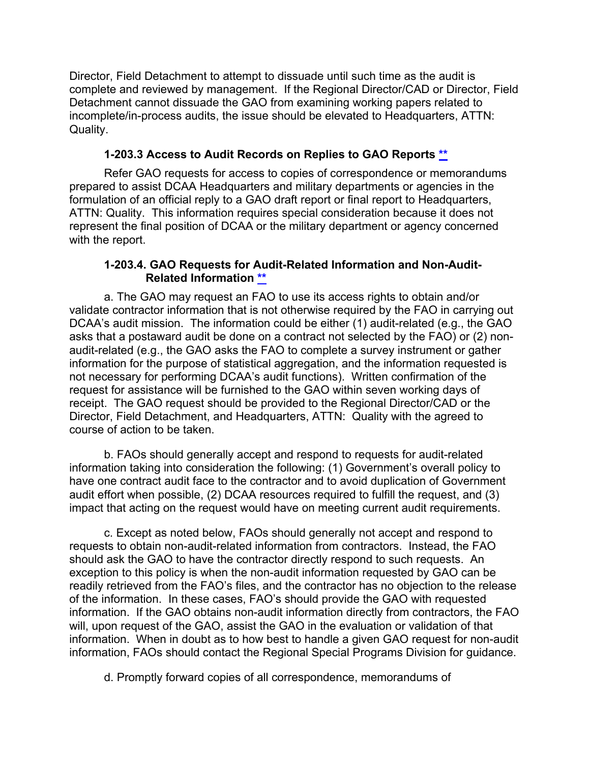Director, Field Detachment to attempt to dissuade until such time as the audit is complete and reviewed by management. If the Regional Director/CAD or Director, Field Detachment cannot dissuade the GAO from examining working papers related to incomplete/in-process audits, the issue should be elevated to Headquarters, ATTN: Quality.

### 1-203.3 Access to Audit Records on Replies to GAO Reports **

Refer GAO requests for access to copies of correspondence or memorandums prepared to assist DCAA Headquarters and military departments or agencies in the formulation of an official reply to a GAO draft report or final report to Headquarters, ATTN: Quality. This information requires special consideration because it does not represent the final position of DCAA or the military department or agency concerned with the report.

### 1-203.4. GAO Requests for Audit-Related Information and Non-Audit-Related Information **

a. The GAO may request an FAO to use its access rights to obtain and/or validate contractor information that is not otherwise required by the FAO in carrying out DCAA's audit mission. The information could be either (1) audit-related (e.g., the GAO asks that a postaward audit be done on a contract not selected by the FAO) or (2) non-audit-related (e.g., the GAO asks the FAO to complete a survey instrument or gather information for the purpose of statistical aggregation, and the information requested is not necessary for performing DCAA's audit functions). Written confirmation of the request for assistance will be furnished to the GAO within seven working days of receipt. The GAO request should be provided to the Regional Director/CAD or the Director, Field Detachment, and Headquarters, ATTN: Quality with the agreed to course of action to be taken.

b. FAOs should generally accept and respond to requests for audit-related information taking into consideration the following: (1) Government's overall policy to have one contract audit face to the contractor and to avoid duplication of Government audit effort when possible, (2) DCAA resources required to fulfill the request, and (3) impact that acting on the request would have on meeting current audit requirements.

c. Except as noted below, FAOs should generally not accept and respond to requests to obtain non-audit-related information from contractors. Instead, the FAO should ask the GAO to have the contractor directly respond to such requests. An exception to this policy is when the non-audit information requested by GAO can be readily retrieved from the FAO's files, and the contractor has no objection to the release of the information. In these cases, FAO's should provide the GAO with requested information. If the GAO obtains non-audit information directly from contractors, the FAO will, upon request of the GAO, assist the GAO in the evaluation or validation of that information. When in doubt as to how best to handle a given GAO request for non-audit information, FAOs should contact the Regional Special Programs Division for guidance.

d. Promptly forward copies of all correspondence, memorandums of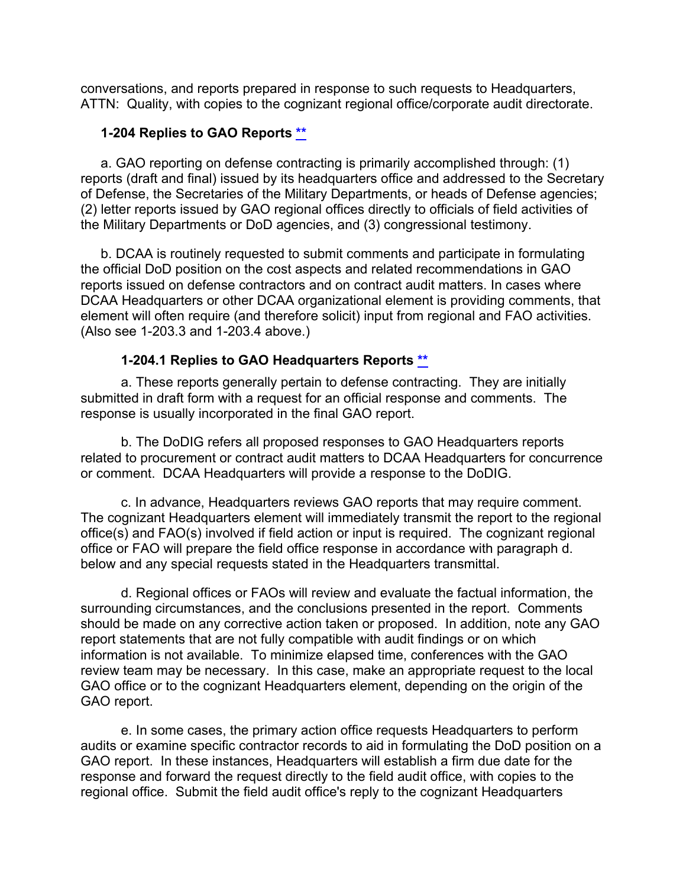conversations, and reports prepared in response to such requests to Headquarters, ATTN: Quality, with copies to the cognizant regional office/corporate audit directorate.

### 1-204 Replies to GAO Reports **

a. GAO reporting on defense contracting is primarily accomplished through: (1) reports (draft and final) issued by its headquarters office and addressed to the Secretary of Defense, the Secretaries of the Military Departments, or heads of Defense agencies; (2) letter reports issued by GAO regional offices directly to officials of field activities of the Military Departments or DoD agencies, and (3) congressional testimony.

b. DCAA is routinely requested to submit comments and participate in formulating the official DoD position on the cost aspects and related recommendations in GAO reports issued on defense contractors and on contract audit matters. In cases where DCAA Headquarters or other DCAA organizational element is providing comments, that element will often require (and therefore solicit) input from regional and FAO activities. (Also see 1-203.3 and 1-203.4 above.)

#### 1-204.1 Replies to GAO Headquarters Reports **

a. These reports generally pertain to defense contracting. They are initially submitted in draft form with a request for an official response and comments. The response is usually incorporated in the final GAO report.

b. The DoDIG refers all proposed responses to GAO Headquarters reports related to procurement or contract audit matters to DCAA Headquarters for concurrence or comment. DCAA Headquarters will provide a response to the DoDIG.

c. In advance, Headquarters reviews GAO reports that may require comment. The cognizant Headquarters element will immediately transmit the report to the regional office(s) and FAO(s) involved if field action or input is required. The cognizant regional office or FAO will prepare the field office response in accordance with paragraph d. below and any special requests stated in the Headquarters transmittal.

d. Regional offices or FAOs will review and evaluate the factual information, the surrounding circumstances, and the conclusions presented in the report. Comments should be made on any corrective action taken or proposed. In addition, note any GAO report statements that are not fully compatible with audit findings or on which information is not available. To minimize elapsed time, conferences with the GAO review team may be necessary. In this case, make an appropriate request to the local GAO office or to the cognizant Headquarters element, depending on the origin of the GAO report.

e. In some cases, the primary action office requests Headquarters to perform audits or examine specific contractor records to aid in formulating the DoD position on a GAO report. In these instances, Headquarters will establish a firm due date for the response and forward the request directly to the field audit office, with copies to the regional office. Submit the field audit office's reply to the cognizant Headquarters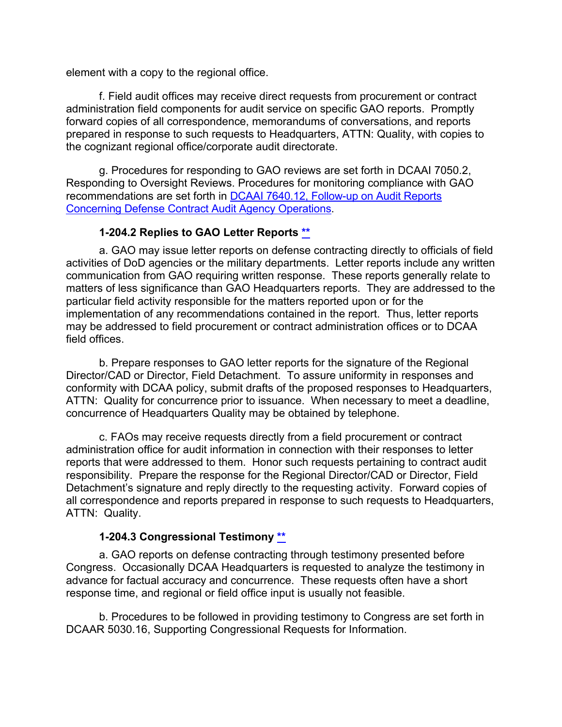element with a copy to the regional office.

f. Field audit offices may receive direct requests from procurement or contract administration field components for audit service on specific GAO reports. Promptly forward copies of all correspondence, memorandums of conversations, and reports prepared in response to such requests to Headquarters, ATTN: Quality, with copies to the cognizant regional office/corporate audit directorate.

g. Procedures for responding to GAO reviews are set forth in DCAAI 7050.2, Responding to Oversight Reviews. Procedures for monitoring compliance with GAO recommendations are set forth in [DCAAI 7640.12, Follow-up on Audit Reports Concerning Defense Contract Audit Agency Operations](#).

### 1-204.2 Replies to GAO Letter Reports **

a. GAO may issue letter reports on defense contracting directly to officials of field activities of DoD agencies or the military departments. Letter reports include any written communication from GAO requiring written response. These reports generally relate to matters of less significance than GAO Headquarters reports. They are addressed to the particular field activity responsible for the matters reported upon or for the implementation of any recommendations contained in the report. Thus, letter reports may be addressed to field procurement or contract administration offices or to DCAA field offices.

b. Prepare responses to GAO letter reports for the signature of the Regional Director/CAD or Director, Field Detachment. To assure uniformity in responses and conformity with DCAA policy, submit drafts of the proposed responses to Headquarters, ATTN: Quality for concurrence prior to issuance. When necessary to meet a deadline, concurrence of Headquarters Quality may be obtained by telephone.

c. FAOs may receive requests directly from a field procurement or contract administration office for audit information in connection with their responses to letter reports that were addressed to them. Honor such requests pertaining to contract audit responsibility. Prepare the response for the Regional Director/CAD or Director, Field Detachment's signature and reply directly to the requesting activity. Forward copies of all correspondence and reports prepared in response to such requests to Headquarters, ATTN: Quality.

### 1-204.3 Congressional Testimony **

a. GAO reports on defense contracting through testimony presented before Congress. Occasionally DCAA Headquarters is requested to analyze the testimony in advance for factual accuracy and concurrence. These requests often have a short response time, and regional or field office input is usually not feasible.

b. Procedures to be followed in providing testimony to Congress are set forth in DCAAR 5030.16, Supporting Congressional Requests for Information.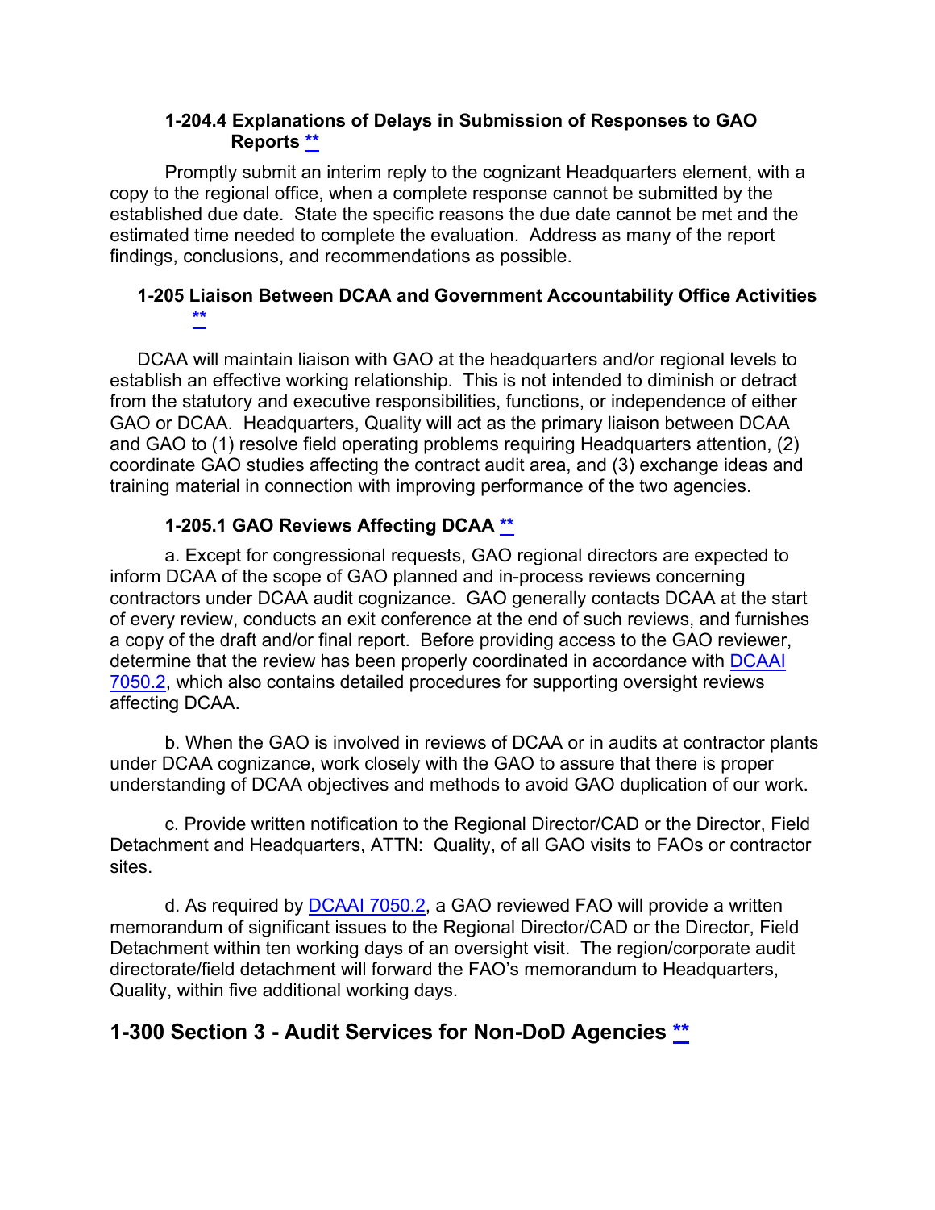#### 1-204.4 Explanations of Delays in Submission of Responses to GAO Reports **

Promptly submit an interim reply to the cognizant Headquarters element, with a copy to the regional office, when a complete response cannot be submitted by the established due date. State the specific reasons the due date cannot be met and the estimated time needed to complete the evaluation. Address as many of the report findings, conclusions, and recommendations as possible.

### 1-205 Liaison Between DCAA and Government Accountability Office Activities **

DCAA will maintain liaison with GAO at the headquarters and/or regional levels to establish an effective working relationship. This is not intended to diminish or detract from the statutory and executive responsibilities, functions, or independence of either GAO or DCAA. Headquarters, Quality will act as the primary liaison between DCAA and GAO to (1) resolve field operating problems requiring Headquarters attention, (2) coordinate GAO studies affecting the contract audit area, and (3) exchange ideas and training material in connection with improving performance of the two agencies.

#### 1-205.1 GAO Reviews Affecting DCAA **

a. Except for congressional requests, GAO regional directors are expected to inform DCAA of the scope of GAO planned and in-process reviews concerning contractors under DCAA audit cognizance. GAO generally contacts DCAA at the start of every review, conducts an exit conference at the end of such reviews, and furnishes a copy of the draft and/or final report. Before providing access to the GAO reviewer, determine that the review has been properly coordinated in accordance with DCAAI 7050.2, which also contains detailed procedures for supporting oversight reviews affecting DCAA.

b. When the GAO is involved in reviews of DCAA or in audits at contractor plants under DCAA cognizance, work closely with the GAO to assure that there is proper understanding of DCAA objectives and methods to avoid GAO duplication of our work.

c. Provide written notification to the Regional Director/CAD or the Director, Field Detachment and Headquarters, ATTN: Quality, of all GAO visits to FAOs or contractor sites.

d. As required by DCAAI 7050.2, a GAO reviewed FAO will provide a written memorandum of significant issues to the Regional Director/CAD or the Director, Field Detachment within ten working days of an oversight visit. The region/corporate audit directorate/field detachment will forward the FAO's memorandum to Headquarters, Quality, within five additional working days.

## 1-300 Section 3 - Audit Services for Non-DoD Agencies **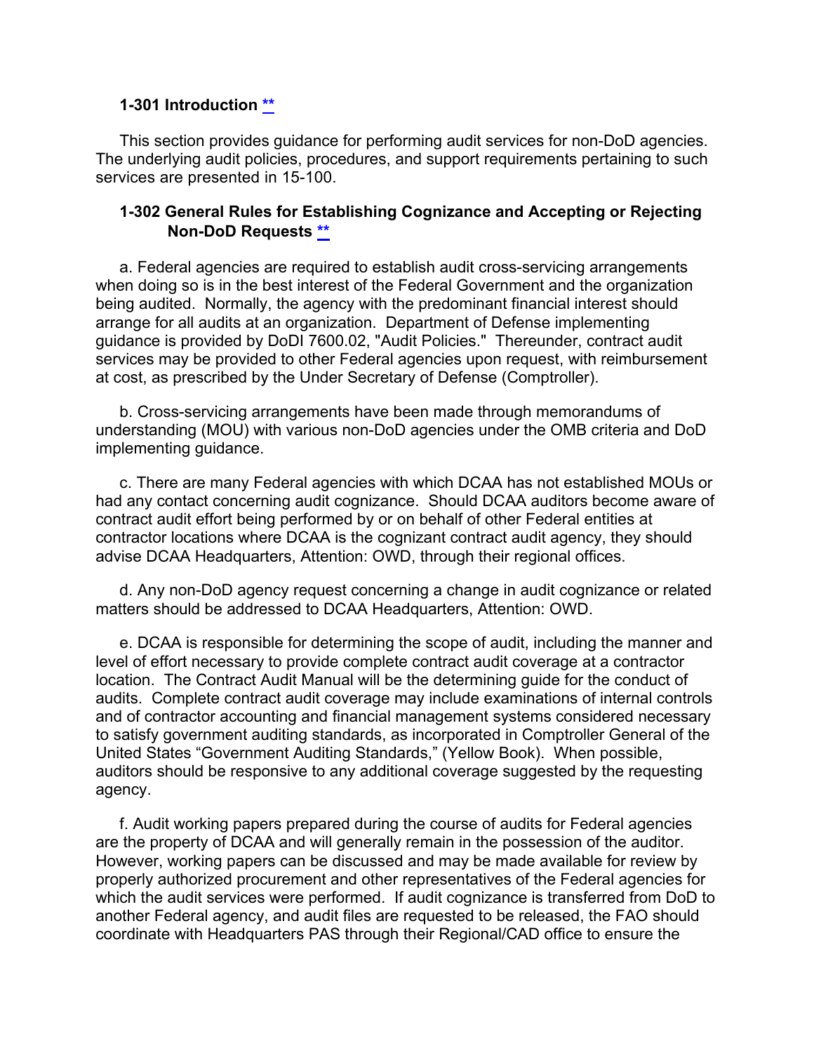### 1-301 Introduction **

This section provides guidance for performing audit services for non-DoD agencies. The underlying audit policies, procedures, and support requirements pertaining to such services are presented in 15-100.

### 1-302 General Rules for Establishing Cognizance and Accepting or Rejecting Non-DoD Requests **

a. Federal agencies are required to establish audit cross-servicing arrangements when doing so is in the best interest of the Federal Government and the organization being audited. Normally, the agency with the predominant financial interest should arrange for all audits at an organization. Department of Defense implementing guidance is provided by DoDI 7600.02, "Audit Policies." Thereunder, contract audit services may be provided to other Federal agencies upon request, with reimbursement at cost, as prescribed by the Under Secretary of Defense (Comptroller).

b. Cross-servicing arrangements have been made through memorandums of understanding (MOU) with various non-DoD agencies under the OMB criteria and DoD implementing guidance.

c. There are many Federal agencies with which DCAA has not established MOUs or had any contact concerning audit cognizance. Should DCAA auditors become aware of contract audit effort being performed by or on behalf of other Federal entities at contractor locations where DCAA is the cognizant contract audit agency, they should advise DCAA Headquarters, Attention: OWD, through their regional offices.

d. Any non-DoD agency request concerning a change in audit cognizance or related matters should be addressed to DCAA Headquarters, Attention: OWD.

e. DCAA is responsible for determining the scope of audit, including the manner and level of effort necessary to provide complete contract audit coverage at a contractor location. The Contract Audit Manual will be the determining guide for the conduct of audits. Complete contract audit coverage may include examinations of internal controls and of contractor accounting and financial management systems considered necessary to satisfy government auditing standards, as incorporated in Comptroller General of the United States "Government Auditing Standards," (Yellow Book). When possible, auditors should be responsive to any additional coverage suggested by the requesting agency.

f. Audit working papers prepared during the course of audits for Federal agencies are the property of DCAA and will generally remain in the possession of the auditor. However, working papers can be discussed and may be made available for review by properly authorized procurement and other representatives of the Federal agencies for which the audit services were performed. If audit cognizance is transferred from DoD to another Federal agency, and audit files are requested to be released, the FAO should coordinate with Headquarters PAS through their Regional/CAD office to ensure the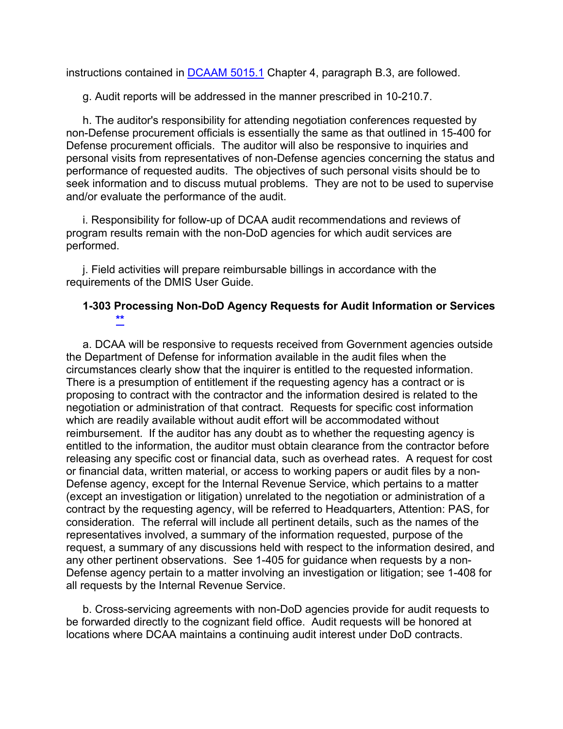instructions contained in [DCAAM 5015.1](#) Chapter 4, paragraph B.3, are followed.

g. Audit reports will be addressed in the manner prescribed in 10-210.7.

h. The auditor's responsibility for attending negotiation conferences requested by non-Defense procurement officials is essentially the same as that outlined in 15-400 for Defense procurement officials. The auditor will also be responsive to inquiries and personal visits from representatives of non-Defense agencies concerning the status and performance of requested audits. The objectives of such personal visits should be to seek information and to discuss mutual problems. They are not to be used to supervise and/or evaluate the performance of the audit.

i. Responsibility for follow-up of DCAA audit recommendations and reviews of program results remain with the non-DoD agencies for which audit services are performed.

j. Field activities will prepare reimbursable billings in accordance with the requirements of the DMIS User Guide.

### 1-303 Processing Non-DoD Agency Requests for Audit Information or Services **

a. DCAA will be responsive to requests received from Government agencies outside the Department of Defense for information available in the audit files when the circumstances clearly show that the inquirer is entitled to the requested information. There is a presumption of entitlement if the requesting agency has a contract or is proposing to contract with the contractor and the information desired is related to the negotiation or administration of that contract. Requests for specific cost information which are readily available without audit effort will be accommodated without reimbursement. If the auditor has any doubt as to whether the requesting agency is entitled to the information, the auditor must obtain clearance from the contractor before releasing any specific cost or financial data, such as overhead rates. A request for cost or financial data, written material, or access to working papers or audit files by a non-Defense agency, except for the Internal Revenue Service, which pertains to a matter (except an investigation or litigation) unrelated to the negotiation or administration of a contract by the requesting agency, will be referred to Headquarters, Attention: PAS, for consideration. The referral will include all pertinent details, such as the names of the representatives involved, a summary of the information requested, purpose of the request, a summary of any discussions held with respect to the information desired, and any other pertinent observations. See 1-405 for guidance when requests by a non-Defense agency pertain to a matter involving an investigation or litigation; see 1-408 for all requests by the Internal Revenue Service.

b. Cross-servicing agreements with non-DoD agencies provide for audit requests to be forwarded directly to the cognizant field office. Audit requests will be honored at locations where DCAA maintains a continuing audit interest under DoD contracts.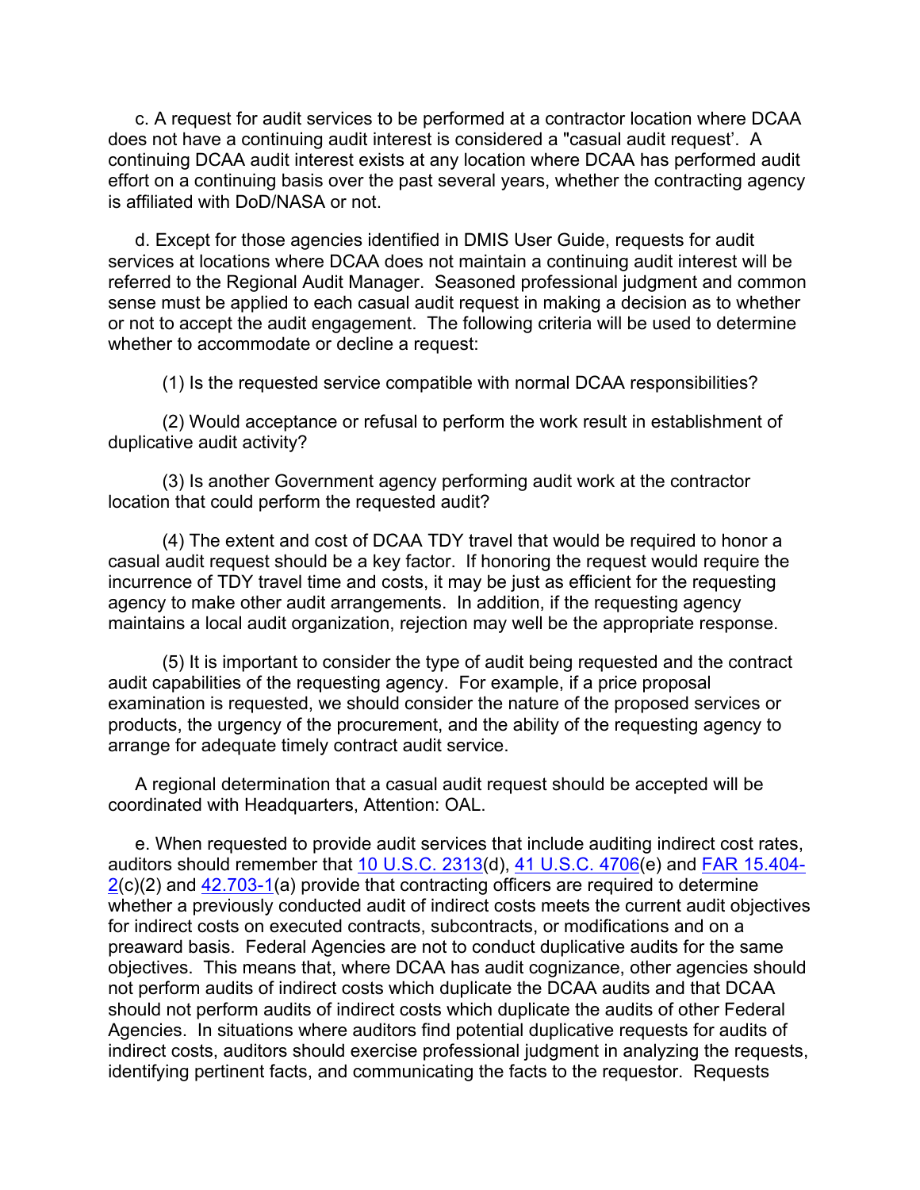c. A request for audit services to be performed at a contractor location where DCAA does not have a continuing audit interest is considered a "casual audit request'. A continuing DCAA audit interest exists at any location where DCAA has performed audit effort on a continuing basis over the past several years, whether the contracting agency is affiliated with DoD/NASA or not.

d. Except for those agencies identified in DMIS User Guide, requests for audit services at locations where DCAA does not maintain a continuing audit interest will be referred to the Regional Audit Manager. Seasoned professional judgment and common sense must be applied to each casual audit request in making a decision as to whether or not to accept the audit engagement. The following criteria will be used to determine whether to accommodate or decline a request:

(1) Is the requested service compatible with normal DCAA responsibilities?

(2) Would acceptance or refusal to perform the work result in establishment of duplicative audit activity?

(3) Is another Government agency performing audit work at the contractor location that could perform the requested audit?

(4) The extent and cost of DCAA TDY travel that would be required to honor a casual audit request should be a key factor. If honoring the request would require the incurrence of TDY travel time and costs, it may be just as efficient for the requesting agency to make other audit arrangements. In addition, if the requesting agency maintains a local audit organization, rejection may well be the appropriate response.

(5) It is important to consider the type of audit being requested and the contract audit capabilities of the requesting agency. For example, if a price proposal examination is requested, we should consider the nature of the proposed services or products, the urgency of the procurement, and the ability of the requesting agency to arrange for adequate timely contract audit service.

A regional determination that a casual audit request should be accepted will be coordinated with Headquarters, Attention: OAL.

e. When requested to provide audit services that include auditing indirect cost rates, auditors should remember that 10 U.S.C. 2313(d), 41 U.S.C. 4706(e) and FAR 15.404-2(c)(2) and 42.703-1(a) provide that contracting officers are required to determine whether a previously conducted audit of indirect costs meets the current audit objectives for indirect costs on executed contracts, subcontracts, or modifications and on a preaward basis. Federal Agencies are not to conduct duplicative audits for the same objectives. This means that, where DCAA has audit cognizance, other agencies should not perform audits of indirect costs which duplicate the DCAA audits and that DCAA should not perform audits of indirect costs which duplicate the audits of other Federal Agencies. In situations where auditors find potential duplicative requests for audits of indirect costs, auditors should exercise professional judgment in analyzing the requests, identifying pertinent facts, and communicating the facts to the requestor. Requests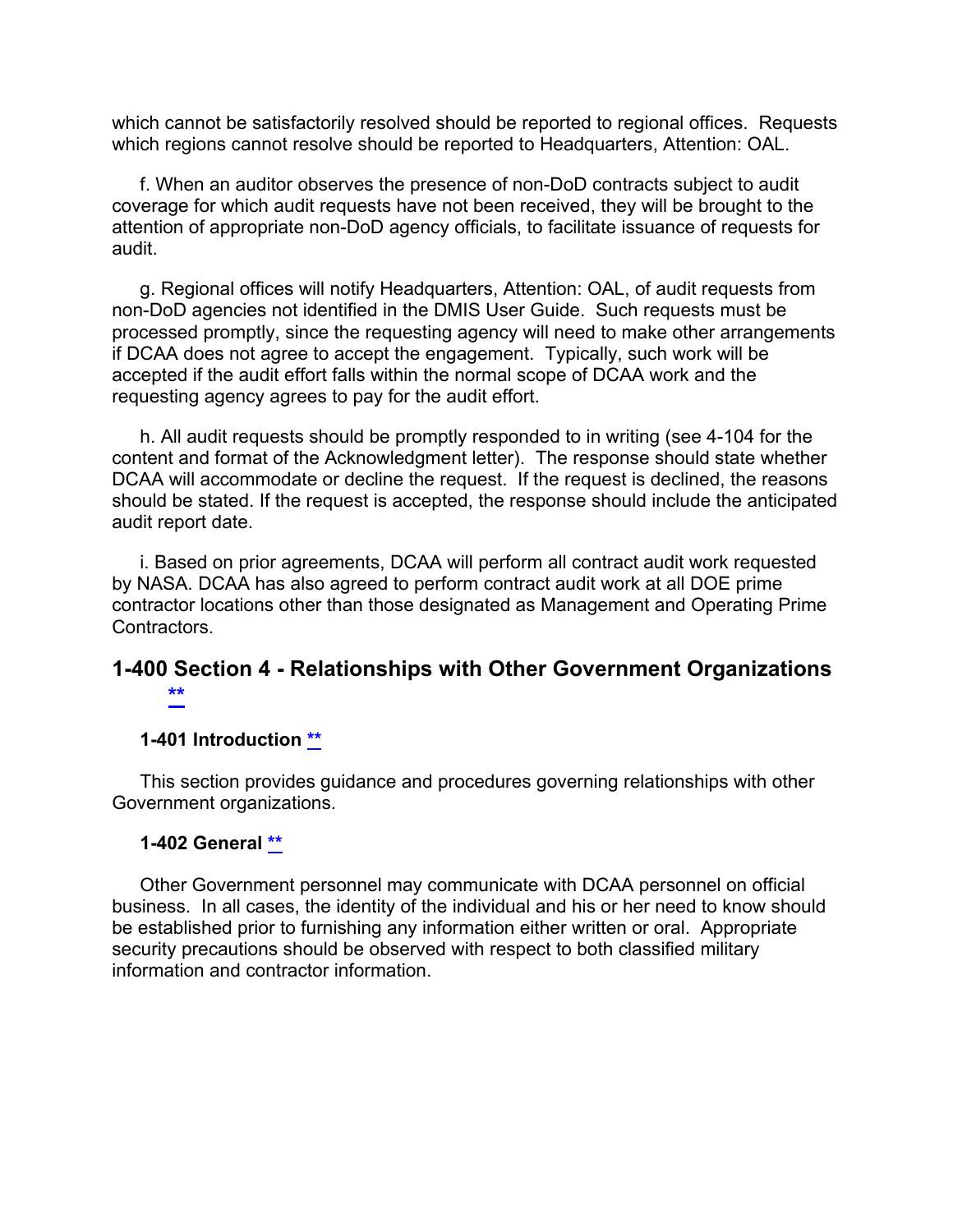which cannot be satisfactorily resolved should be reported to regional offices. Requests which regions cannot resolve should be reported to Headquarters, Attention: OAL.

f. When an auditor observes the presence of non-DoD contracts subject to audit coverage for which audit requests have not been received, they will be brought to the attention of appropriate non-DoD agency officials, to facilitate issuance of requests for audit.

g. Regional offices will notify Headquarters, Attention: OAL, of audit requests from non-DoD agencies not identified in the DMIS User Guide. Such requests must be processed promptly, since the requesting agency will need to make other arrangements if DCAA does not agree to accept the engagement. Typically, such work will be accepted if the audit effort falls within the normal scope of DCAA work and the requesting agency agrees to pay for the audit effort.

h. All audit requests should be promptly responded to in writing (see 4-104 for the content and format of the Acknowledgment letter). The response should state whether DCAA will accommodate or decline the request. If the request is declined, the reasons should be stated. If the request is accepted, the response should include the anticipated audit report date.

i. Based on prior agreements, DCAA will perform all contract audit work requested by NASA. DCAA has also agreed to perform contract audit work at all DOE prime contractor locations other than those designated as Management and Operating Prime Contractors.

## 1-400 Section 4 - Relationships with Other Government Organizations **

### 1-401 Introduction **

This section provides guidance and procedures governing relationships with other Government organizations.

### 1-402 General **

Other Government personnel may communicate with DCAA personnel on official business. In all cases, the identity of the individual and his or her need to know should be established prior to furnishing any information either written or oral. Appropriate security precautions should be observed with respect to both classified military information and contractor information.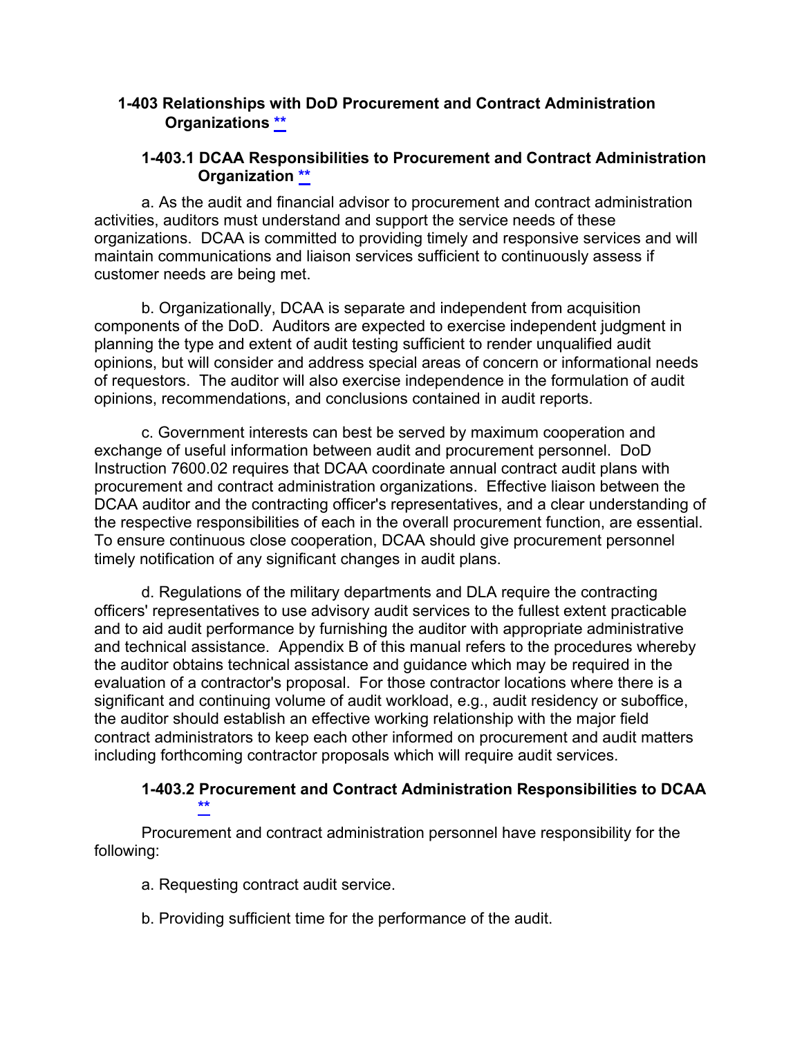## 1-403 Relationships with DoD Procurement and Contract Administration Organizations **

### 1-403.1 DCAA Responsibilities to Procurement and Contract Administration Organization **

a. As the audit and financial advisor to procurement and contract administration activities, auditors must understand and support the service needs of these organizations. DCAA is committed to providing timely and responsive services and will maintain communications and liaison services sufficient to continuously assess if customer needs are being met.

b. Organizationally, DCAA is separate and independent from acquisition components of the DoD. Auditors are expected to exercise independent judgment in planning the type and extent of audit testing sufficient to render unqualified audit opinions, but will consider and address special areas of concern or informational needs of requestors. The auditor will also exercise independence in the formulation of audit opinions, recommendations, and conclusions contained in audit reports.

c. Government interests can best be served by maximum cooperation and exchange of useful information between audit and procurement personnel. DoD Instruction 7600.02 requires that DCAA coordinate annual contract audit plans with procurement and contract administration organizations. Effective liaison between the DCAA auditor and the contracting officer's representatives, and a clear understanding of the respective responsibilities of each in the overall procurement function, are essential. To ensure continuous close cooperation, DCAA should give procurement personnel timely notification of any significant changes in audit plans.

d. Regulations of the military departments and DLA require the contracting officers' representatives to use advisory audit services to the fullest extent practicable and to aid audit performance by furnishing the auditor with appropriate administrative and technical assistance. Appendix B of this manual refers to the procedures whereby the auditor obtains technical assistance and guidance which may be required in the evaluation of a contractor's proposal. For those contractor locations where there is a significant and continuing volume of audit workload, e.g., audit residency or suboffice, the auditor should establish an effective working relationship with the major field contract administrators to keep each other informed on procurement and audit matters including forthcoming contractor proposals which will require audit services.

### 1-403.2 Procurement and Contract Administration Responsibilities to DCAA **

Procurement and contract administration personnel have responsibility for the following:

a. Requesting contract audit service.

b. Providing sufficient time for the performance of the audit.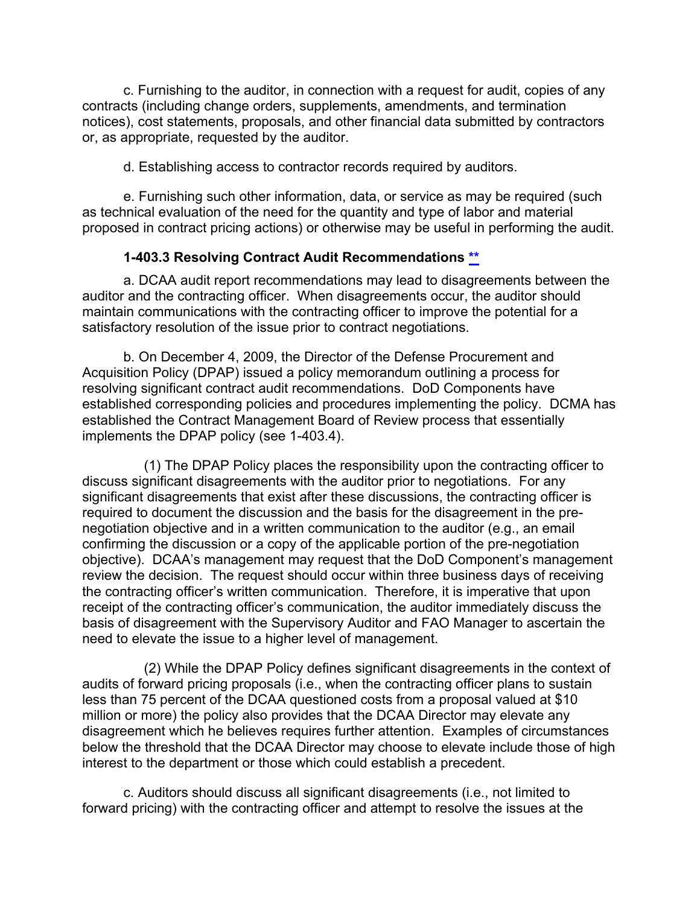c. Furnishing to the auditor, in connection with a request for audit, copies of any contracts (including change orders, supplements, amendments, and termination notices), cost statements, proposals, and other financial data submitted by contractors or, as appropriate, requested by the auditor.

d. Establishing access to contractor records required by auditors.

e. Furnishing such other information, data, or service as may be required (such as technical evaluation of the need for the quantity and type of labor and material proposed in contract pricing actions) or otherwise may be useful in performing the audit.

### 1-403.3 Resolving Contract Audit Recommendations **

a. DCAA audit report recommendations may lead to disagreements between the auditor and the contracting officer. When disagreements occur, the auditor should maintain communications with the contracting officer to improve the potential for a satisfactory resolution of the issue prior to contract negotiations.

b. On December 4, 2009, the Director of the Defense Procurement and Acquisition Policy (DPAP) issued a policy memorandum outlining a process for resolving significant contract audit recommendations. DoD Components have established corresponding policies and procedures implementing the policy. DCMA has established the Contract Management Board of Review process that essentially implements the DPAP policy (see 1-403.4).

(1) The DPAP Policy places the responsibility upon the contracting officer to discuss significant disagreements with the auditor prior to negotiations. For any significant disagreements that exist after these discussions, the contracting officer is required to document the discussion and the basis for the disagreement in the pre-negotiation objective and in a written communication to the auditor (e.g., an email confirming the discussion or a copy of the applicable portion of the pre-negotiation objective). DCAA's management may request that the DoD Component's management review the decision. The request should occur within three business days of receiving the contracting officer's written communication. Therefore, it is imperative that upon receipt of the contracting officer's communication, the auditor immediately discuss the basis of disagreement with the Supervisory Auditor and FAO Manager to ascertain the need to elevate the issue to a higher level of management.

(2) While the DPAP Policy defines significant disagreements in the context of audits of forward pricing proposals (i.e., when the contracting officer plans to sustain less than 75 percent of the DCAA questioned costs from a proposal valued at $10 million or more) the policy also provides that the DCAA Director may elevate any disagreement which he believes requires further attention. Examples of circumstances below the threshold that the DCAA Director may choose to elevate include those of high interest to the department or those which could establish a precedent.

c. Auditors should discuss all significant disagreements (i.e., not limited to forward pricing) with the contracting officer and attempt to resolve the issues at the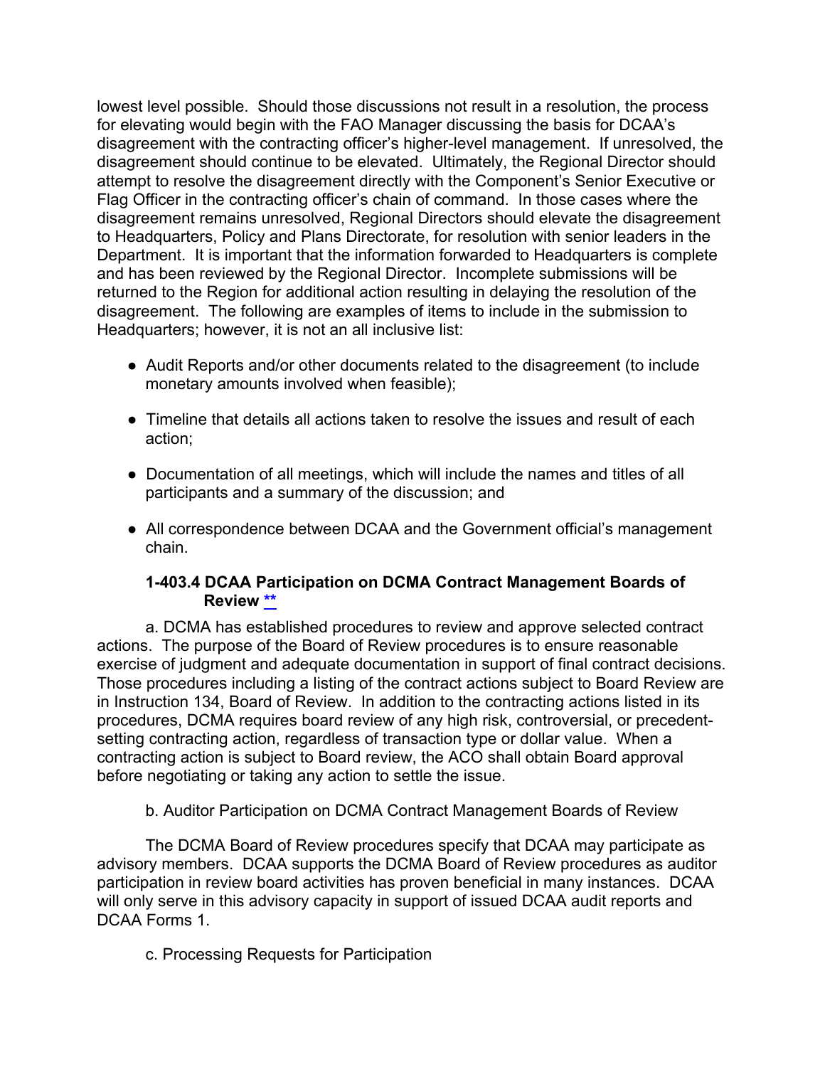lowest level possible. Should those discussions not result in a resolution, the process for elevating would begin with the FAO Manager discussing the basis for DCAA's disagreement with the contracting officer's higher-level management. If unresolved, the disagreement should continue to be elevated. Ultimately, the Regional Director should attempt to resolve the disagreement directly with the Component's Senior Executive or Flag Officer in the contracting officer's chain of command. In those cases where the disagreement remains unresolved, Regional Directors should elevate the disagreement to Headquarters, Policy and Plans Directorate, for resolution with senior leaders in the Department. It is important that the information forwarded to Headquarters is complete and has been reviewed by the Regional Director. Incomplete submissions will be returned to the Region for additional action resulting in delaying the resolution of the disagreement. The following are examples of items to include in the submission to Headquarters; however, it is not an all inclusive list:

- Audit Reports and/or other documents related to the disagreement (to include monetary amounts involved when feasible);
- Timeline that details all actions taken to resolve the issues and result of each action;
- Documentation of all meetings, which will include the names and titles of all participants and a summary of the discussion; and
- All correspondence between DCAA and the Government official's management chain.

#### 1-403.4 DCAA Participation on DCMA Contract Management Boards of Review **

a. DCMA has established procedures to review and approve selected contract actions. The purpose of the Board of Review procedures is to ensure reasonable exercise of judgment and adequate documentation in support of final contract decisions. Those procedures including a listing of the contract actions subject to Board Review are in Instruction 134, Board of Review. In addition to the contracting actions listed in its procedures, DCMA requires board review of any high risk, controversial, or precedent-setting contracting action, regardless of transaction type or dollar value. When a contracting action is subject to Board review, the ACO shall obtain Board approval before negotiating or taking any action to settle the issue.

b. Auditor Participation on DCMA Contract Management Boards of Review

The DCMA Board of Review procedures specify that DCAA may participate as advisory members. DCAA supports the DCMA Board of Review procedures as auditor participation in review board activities has proven beneficial in many instances. DCAA will only serve in this advisory capacity in support of issued DCAA audit reports and DCAA Forms 1.

c. Processing Requests for Participation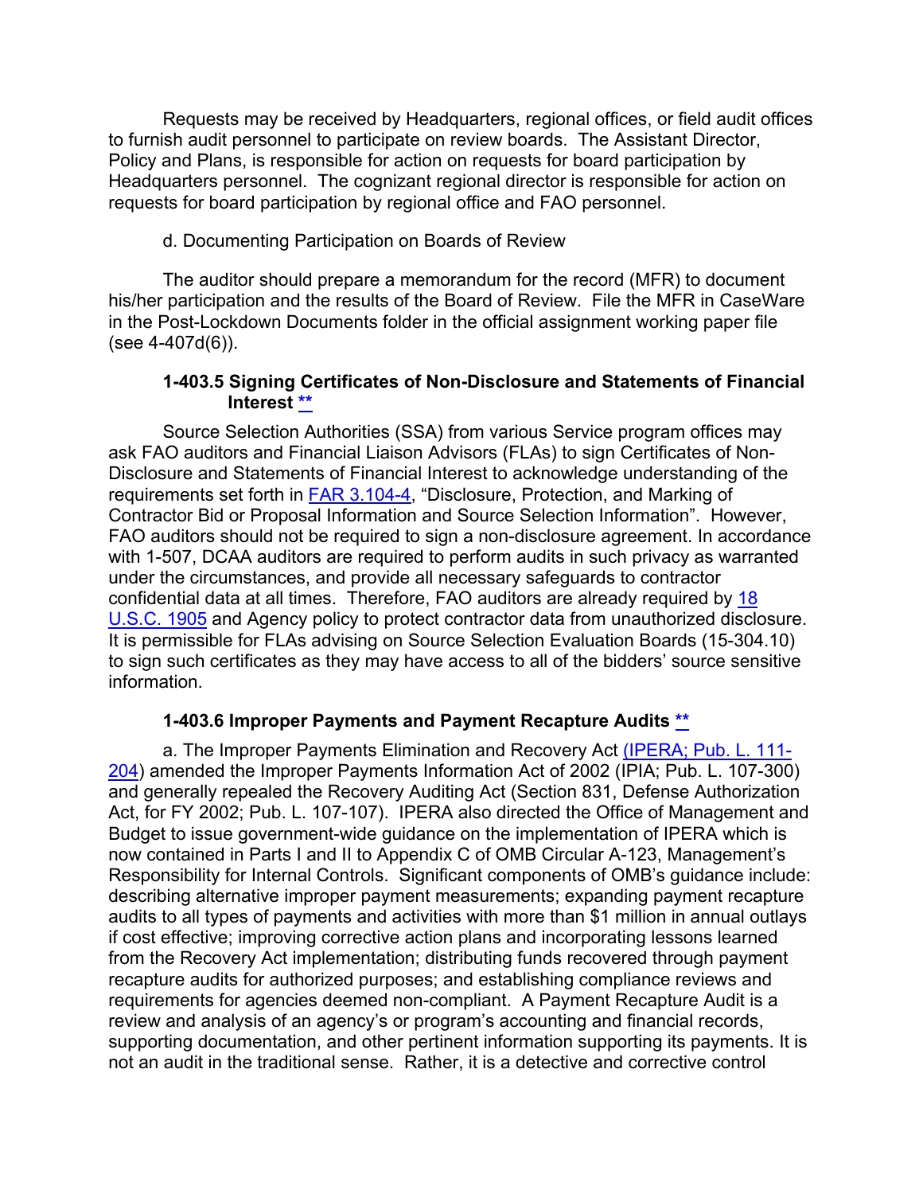Requests may be received by Headquarters, regional offices, or field audit offices to furnish audit personnel to participate on review boards. The Assistant Director, Policy and Plans, is responsible for action on requests for board participation by Headquarters personnel. The cognizant regional director is responsible for action on requests for board participation by regional office and FAO personnel.

d. Documenting Participation on Boards of Review

The auditor should prepare a memorandum for the record (MFR) to document his/her participation and the results of the Board of Review. File the MFR in CaseWare in the Post-Lockdown Documents folder in the official assignment working paper file (see 4-407d(6)).

#### 1-403.5 Signing Certificates of Non-Disclosure and Statements of Financial Interest **

Source Selection Authorities (SSA) from various Service program offices may ask FAO auditors and Financial Liaison Advisors (FLAs) to sign Certificates of Non-Disclosure and Statements of Financial Interest to acknowledge understanding of the requirements set forth in FAR 3.104-4, "Disclosure, Protection, and Marking of Contractor Bid or Proposal Information and Source Selection Information". However, FAO auditors should not be required to sign a non-disclosure agreement. In accordance with 1-507, DCAA auditors are required to perform audits in such privacy as warranted under the circumstances, and provide all necessary safeguards to contractor confidential data at all times. Therefore, FAO auditors are already required by 18 U.S.C. 1905 and Agency policy to protect contractor data from unauthorized disclosure. It is permissible for FLAs advising on Source Selection Evaluation Boards (15-304.10) to sign such certificates as they may have access to all of the bidders' source sensitive information.

#### 1-403.6 Improper Payments and Payment Recapture Audits **

a. The Improper Payments Elimination and Recovery Act (IPERA; Pub. L. 111-204) amended the Improper Payments Information Act of 2002 (IPIA; Pub. L. 107-300) and generally repealed the Recovery Auditing Act (Section 831, Defense Authorization Act, for FY 2002; Pub. L. 107-107). IPERA also directed the Office of Management and Budget to issue government-wide guidance on the implementation of IPERA which is now contained in Parts I and II to Appendix C of OMB Circular A-123, Management's Responsibility for Internal Controls. Significant components of OMB's guidance include: describing alternative improper payment measurements; expanding payment recapture audits to all types of payments and activities with more than $1 million in annual outlays if cost effective; improving corrective action plans and incorporating lessons learned from the Recovery Act implementation; distributing funds recovered through payment recapture audits for authorized purposes; and establishing compliance reviews and requirements for agencies deemed non-compliant. A Payment Recapture Audit is a review and analysis of an agency's or program's accounting and financial records, supporting documentation, and other pertinent information supporting its payments. It is not an audit in the traditional sense. Rather, it is a detective and corrective control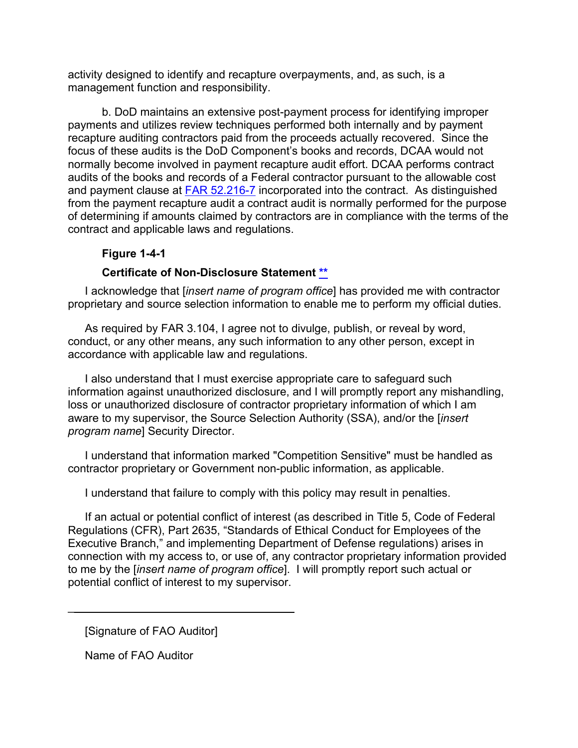activity designed to identify and recapture overpayments, and, as such, is a management function and responsibility.

b. DoD maintains an extensive post-payment process for identifying improper payments and utilizes review techniques performed both internally and by payment recapture auditing contractors paid from the proceeds actually recovered. Since the focus of these audits is the DoD Component's books and records, DCAA would not normally become involved in payment recapture audit effort. DCAA performs contract audits of the books and records of a Federal contractor pursuant to the allowable cost and payment clause at FAR 52.216-7 incorporated into the contract. As distinguished from the payment recapture audit a contract audit is normally performed for the purpose of determining if amounts claimed by contractors are in compliance with the terms of the contract and applicable laws and regulations.

**Figure 1-4-1**

**Certificate of Non-Disclosure Statement **

I acknowledge that [*insert name of program office*] has provided me with contractor proprietary and source selection information to enable me to perform my official duties.

As required by FAR 3.104, I agree not to divulge, publish, or reveal by word, conduct, or any other means, any such information to any other person, except in accordance with applicable law and regulations.

I also understand that I must exercise appropriate care to safeguard such information against unauthorized disclosure, and I will promptly report any mishandling, loss or unauthorized disclosure of contractor proprietary information of which I am aware to my supervisor, the Source Selection Authority (SSA), and/or the [*insert program name*] Security Director.

I understand that information marked "Competition Sensitive" must be handled as contractor proprietary or Government non-public information, as applicable.

I understand that failure to comply with this policy may result in penalties.

If an actual or potential conflict of interest (as described in Title 5, Code of Federal Regulations (CFR), Part 2635, "Standards of Ethical Conduct for Employees of the Executive Branch," and implementing Department of Defense regulations) arises in connection with my access to, or use of, any contractor proprietary information provided to me by the [*insert name of program office*]. I will promptly report such actual or potential conflict of interest to my supervisor.

\_\_\_\_\_\_\_\_\_\_\_\_\_\_\_\_\_\_\_\_\_\_\_\_\_\_\_\_\_\_\_\_\_\_\_\_

[Signature of FAO Auditor]

Name of FAO Auditor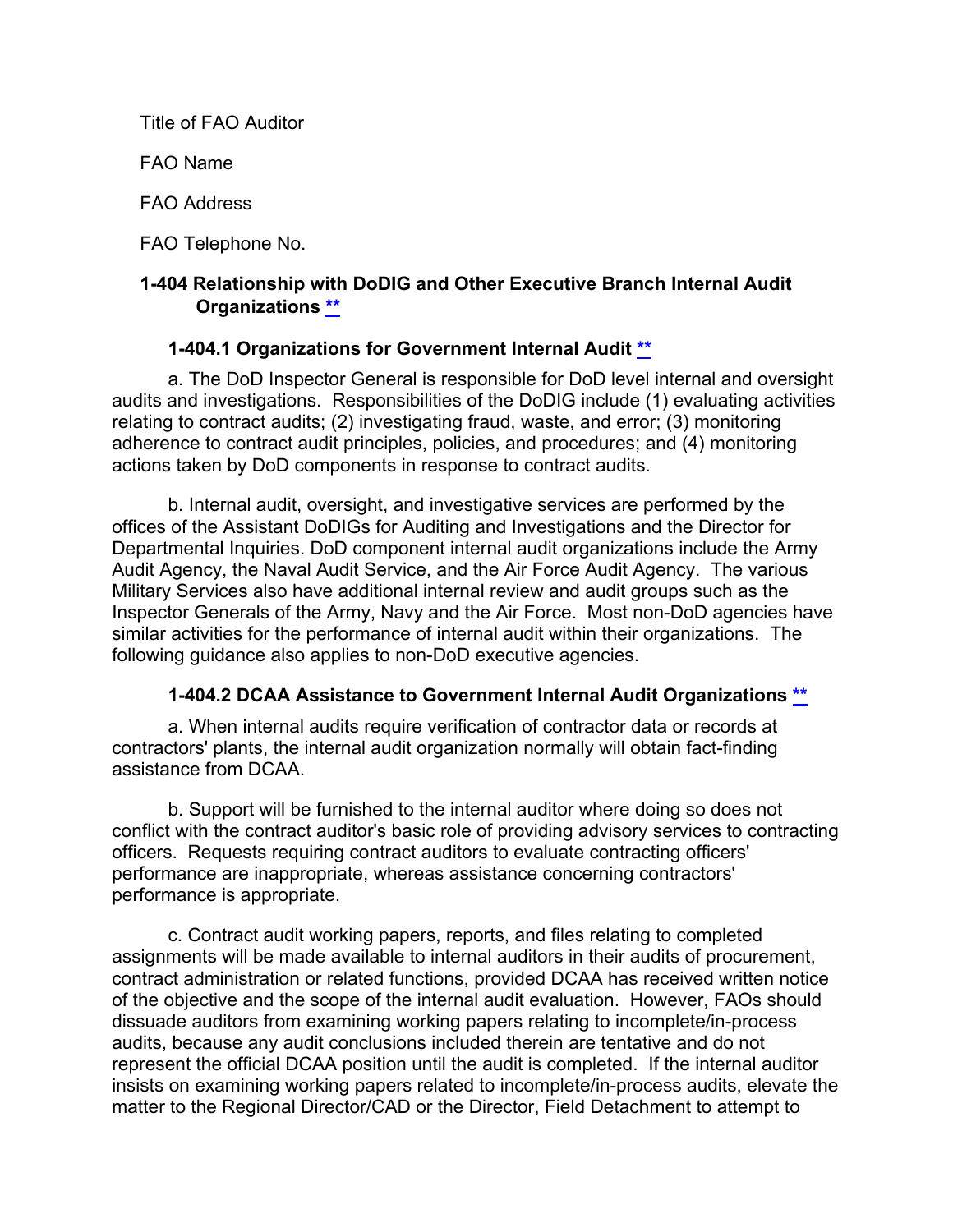Title of FAO Auditor

FAO Name

FAO Address

FAO Telephone No.

## 1-404 Relationship with DoDIG and Other Executive Branch Internal Audit Organizations **

### 1-404.1 Organizations for Government Internal Audit **

a. The DoD Inspector General is responsible for DoD level internal and oversight audits and investigations. Responsibilities of the DoDIG include (1) evaluating activities relating to contract audits; (2) investigating fraud, waste, and error; (3) monitoring adherence to contract audit principles, policies, and procedures; and (4) monitoring actions taken by DoD components in response to contract audits.

b. Internal audit, oversight, and investigative services are performed by the offices of the Assistant DoDIGs for Auditing and Investigations and the Director for Departmental Inquiries. DoD component internal audit organizations include the Army Audit Agency, the Naval Audit Service, and the Air Force Audit Agency. The various Military Services also have additional internal review and audit groups such as the Inspector Generals of the Army, Navy and the Air Force. Most non-DoD agencies have similar activities for the performance of internal audit within their organizations. The following guidance also applies to non-DoD executive agencies.

### 1-404.2 DCAA Assistance to Government Internal Audit Organizations **

a. When internal audits require verification of contractor data or records at contractors' plants, the internal audit organization normally will obtain fact-finding assistance from DCAA.

b. Support will be furnished to the internal auditor where doing so does not conflict with the contract auditor's basic role of providing advisory services to contracting officers. Requests requiring contract auditors to evaluate contracting officers' performance are inappropriate, whereas assistance concerning contractors' performance is appropriate.

c. Contract audit working papers, reports, and files relating to completed assignments will be made available to internal auditors in their audits of procurement, contract administration or related functions, provided DCAA has received written notice of the objective and the scope of the internal audit evaluation. However, FAOs should dissuade auditors from examining working papers relating to incomplete/in-process audits, because any audit conclusions included therein are tentative and do not represent the official DCAA position until the audit is completed. If the internal auditor insists on examining working papers related to incomplete/in-process audits, elevate the matter to the Regional Director/CAD or the Director, Field Detachment to attempt to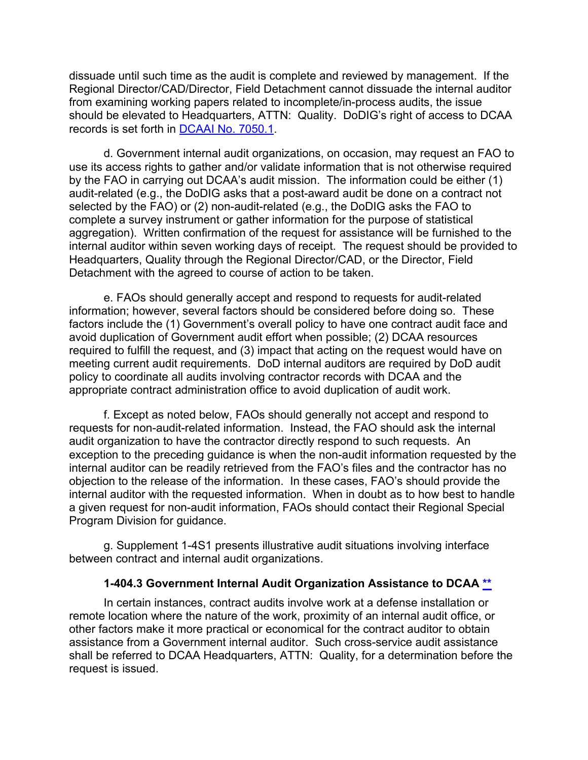dissuade until such time as the audit is complete and reviewed by management. If the Regional Director/CAD/Director, Field Detachment cannot dissuade the internal auditor from examining working papers related to incomplete/in-process audits, the issue should be elevated to Headquarters, ATTN: Quality. DoDIG's right of access to DCAA records is set forth in DCAAI No. 7050.1.

d. Government internal audit organizations, on occasion, may request an FAO to use its access rights to gather and/or validate information that is not otherwise required by the FAO in carrying out DCAA's audit mission. The information could be either (1) audit-related (e.g., the DoDIG asks that a post-award audit be done on a contract not selected by the FAO) or (2) non-audit-related (e.g., the DoDIG asks the FAO to complete a survey instrument or gather information for the purpose of statistical aggregation). Written confirmation of the request for assistance will be furnished to the internal auditor within seven working days of receipt. The request should be provided to Headquarters, Quality through the Regional Director/CAD, or the Director, Field Detachment with the agreed to course of action to be taken.

e. FAOs should generally accept and respond to requests for audit-related information; however, several factors should be considered before doing so. These factors include the (1) Government's overall policy to have one contract audit face and avoid duplication of Government audit effort when possible; (2) DCAA resources required to fulfill the request, and (3) impact that acting on the request would have on meeting current audit requirements. DoD internal auditors are required by DoD audit policy to coordinate all audits involving contractor records with DCAA and the appropriate contract administration office to avoid duplication of audit work.

f. Except as noted below, FAOs should generally not accept and respond to requests for non-audit-related information. Instead, the FAO should ask the internal audit organization to have the contractor directly respond to such requests. An exception to the preceding guidance is when the non-audit information requested by the internal auditor can be readily retrieved from the FAO's files and the contractor has no objection to the release of the information. In these cases, FAO's should provide the internal auditor with the requested information. When in doubt as to how best to handle a given request for non-audit information, FAOs should contact their Regional Special Program Division for guidance.

g. Supplement 1-4S1 presents illustrative audit situations involving interface between contract and internal audit organizations.

### 1-404.3 Government Internal Audit Organization Assistance to DCAA **

In certain instances, contract audits involve work at a defense installation or remote location where the nature of the work, proximity of an internal audit office, or other factors make it more practical or economical for the contract auditor to obtain assistance from a Government internal auditor. Such cross-service audit assistance shall be referred to DCAA Headquarters, ATTN: Quality, for a determination before the request is issued.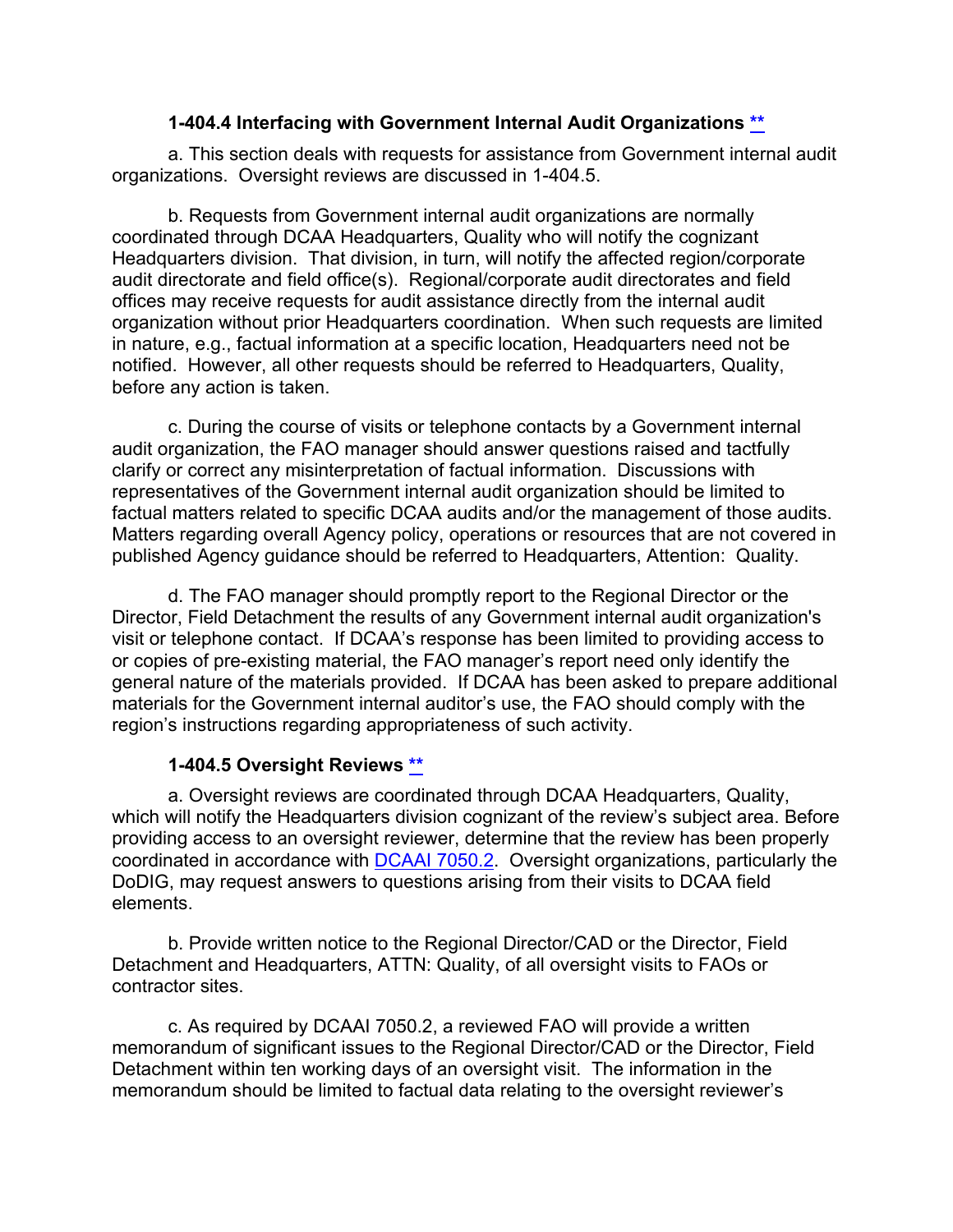### 1-404.4 Interfacing with Government Internal Audit Organizations **

a. This section deals with requests for assistance from Government internal audit organizations. Oversight reviews are discussed in 1-404.5.

b. Requests from Government internal audit organizations are normally coordinated through DCAA Headquarters, Quality who will notify the cognizant Headquarters division. That division, in turn, will notify the affected region/corporate audit directorate and field office(s). Regional/corporate audit directorates and field offices may receive requests for audit assistance directly from the internal audit organization without prior Headquarters coordination. When such requests are limited in nature, e.g., factual information at a specific location, Headquarters need not be notified. However, all other requests should be referred to Headquarters, Quality, before any action is taken.

c. During the course of visits or telephone contacts by a Government internal audit organization, the FAO manager should answer questions raised and tactfully clarify or correct any misinterpretation of factual information. Discussions with representatives of the Government internal audit organization should be limited to factual matters related to specific DCAA audits and/or the management of those audits. Matters regarding overall Agency policy, operations or resources that are not covered in published Agency guidance should be referred to Headquarters, Attention: Quality.

d. The FAO manager should promptly report to the Regional Director or the Director, Field Detachment the results of any Government internal audit organization's visit or telephone contact. If DCAA's response has been limited to providing access to or copies of pre-existing material, the FAO manager's report need only identify the general nature of the materials provided. If DCAA has been asked to prepare additional materials for the Government internal auditor's use, the FAO should comply with the region's instructions regarding appropriateness of such activity.

### 1-404.5 Oversight Reviews **

a. Oversight reviews are coordinated through DCAA Headquarters, Quality, which will notify the Headquarters division cognizant of the review's subject area. Before providing access to an oversight reviewer, determine that the review has been properly coordinated in accordance with DCAAI 7050.2. Oversight organizations, particularly the DoDIG, may request answers to questions arising from their visits to DCAA field elements.

b. Provide written notice to the Regional Director/CAD or the Director, Field Detachment and Headquarters, ATTN: Quality, of all oversight visits to FAOs or contractor sites.

c. As required by DCAAI 7050.2, a reviewed FAO will provide a written memorandum of significant issues to the Regional Director/CAD or the Director, Field Detachment within ten working days of an oversight visit. The information in the memorandum should be limited to factual data relating to the oversight reviewer's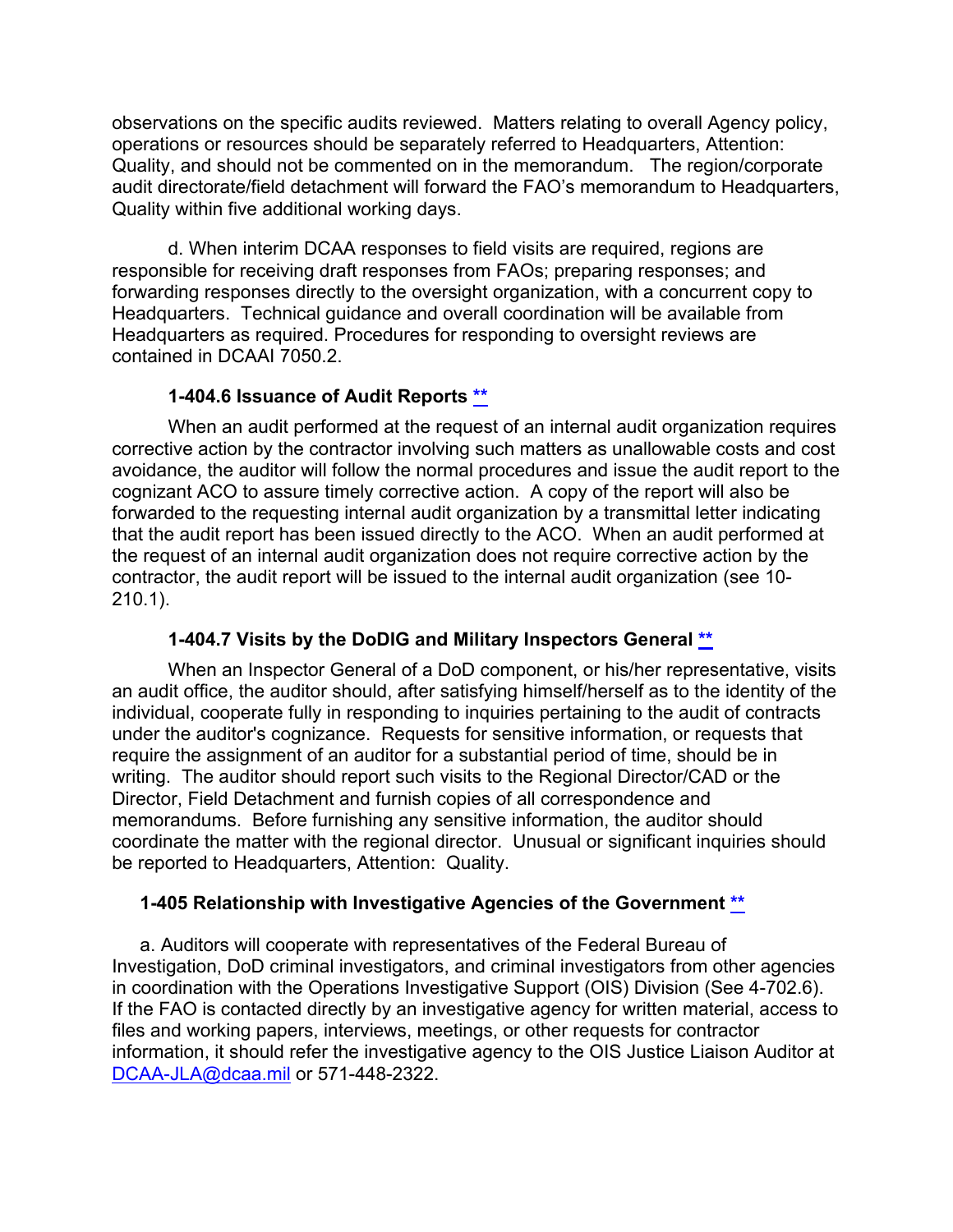observations on the specific audits reviewed. Matters relating to overall Agency policy, operations or resources should be separately referred to Headquarters, Attention: Quality, and should not be commented on in the memorandum. The region/corporate audit directorate/field detachment will forward the FAO's memorandum to Headquarters, Quality within five additional working days.

d. When interim DCAA responses to field visits are required, regions are responsible for receiving draft responses from FAOs; preparing responses; and forwarding responses directly to the oversight organization, with a concurrent copy to Headquarters. Technical guidance and overall coordination will be available from Headquarters as required. Procedures for responding to oversight reviews are contained in DCAAI 7050.2.

### 1-404.6 Issuance of Audit Reports **

When an audit performed at the request of an internal audit organization requires corrective action by the contractor involving such matters as unallowable costs and cost avoidance, the auditor will follow the normal procedures and issue the audit report to the cognizant ACO to assure timely corrective action. A copy of the report will also be forwarded to the requesting internal audit organization by a transmittal letter indicating that the audit report has been issued directly to the ACO. When an audit performed at the request of an internal audit organization does not require corrective action by the contractor, the audit report will be issued to the internal audit organization (see 10-210.1).

### 1-404.7 Visits by the DoDIG and Military Inspectors General **

When an Inspector General of a DoD component, or his/her representative, visits an audit office, the auditor should, after satisfying himself/herself as to the identity of the individual, cooperate fully in responding to inquiries pertaining to the audit of contracts under the auditor's cognizance. Requests for sensitive information, or requests that require the assignment of an auditor for a substantial period of time, should be in writing. The auditor should report such visits to the Regional Director/CAD or the Director, Field Detachment and furnish copies of all correspondence and memorandums. Before furnishing any sensitive information, the auditor should coordinate the matter with the regional director. Unusual or significant inquiries should be reported to Headquarters, Attention: Quality.

## 1-405 Relationship with Investigative Agencies of the Government **

a. Auditors will cooperate with representatives of the Federal Bureau of Investigation, DoD criminal investigators, and criminal investigators from other agencies in coordination with the Operations Investigative Support (OIS) Division (See 4-702.6). If the FAO is contacted directly by an investigative agency for written material, access to files and working papers, interviews, meetings, or other requests for contractor information, it should refer the investigative agency to the OIS Justice Liaison Auditor at DCAA-JLA@dcaa.mil or 571-448-2322.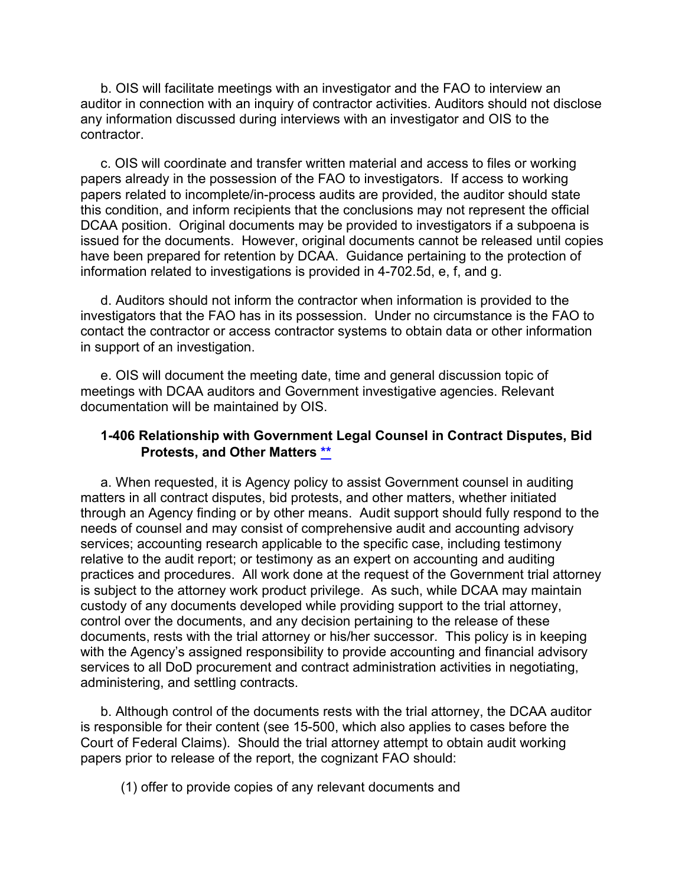b. OIS will facilitate meetings with an investigator and the FAO to interview an auditor in connection with an inquiry of contractor activities. Auditors should not disclose any information discussed during interviews with an investigator and OIS to the contractor.

c. OIS will coordinate and transfer written material and access to files or working papers already in the possession of the FAO to investigators. If access to working papers related to incomplete/in-process audits are provided, the auditor should state this condition, and inform recipients that the conclusions may not represent the official DCAA position. Original documents may be provided to investigators if a subpoena is issued for the documents. However, original documents cannot be released until copies have been prepared for retention by DCAA. Guidance pertaining to the protection of information related to investigations is provided in 4-702.5d, e, f, and g.

d. Auditors should not inform the contractor when information is provided to the investigators that the FAO has in its possession. Under no circumstance is the FAO to contact the contractor or access contractor systems to obtain data or other information in support of an investigation.

e. OIS will document the meeting date, time and general discussion topic of meetings with DCAA auditors and Government investigative agencies. Relevant documentation will be maintained by OIS.

### 1-406 Relationship with Government Legal Counsel in Contract Disputes, Bid Protests, and Other Matters **

a. When requested, it is Agency policy to assist Government counsel in auditing matters in all contract disputes, bid protests, and other matters, whether initiated through an Agency finding or by other means. Audit support should fully respond to the needs of counsel and may consist of comprehensive audit and accounting advisory services; accounting research applicable to the specific case, including testimony relative to the audit report; or testimony as an expert on accounting and auditing practices and procedures. All work done at the request of the Government trial attorney is subject to the attorney work product privilege. As such, while DCAA may maintain custody of any documents developed while providing support to the trial attorney, control over the documents, and any decision pertaining to the release of these documents, rests with the trial attorney or his/her successor. This policy is in keeping with the Agency's assigned responsibility to provide accounting and financial advisory services to all DoD procurement and contract administration activities in negotiating, administering, and settling contracts.

b. Although control of the documents rests with the trial attorney, the DCAA auditor is responsible for their content (see 15-500, which also applies to cases before the Court of Federal Claims). Should the trial attorney attempt to obtain audit working papers prior to release of the report, the cognizant FAO should:

(1) offer to provide copies of any relevant documents and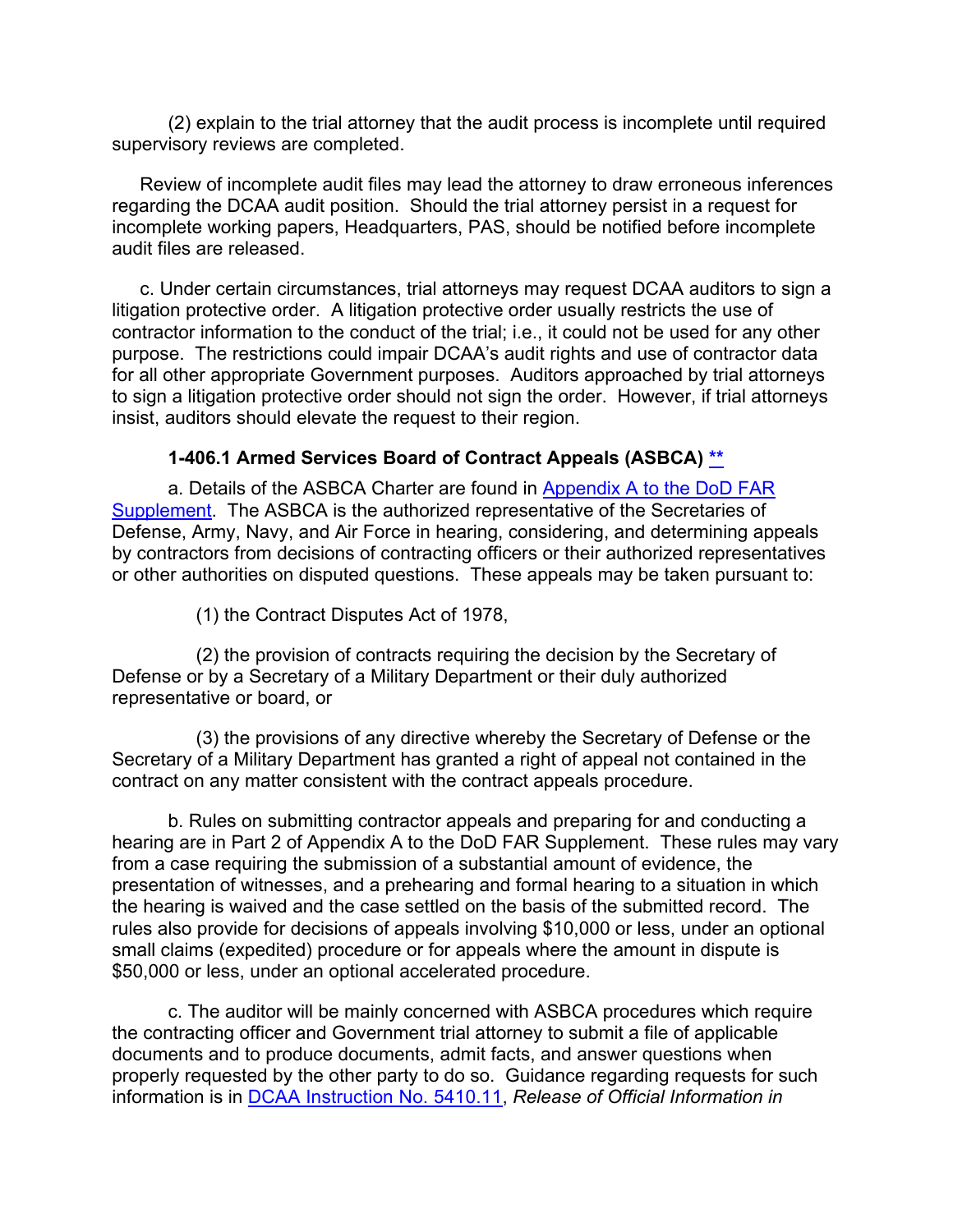(2) explain to the trial attorney that the audit process is incomplete until required supervisory reviews are completed.

Review of incomplete audit files may lead the attorney to draw erroneous inferences regarding the DCAA audit position. Should the trial attorney persist in a request for incomplete working papers, Headquarters, PAS, should be notified before incomplete audit files are released.

c. Under certain circumstances, trial attorneys may request DCAA auditors to sign a litigation protective order. A litigation protective order usually restricts the use of contractor information to the conduct of the trial; i.e., it could not be used for any other purpose. The restrictions could impair DCAA's audit rights and use of contractor data for all other appropriate Government purposes. Auditors approached by trial attorneys to sign a litigation protective order should not sign the order. However, if trial attorneys insist, auditors should elevate the request to their region.

### 1-406.1 Armed Services Board of Contract Appeals (ASBCA) **

a. Details of the ASBCA Charter are found in Appendix A to the DoD FAR Supplement. The ASBCA is the authorized representative of the Secretaries of Defense, Army, Navy, and Air Force in hearing, considering, and determining appeals by contractors from decisions of contracting officers or their authorized representatives or other authorities on disputed questions. These appeals may be taken pursuant to:

(1) the Contract Disputes Act of 1978,

(2) the provision of contracts requiring the decision by the Secretary of Defense or by a Secretary of a Military Department or their duly authorized representative or board, or

(3) the provisions of any directive whereby the Secretary of Defense or the Secretary of a Military Department has granted a right of appeal not contained in the contract on any matter consistent with the contract appeals procedure.

b. Rules on submitting contractor appeals and preparing for and conducting a hearing are in Part 2 of Appendix A to the DoD FAR Supplement. These rules may vary from a case requiring the submission of a substantial amount of evidence, the presentation of witnesses, and a prehearing and formal hearing to a situation in which the hearing is waived and the case settled on the basis of the submitted record. The rules also provide for decisions of appeals involving $10,000 or less, under an optional small claims (expedited) procedure or for appeals where the amount in dispute is $50,000 or less, under an optional accelerated procedure.

c. The auditor will be mainly concerned with ASBCA procedures which require the contracting officer and Government trial attorney to submit a file of applicable documents and to produce documents, admit facts, and answer questions when properly requested by the other party to do so. Guidance regarding requests for such information is in DCAA Instruction No. 5410.11, *Release of Official Information in*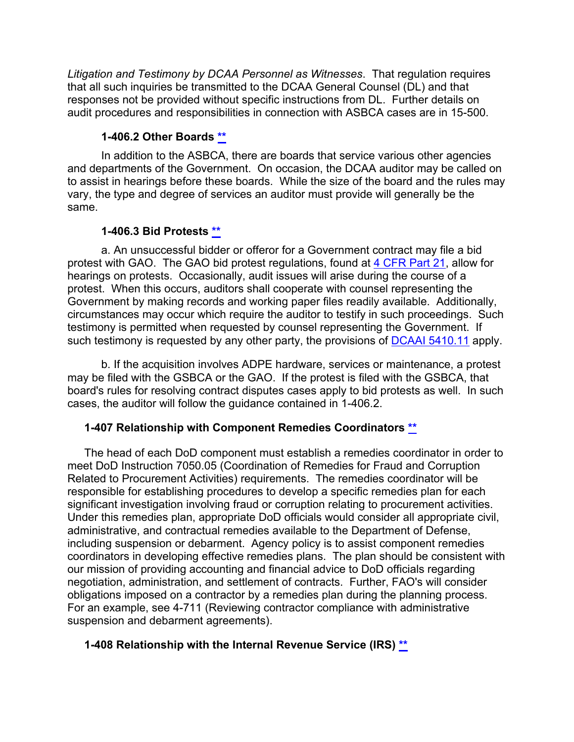*Litigation and Testimony by DCAA Personnel as Witnesses*. That regulation requires that all such inquiries be transmitted to the DCAA General Counsel (DL) and that responses not be provided without specific instructions from DL. Further details on audit procedures and responsibilities in connection with ASBCA cases are in 15-500.

### 1-406.2 Other Boards **

In addition to the ASBCA, there are boards that service various other agencies and departments of the Government. On occasion, the DCAA auditor may be called on to assist in hearings before these boards. While the size of the board and the rules may vary, the type and degree of services an auditor must provide will generally be the same.

### 1-406.3 Bid Protests **

a. An unsuccessful bidder or offeror for a Government contract may file a bid protest with GAO. The GAO bid protest regulations, found at 4 CFR Part 21, allow for hearings on protests. Occasionally, audit issues will arise during the course of a protest. When this occurs, auditors shall cooperate with counsel representing the Government by making records and working paper files readily available. Additionally, circumstances may occur which require the auditor to testify in such proceedings. Such testimony is permitted when requested by counsel representing the Government. If such testimony is requested by any other party, the provisions of DCAAI 5410.11 apply.

b. If the acquisition involves ADPE hardware, services or maintenance, a protest may be filed with the GSBCA or the GAO. If the protest is filed with the GSBCA, that board's rules for resolving contract disputes cases apply to bid protests as well. In such cases, the auditor will follow the guidance contained in 1-406.2.

## 1-407 Relationship with Component Remedies Coordinators **

The head of each DoD component must establish a remedies coordinator in order to meet DoD Instruction 7050.05 (Coordination of Remedies for Fraud and Corruption Related to Procurement Activities) requirements. The remedies coordinator will be responsible for establishing procedures to develop a specific remedies plan for each significant investigation involving fraud or corruption relating to procurement activities. Under this remedies plan, appropriate DoD officials would consider all appropriate civil, administrative, and contractual remedies available to the Department of Defense, including suspension or debarment. Agency policy is to assist component remedies coordinators in developing effective remedies plans. The plan should be consistent with our mission of providing accounting and financial advice to DoD officials regarding negotiation, administration, and settlement of contracts. Further, FAO's will consider obligations imposed on a contractor by a remedies plan during the planning process. For an example, see 4-711 (Reviewing contractor compliance with administrative suspension and debarment agreements).

## 1-408 Relationship with the Internal Revenue Service (IRS) **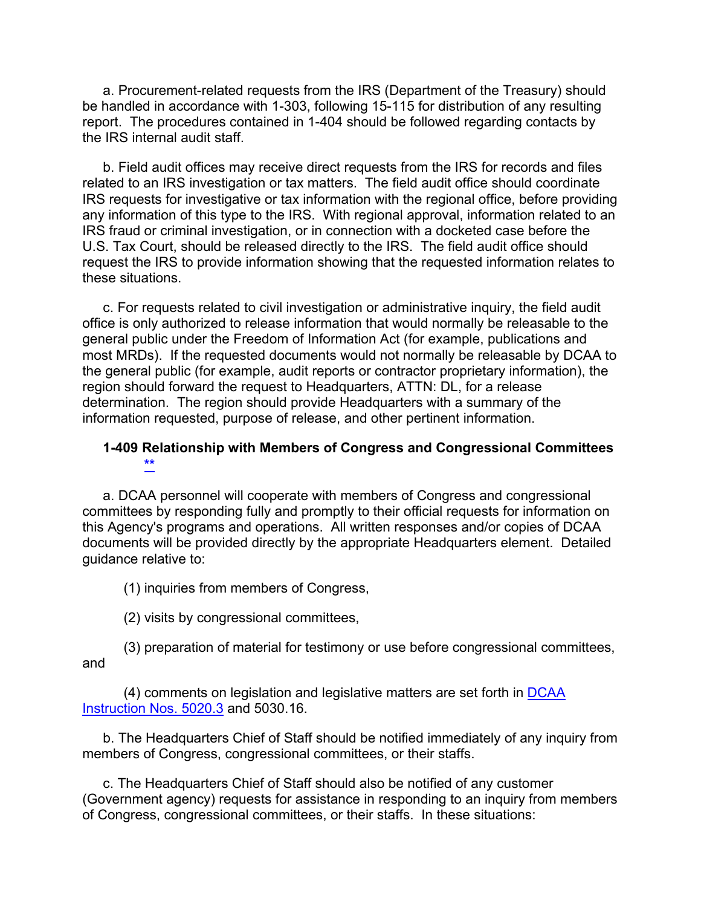a. Procurement-related requests from the IRS (Department of the Treasury) should be handled in accordance with 1-303, following 15-115 for distribution of any resulting report. The procedures contained in 1-404 should be followed regarding contacts by the IRS internal audit staff.

b. Field audit offices may receive direct requests from the IRS for records and files related to an IRS investigation or tax matters. The field audit office should coordinate IRS requests for investigative or tax information with the regional office, before providing any information of this type to the IRS. With regional approval, information related to an IRS fraud or criminal investigation, or in connection with a docketed case before the U.S. Tax Court, should be released directly to the IRS. The field audit office should request the IRS to provide information showing that the requested information relates to these situations.

c. For requests related to civil investigation or administrative inquiry, the field audit office is only authorized to release information that would normally be releasable to the general public under the Freedom of Information Act (for example, publications and most MRDs). If the requested documents would not normally be releasable by DCAA to the general public (for example, audit reports or contractor proprietary information), the region should forward the request to Headquarters, ATTN: DL, for a release determination. The region should provide Headquarters with a summary of the information requested, purpose of release, and other pertinent information.

### 1-409 Relationship with Members of Congress and Congressional Committees **

a. DCAA personnel will cooperate with members of Congress and congressional committees by responding fully and promptly to their official requests for information on this Agency's programs and operations. All written responses and/or copies of DCAA documents will be provided directly by the appropriate Headquarters element. Detailed guidance relative to:

(1) inquiries from members of Congress,

(2) visits by congressional committees,

(3) preparation of material for testimony or use before congressional committees, and

(4) comments on legislation and legislative matters are set forth in DCAA Instruction Nos. 5020.3 and 5030.16.

b. The Headquarters Chief of Staff should be notified immediately of any inquiry from members of Congress, congressional committees, or their staffs.

c. The Headquarters Chief of Staff should also be notified of any customer (Government agency) requests for assistance in responding to an inquiry from members of Congress, congressional committees, or their staffs. In these situations: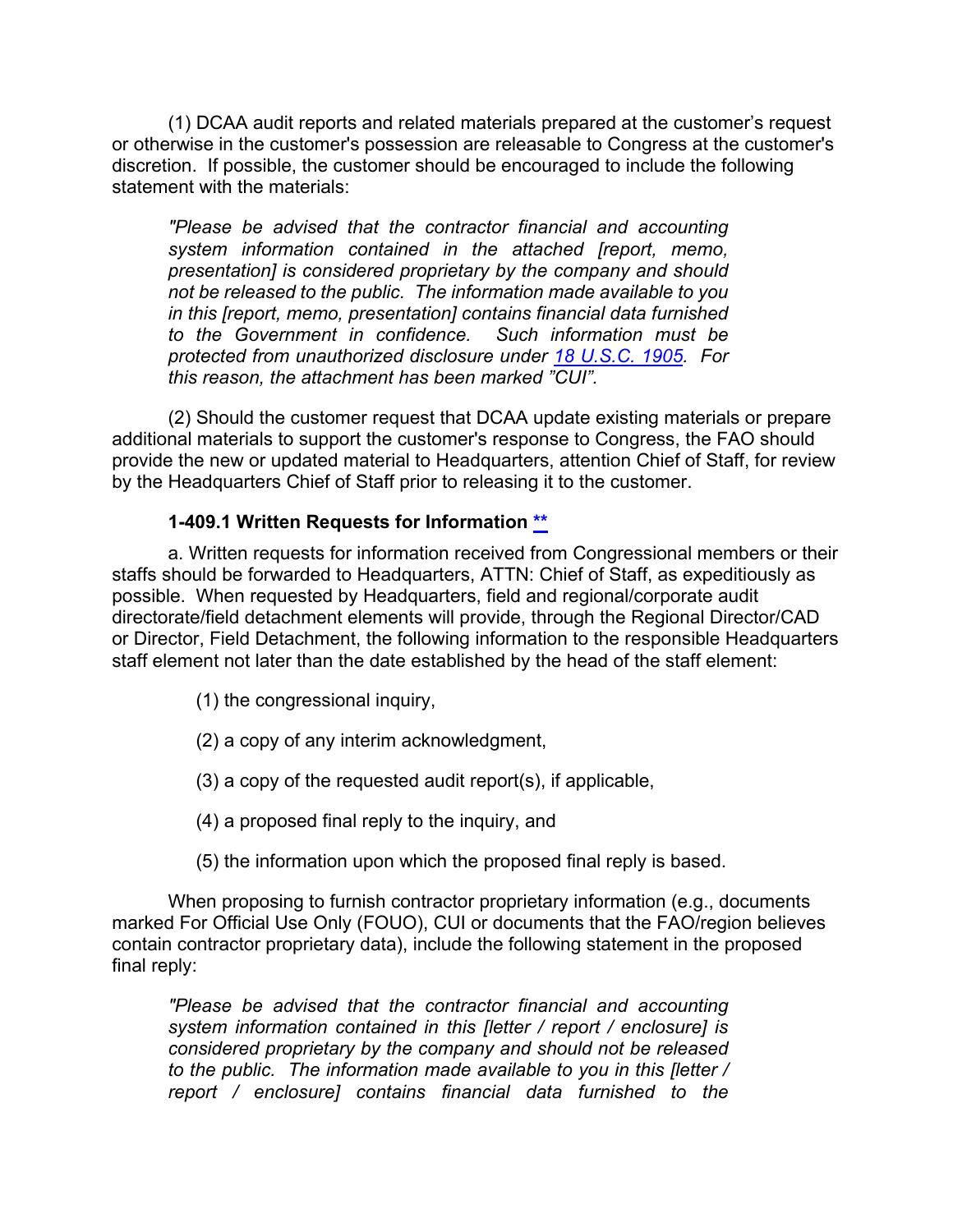(1) DCAA audit reports and related materials prepared at the customer's request or otherwise in the customer's possession are releasable to Congress at the customer's discretion. If possible, the customer should be encouraged to include the following statement with the materials:

> *"Please be advised that the contractor financial and accounting system information contained in the attached [report, memo, presentation] is considered proprietary by the company and should not be released to the public. The information made available to you in this [report, memo, presentation] contains financial data furnished to the Government in confidence. Such information must be protected from unauthorized disclosure under 18 U.S.C. 1905. For this reason, the attachment has been marked "CUI".*

(2) Should the customer request that DCAA update existing materials or prepare additional materials to support the customer's response to Congress, the FAO should provide the new or updated material to Headquarters, attention Chief of Staff, for review by the Headquarters Chief of Staff prior to releasing it to the customer.

### 1-409.1 Written Requests for Information **

a. Written requests for information received from Congressional members or their staffs should be forwarded to Headquarters, ATTN: Chief of Staff, as expeditiously as possible. When requested by Headquarters, field and regional/corporate audit directorate/field detachment elements will provide, through the Regional Director/CAD or Director, Field Detachment, the following information to the responsible Headquarters staff element not later than the date established by the head of the staff element:

(1) the congressional inquiry,

(2) a copy of any interim acknowledgment,

(3) a copy of the requested audit report(s), if applicable,

(4) a proposed final reply to the inquiry, and

(5) the information upon which the proposed final reply is based.

When proposing to furnish contractor proprietary information (e.g., documents marked For Official Use Only (FOUO), CUI or documents that the FAO/region believes contain contractor proprietary data), include the following statement in the proposed final reply:

> *"Please be advised that the contractor financial and accounting system information contained in this [letter / report / enclosure] is considered proprietary by the company and should not be released to the public. The information made available to you in this [letter / report / enclosure] contains financial data furnished to the*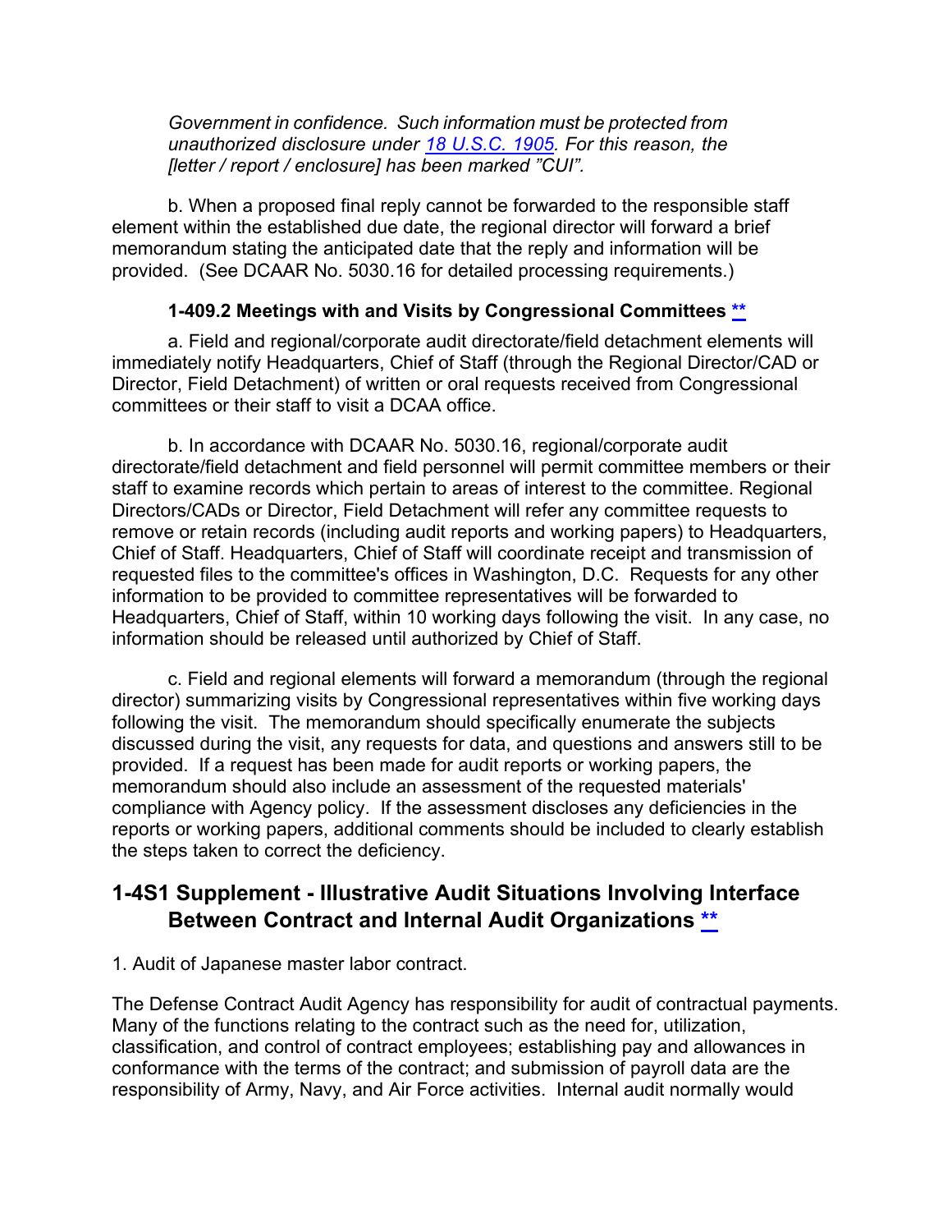*Government in confidence. Such information must be protected from unauthorized disclosure under [18 U.S.C. 1905](). For this reason, the [letter / report / enclosure] has been marked "CUI".*

b. When a proposed final reply cannot be forwarded to the responsible staff element within the established due date, the regional director will forward a brief memorandum stating the anticipated date that the reply and information will be provided. (See DCAAR No. 5030.16 for detailed processing requirements.)

### 1-409.2 Meetings with and Visits by Congressional Committees **

a. Field and regional/corporate audit directorate/field detachment elements will immediately notify Headquarters, Chief of Staff (through the Regional Director/CAD or Director, Field Detachment) of written or oral requests received from Congressional committees or their staff to visit a DCAA office.

b. In accordance with DCAAR No. 5030.16, regional/corporate audit directorate/field detachment and field personnel will permit committee members or their staff to examine records which pertain to areas of interest to the committee. Regional Directors/CADs or Director, Field Detachment will refer any committee requests to remove or retain records (including audit reports and working papers) to Headquarters, Chief of Staff. Headquarters, Chief of Staff will coordinate receipt and transmission of requested files to the committee's offices in Washington, D.C. Requests for any other information to be provided to committee representatives will be forwarded to Headquarters, Chief of Staff, within 10 working days following the visit. In any case, no information should be released until authorized by Chief of Staff.

c. Field and regional elements will forward a memorandum (through the regional director) summarizing visits by Congressional representatives within five working days following the visit. The memorandum should specifically enumerate the subjects discussed during the visit, any requests for data, and questions and answers still to be provided. If a request has been made for audit reports or working papers, the memorandum should also include an assessment of the requested materials' compliance with Agency policy. If the assessment discloses any deficiencies in the reports or working papers, additional comments should be included to clearly establish the steps taken to correct the deficiency.

## 1-4S1 Supplement - Illustrative Audit Situations Involving Interface Between Contract and Internal Audit Organizations **

1. Audit of Japanese master labor contract.

The Defense Contract Audit Agency has responsibility for audit of contractual payments. Many of the functions relating to the contract such as the need for, utilization, classification, and control of contract employees; establishing pay and allowances in conformance with the terms of the contract; and submission of payroll data are the responsibility of Army, Navy, and Air Force activities. Internal audit normally would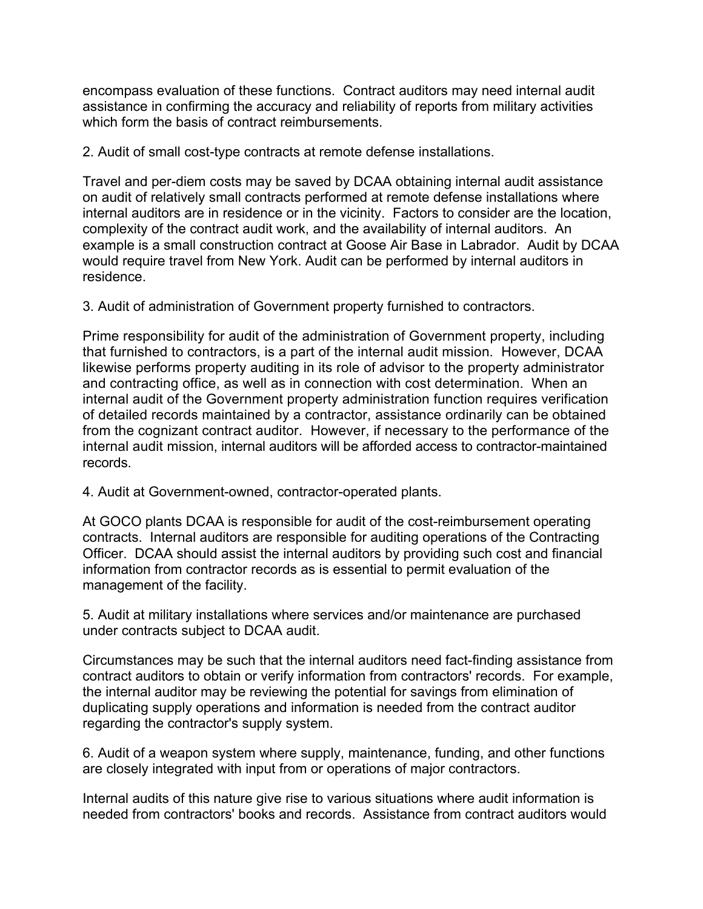encompass evaluation of these functions. Contract auditors may need internal audit assistance in confirming the accuracy and reliability of reports from military activities which form the basis of contract reimbursements.

2. Audit of small cost-type contracts at remote defense installations.

Travel and per-diem costs may be saved by DCAA obtaining internal audit assistance on audit of relatively small contracts performed at remote defense installations where internal auditors are in residence or in the vicinity. Factors to consider are the location, complexity of the contract audit work, and the availability of internal auditors. An example is a small construction contract at Goose Air Base in Labrador. Audit by DCAA would require travel from New York. Audit can be performed by internal auditors in residence.

3. Audit of administration of Government property furnished to contractors.

Prime responsibility for audit of the administration of Government property, including that furnished to contractors, is a part of the internal audit mission. However, DCAA likewise performs property auditing in its role of advisor to the property administrator and contracting office, as well as in connection with cost determination. When an internal audit of the Government property administration function requires verification of detailed records maintained by a contractor, assistance ordinarily can be obtained from the cognizant contract auditor. However, if necessary to the performance of the internal audit mission, internal auditors will be afforded access to contractor-maintained records.

4. Audit at Government-owned, contractor-operated plants.

At GOCO plants DCAA is responsible for audit of the cost-reimbursement operating contracts. Internal auditors are responsible for auditing operations of the Contracting Officer. DCAA should assist the internal auditors by providing such cost and financial information from contractor records as is essential to permit evaluation of the management of the facility.

5. Audit at military installations where services and/or maintenance are purchased under contracts subject to DCAA audit.

Circumstances may be such that the internal auditors need fact-finding assistance from contract auditors to obtain or verify information from contractors' records. For example, the internal auditor may be reviewing the potential for savings from elimination of duplicating supply operations and information is needed from the contract auditor regarding the contractor's supply system.

6. Audit of a weapon system where supply, maintenance, funding, and other functions are closely integrated with input from or operations of major contractors.

Internal audits of this nature give rise to various situations where audit information is needed from contractors' books and records. Assistance from contract auditors would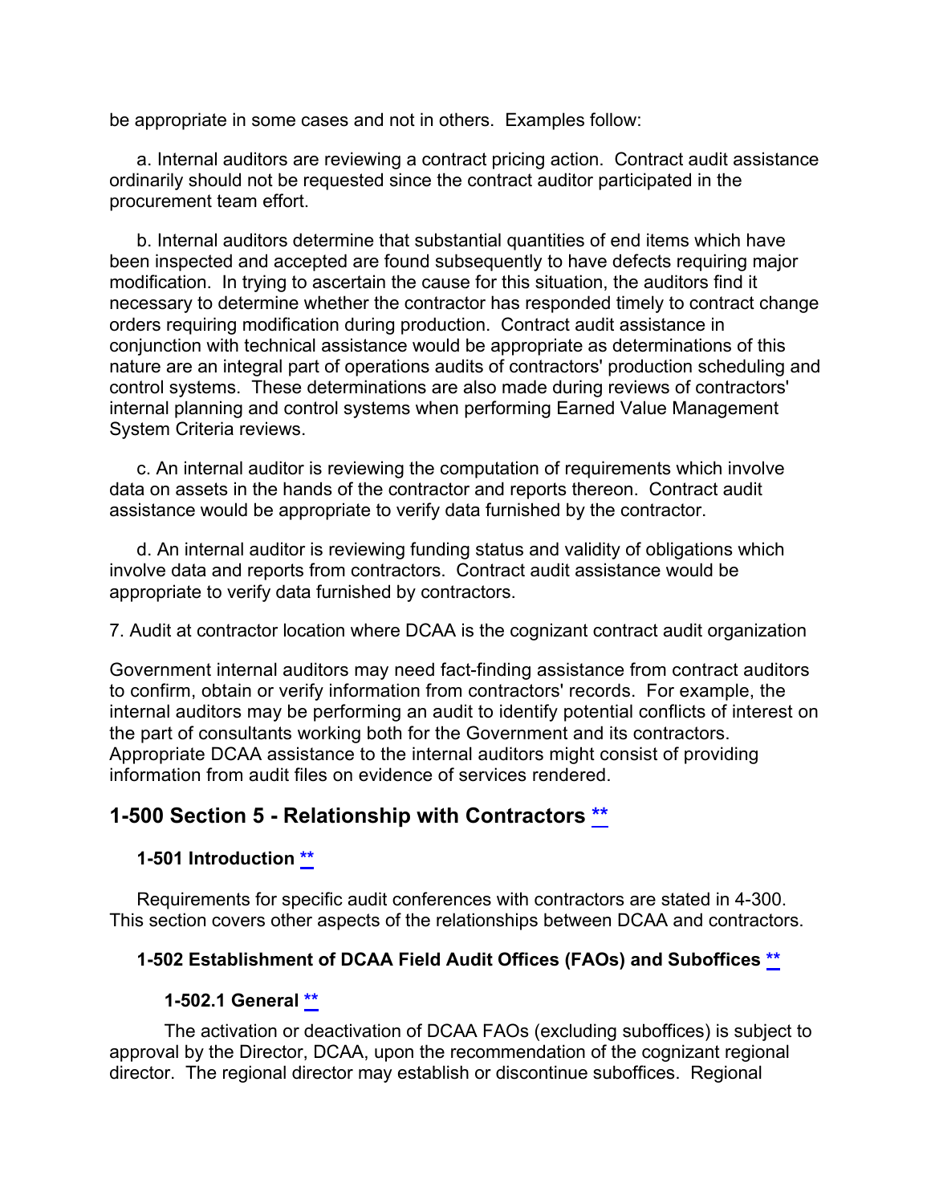be appropriate in some cases and not in others. Examples follow:

a. Internal auditors are reviewing a contract pricing action. Contract audit assistance ordinarily should not be requested since the contract auditor participated in the procurement team effort.

b. Internal auditors determine that substantial quantities of end items which have been inspected and accepted are found subsequently to have defects requiring major modification. In trying to ascertain the cause for this situation, the auditors find it necessary to determine whether the contractor has responded timely to contract change orders requiring modification during production. Contract audit assistance in conjunction with technical assistance would be appropriate as determinations of this nature are an integral part of operations audits of contractors' production scheduling and control systems. These determinations are also made during reviews of contractors' internal planning and control systems when performing Earned Value Management System Criteria reviews.

c. An internal auditor is reviewing the computation of requirements which involve data on assets in the hands of the contractor and reports thereon. Contract audit assistance would be appropriate to verify data furnished by the contractor.

d. An internal auditor is reviewing funding status and validity of obligations which involve data and reports from contractors. Contract audit assistance would be appropriate to verify data furnished by contractors.

7. Audit at contractor location where DCAA is the cognizant contract audit organization

Government internal auditors may need fact-finding assistance from contract auditors to confirm, obtain or verify information from contractors' records. For example, the internal auditors may be performing an audit to identify potential conflicts of interest on the part of consultants working both for the Government and its contractors. Appropriate DCAA assistance to the internal auditors might consist of providing information from audit files on evidence of services rendered.

## 1-500 Section 5 - Relationship with Contractors **

### 1-501 Introduction **

Requirements for specific audit conferences with contractors are stated in 4-300. This section covers other aspects of the relationships between DCAA and contractors.

### 1-502 Establishment of DCAA Field Audit Offices (FAOs) and Suboffices **

#### 1-502.1 General **

The activation or deactivation of DCAA FAOs (excluding suboffices) is subject to approval by the Director, DCAA, upon the recommendation of the cognizant regional director. The regional director may establish or discontinue suboffices. Regional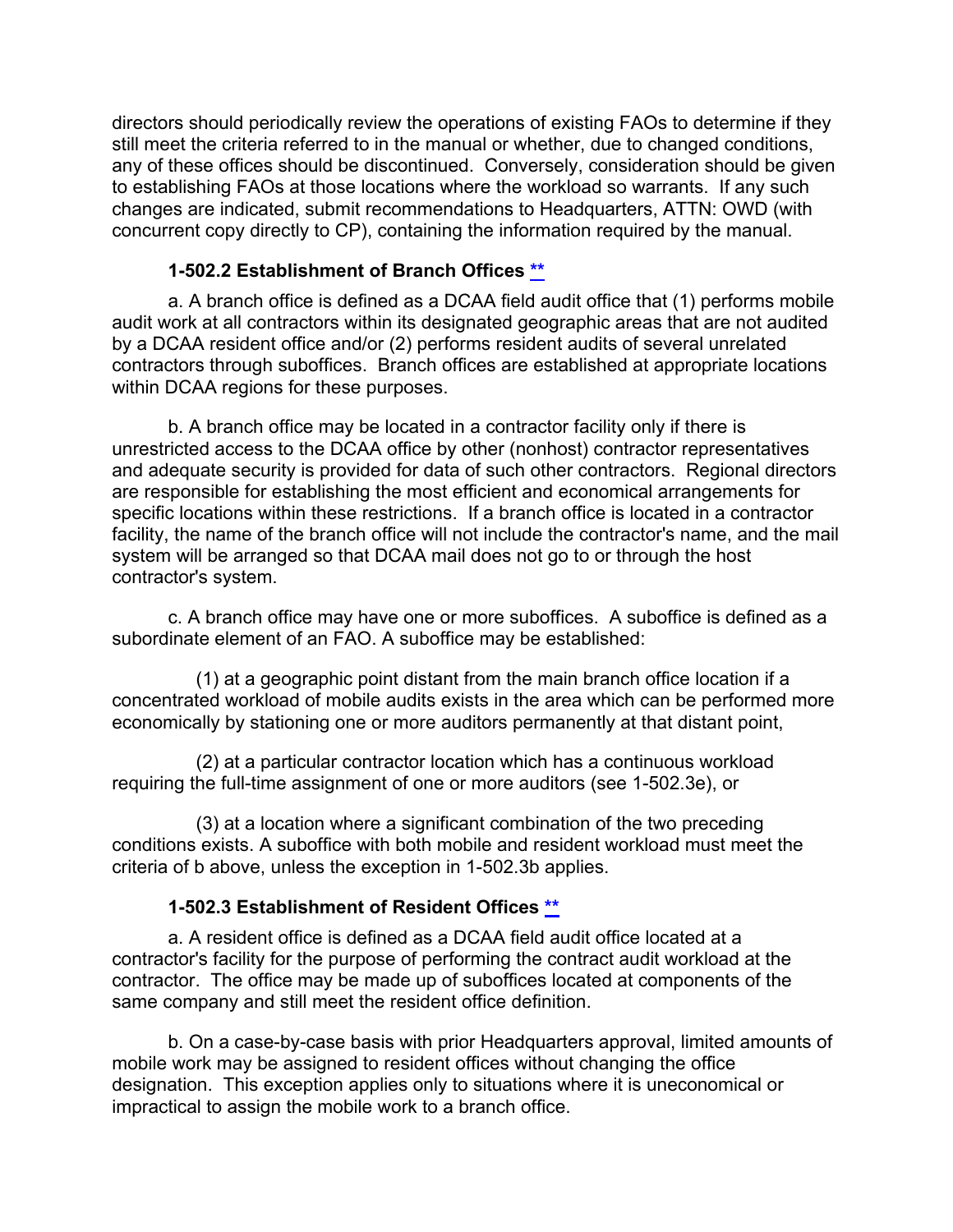directors should periodically review the operations of existing FAOs to determine if they still meet the criteria referred to in the manual or whether, due to changed conditions, any of these offices should be discontinued. Conversely, consideration should be given to establishing FAOs at those locations where the workload so warrants. If any such changes are indicated, submit recommendations to Headquarters, ATTN: OWD (with concurrent copy directly to CP), containing the information required by the manual.

### 1-502.2 Establishment of Branch Offices **

a. A branch office is defined as a DCAA field audit office that (1) performs mobile audit work at all contractors within its designated geographic areas that are not audited by a DCAA resident office and/or (2) performs resident audits of several unrelated contractors through suboffices. Branch offices are established at appropriate locations within DCAA regions for these purposes.

b. A branch office may be located in a contractor facility only if there is unrestricted access to the DCAA office by other (nonhost) contractor representatives and adequate security is provided for data of such other contractors. Regional directors are responsible for establishing the most efficient and economical arrangements for specific locations within these restrictions. If a branch office is located in a contractor facility, the name of the branch office will not include the contractor's name, and the mail system will be arranged so that DCAA mail does not go to or through the host contractor's system.

c. A branch office may have one or more suboffices. A suboffice is defined as a subordinate element of an FAO. A suboffice may be established:

(1) at a geographic point distant from the main branch office location if a concentrated workload of mobile audits exists in the area which can be performed more economically by stationing one or more auditors permanently at that distant point,

(2) at a particular contractor location which has a continuous workload requiring the full-time assignment of one or more auditors (see 1-502.3e), or

(3) at a location where a significant combination of the two preceding conditions exists. A suboffice with both mobile and resident workload must meet the criteria of b above, unless the exception in 1-502.3b applies.

### 1-502.3 Establishment of Resident Offices **

a. A resident office is defined as a DCAA field audit office located at a contractor's facility for the purpose of performing the contract audit workload at the contractor. The office may be made up of suboffices located at components of the same company and still meet the resident office definition.

b. On a case-by-case basis with prior Headquarters approval, limited amounts of mobile work may be assigned to resident offices without changing the office designation. This exception applies only to situations where it is uneconomical or impractical to assign the mobile work to a branch office.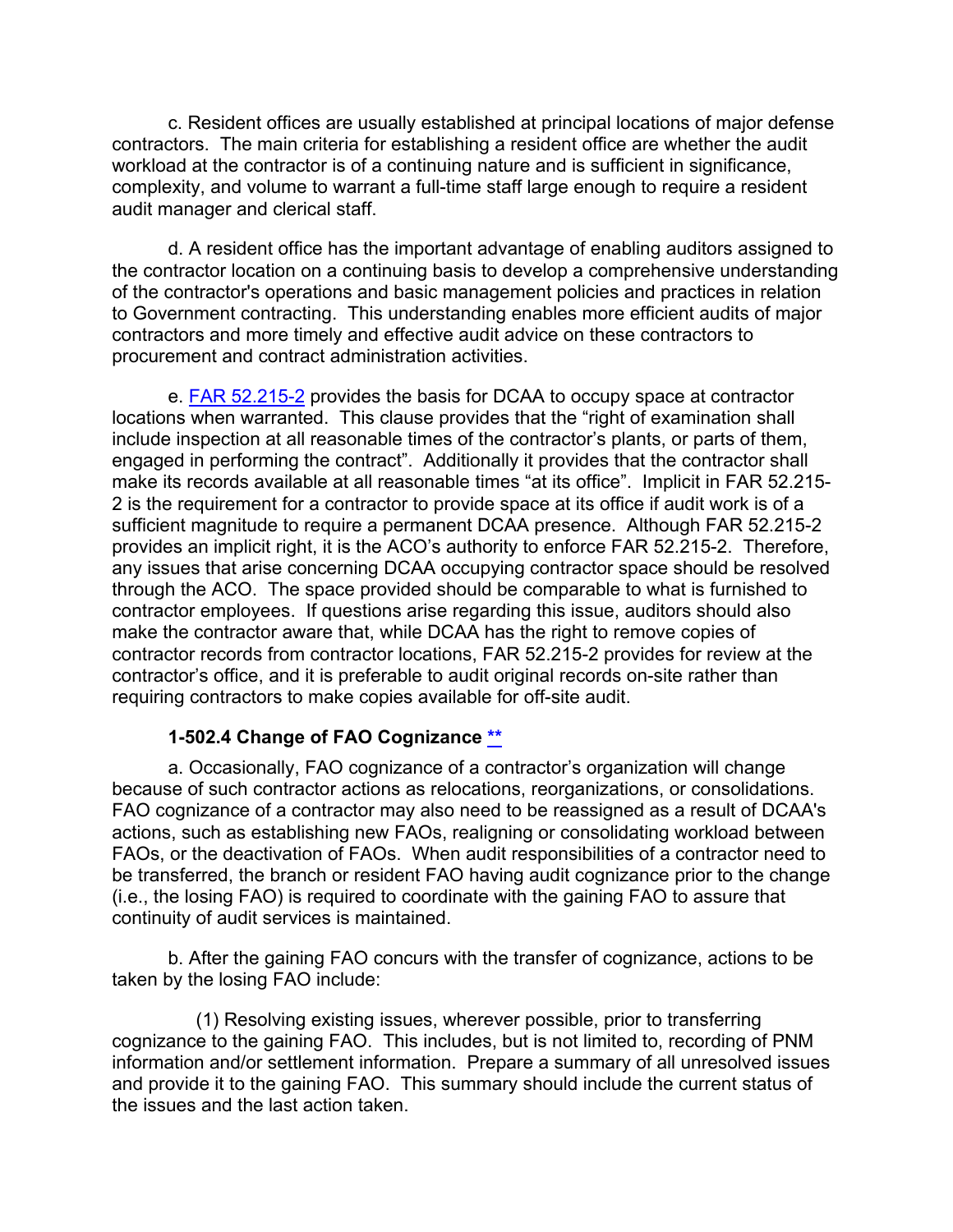c. Resident offices are usually established at principal locations of major defense contractors. The main criteria for establishing a resident office are whether the audit workload at the contractor is of a continuing nature and is sufficient in significance, complexity, and volume to warrant a full-time staff large enough to require a resident audit manager and clerical staff.

d. A resident office has the important advantage of enabling auditors assigned to the contractor location on a continuing basis to develop a comprehensive understanding of the contractor's operations and basic management policies and practices in relation to Government contracting. This understanding enables more efficient audits of major contractors and more timely and effective audit advice on these contractors to procurement and contract administration activities.

e. FAR 52.215-2 provides the basis for DCAA to occupy space at contractor locations when warranted. This clause provides that the "right of examination shall include inspection at all reasonable times of the contractor's plants, or parts of them, engaged in performing the contract". Additionally it provides that the contractor shall make its records available at all reasonable times "at its office". Implicit in FAR 52.215-2 is the requirement for a contractor to provide space at its office if audit work is of a sufficient magnitude to require a permanent DCAA presence. Although FAR 52.215-2 provides an implicit right, it is the ACO's authority to enforce FAR 52.215-2. Therefore, any issues that arise concerning DCAA occupying contractor space should be resolved through the ACO. The space provided should be comparable to what is furnished to contractor employees. If questions arise regarding this issue, auditors should also make the contractor aware that, while DCAA has the right to remove copies of contractor records from contractor locations, FAR 52.215-2 provides for review at the contractor's office, and it is preferable to audit original records on-site rather than requiring contractors to make copies available for off-site audit.

#### 1-502.4 Change of FAO Cognizance **

a. Occasionally, FAO cognizance of a contractor's organization will change because of such contractor actions as relocations, reorganizations, or consolidations. FAO cognizance of a contractor may also need to be reassigned as a result of DCAA's actions, such as establishing new FAOs, realigning or consolidating workload between FAOs, or the deactivation of FAOs. When audit responsibilities of a contractor need to be transferred, the branch or resident FAO having audit cognizance prior to the change (i.e., the losing FAO) is required to coordinate with the gaining FAO to assure that continuity of audit services is maintained.

b. After the gaining FAO concurs with the transfer of cognizance, actions to be taken by the losing FAO include:

(1) Resolving existing issues, wherever possible, prior to transferring cognizance to the gaining FAO. This includes, but is not limited to, recording of PNM information and/or settlement information. Prepare a summary of all unresolved issues and provide it to the gaining FAO. This summary should include the current status of the issues and the last action taken.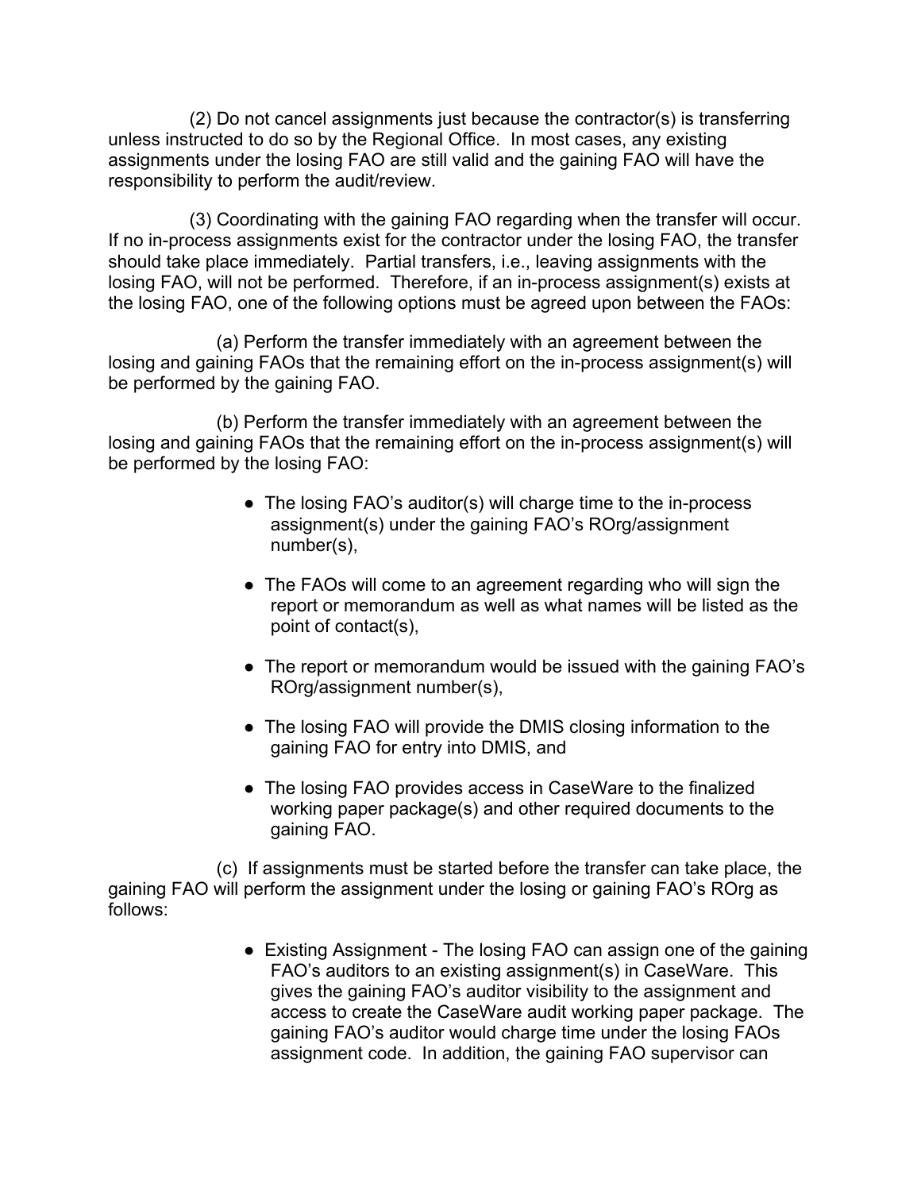(2) Do not cancel assignments just because the contractor(s) is transferring unless instructed to do so by the Regional Office. In most cases, any existing assignments under the losing FAO are still valid and the gaining FAO will have the responsibility to perform the audit/review.

(3) Coordinating with the gaining FAO regarding when the transfer will occur. If no in-process assignments exist for the contractor under the losing FAO, the transfer should take place immediately. Partial transfers, i.e., leaving assignments with the losing FAO, will not be performed. Therefore, if an in-process assignment(s) exists at the losing FAO, one of the following options must be agreed upon between the FAOs:

(a) Perform the transfer immediately with an agreement between the losing and gaining FAOs that the remaining effort on the in-process assignment(s) will be performed by the gaining FAO.

(b) Perform the transfer immediately with an agreement between the losing and gaining FAOs that the remaining effort on the in-process assignment(s) will be performed by the losing FAO:

- The losing FAO's auditor(s) will charge time to the in-process assignment(s) under the gaining FAO's ROrg/assignment number(s),
- The FAOs will come to an agreement regarding who will sign the report or memorandum as well as what names will be listed as the point of contact(s),
- The report or memorandum would be issued with the gaining FAO's ROrg/assignment number(s),
- The losing FAO will provide the DMIS closing information to the gaining FAO for entry into DMIS, and
- The losing FAO provides access in CaseWare to the finalized working paper package(s) and other required documents to the gaining FAO.

(c) If assignments must be started before the transfer can take place, the gaining FAO will perform the assignment under the losing or gaining FAO's ROrg as follows:

- Existing Assignment - The losing FAO can assign one of the gaining FAO's auditors to an existing assignment(s) in CaseWare. This gives the gaining FAO's auditor visibility to the assignment and access to create the CaseWare audit working paper package. The gaining FAO's auditor would charge time under the losing FAOs assignment code. In addition, the gaining FAO supervisor can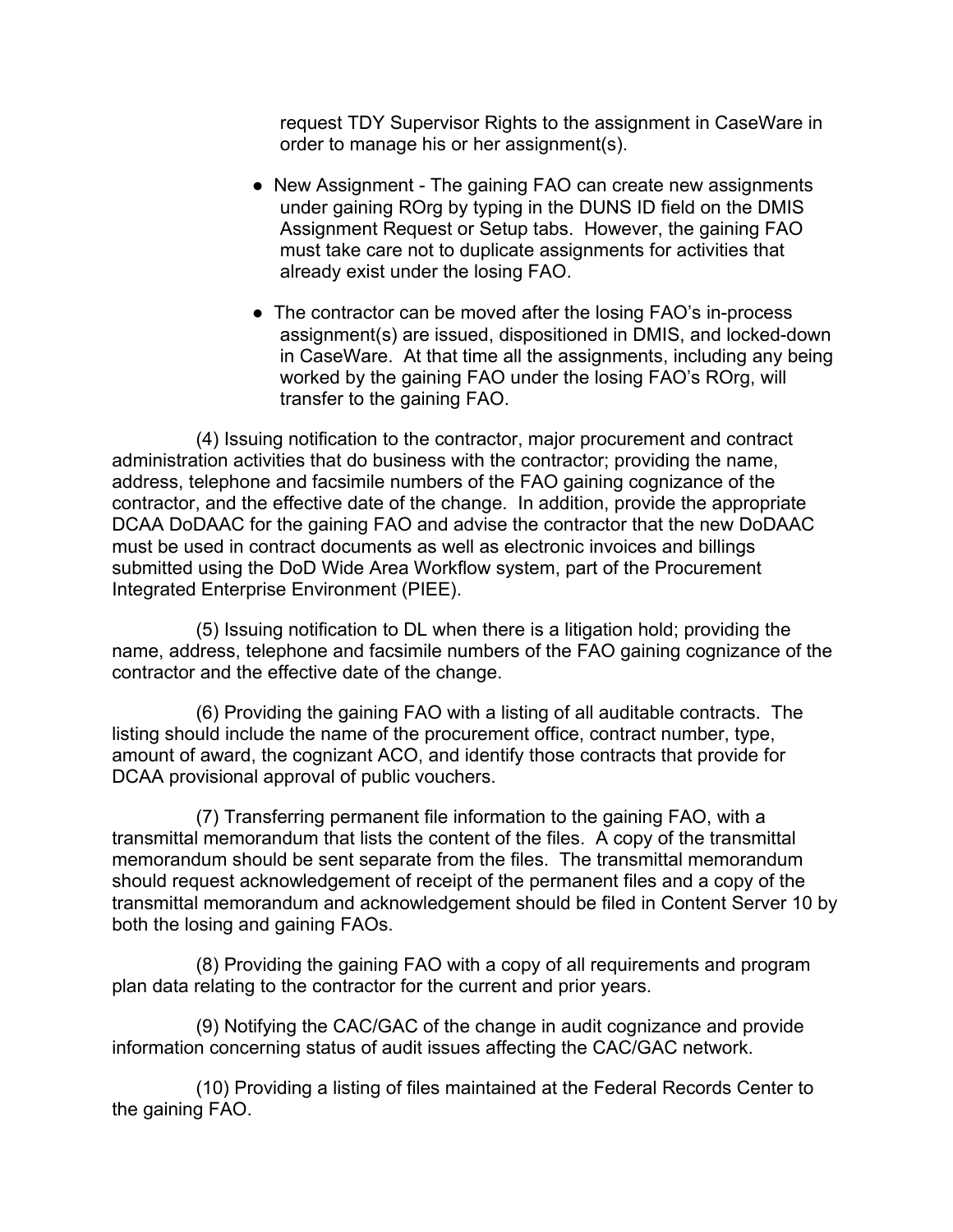request TDY Supervisor Rights to the assignment in CaseWare in order to manage his or her assignment(s).

- New Assignment - The gaining FAO can create new assignments under gaining ROrg by typing in the DUNS ID field on the DMIS Assignment Request or Setup tabs. However, the gaining FAO must take care not to duplicate assignments for activities that already exist under the losing FAO.

- The contractor can be moved after the losing FAO's in-process assignment(s) are issued, dispositioned in DMIS, and locked-down in CaseWare. At that time all the assignments, including any being worked by the gaining FAO under the losing FAO's ROrg, will transfer to the gaining FAO.

(4) Issuing notification to the contractor, major procurement and contract administration activities that do business with the contractor; providing the name, address, telephone and facsimile numbers of the FAO gaining cognizance of the contractor, and the effective date of the change. In addition, provide the appropriate DCAA DoDAAC for the gaining FAO and advise the contractor that the new DoDAAC must be used in contract documents as well as electronic invoices and billings submitted using the DoD Wide Area Workflow system, part of the Procurement Integrated Enterprise Environment (PIEE).

(5) Issuing notification to DL when there is a litigation hold; providing the name, address, telephone and facsimile numbers of the FAO gaining cognizance of the contractor and the effective date of the change.

(6) Providing the gaining FAO with a listing of all auditable contracts. The listing should include the name of the procurement office, contract number, type, amount of award, the cognizant ACO, and identify those contracts that provide for DCAA provisional approval of public vouchers.

(7) Transferring permanent file information to the gaining FAO, with a transmittal memorandum that lists the content of the files. A copy of the transmittal memorandum should be sent separate from the files. The transmittal memorandum should request acknowledgement of receipt of the permanent files and a copy of the transmittal memorandum and acknowledgement should be filed in Content Server 10 by both the losing and gaining FAOs.

(8) Providing the gaining FAO with a copy of all requirements and program plan data relating to the contractor for the current and prior years.

(9) Notifying the CAC/GAC of the change in audit cognizance and provide information concerning status of audit issues affecting the CAC/GAC network.

(10) Providing a listing of files maintained at the Federal Records Center to the gaining FAO.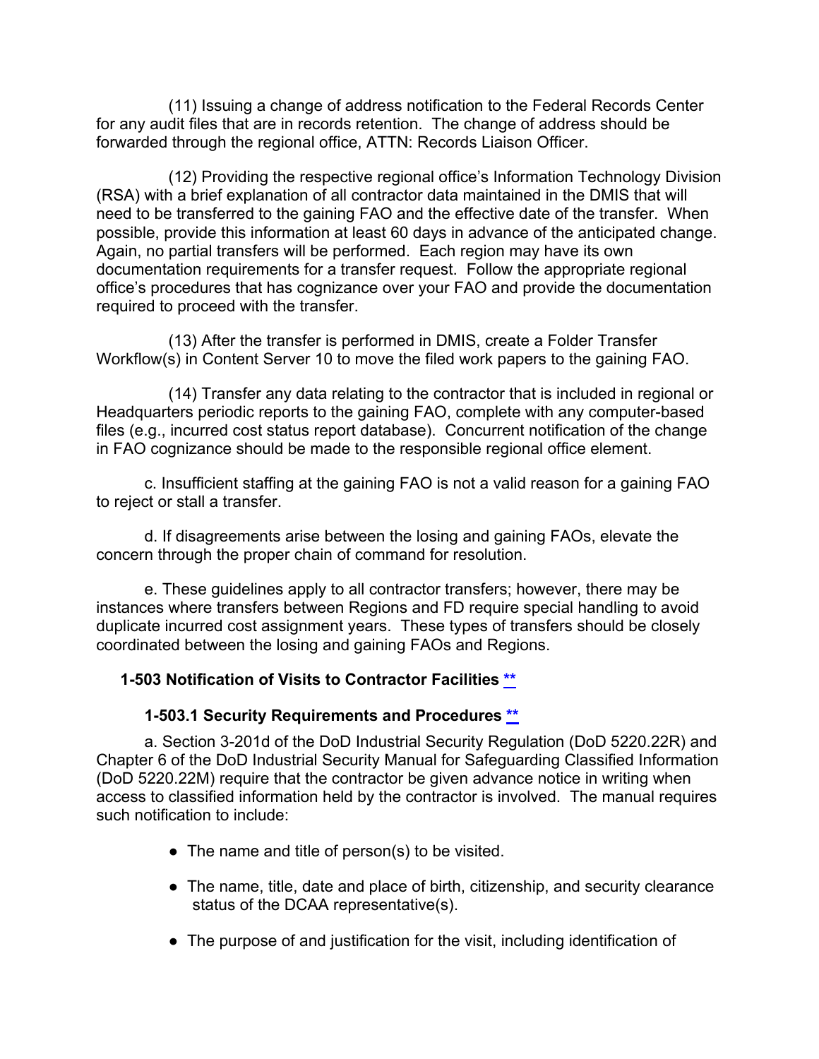(11) Issuing a change of address notification to the Federal Records Center for any audit files that are in records retention. The change of address should be forwarded through the regional office, ATTN: Records Liaison Officer.

(12) Providing the respective regional office's Information Technology Division (RSA) with a brief explanation of all contractor data maintained in the DMIS that will need to be transferred to the gaining FAO and the effective date of the transfer. When possible, provide this information at least 60 days in advance of the anticipated change. Again, no partial transfers will be performed. Each region may have its own documentation requirements for a transfer request. Follow the appropriate regional office's procedures that has cognizance over your FAO and provide the documentation required to proceed with the transfer.

(13) After the transfer is performed in DMIS, create a Folder Transfer Workflow(s) in Content Server 10 to move the filed work papers to the gaining FAO.

(14) Transfer any data relating to the contractor that is included in regional or Headquarters periodic reports to the gaining FAO, complete with any computer-based files (e.g., incurred cost status report database). Concurrent notification of the change in FAO cognizance should be made to the responsible regional office element.

c. Insufficient staffing at the gaining FAO is not a valid reason for a gaining FAO to reject or stall a transfer.

d. If disagreements arise between the losing and gaining FAOs, elevate the concern through the proper chain of command for resolution.

e. These guidelines apply to all contractor transfers; however, there may be instances where transfers between Regions and FD require special handling to avoid duplicate incurred cost assignment years. These types of transfers should be closely coordinated between the losing and gaining FAOs and Regions.

### 1-503 Notification of Visits to Contractor Facilities **

#### 1-503.1 Security Requirements and Procedures **

a. Section 3-201d of the DoD Industrial Security Regulation (DoD 5220.22R) and Chapter 6 of the DoD Industrial Security Manual for Safeguarding Classified Information (DoD 5220.22M) require that the contractor be given advance notice in writing when access to classified information held by the contractor is involved. The manual requires such notification to include:

- The name and title of person(s) to be visited.
- The name, title, date and place of birth, citizenship, and security clearance status of the DCAA representative(s).
- The purpose of and justification for the visit, including identification of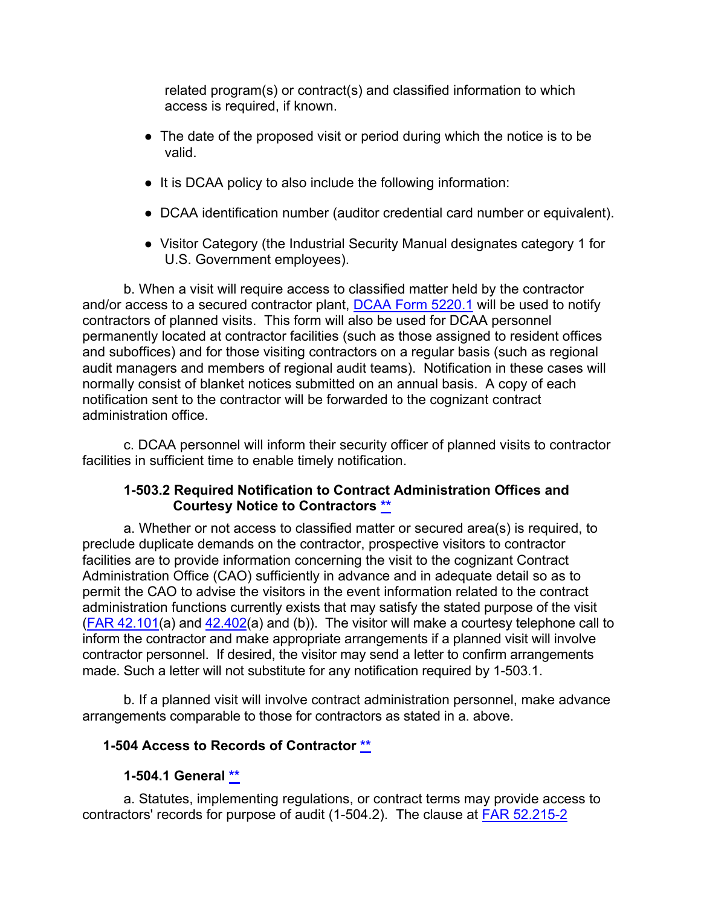related program(s) or contract(s) and classified information to which access is required, if known.

- The date of the proposed visit or period during which the notice is to be valid.

- It is DCAA policy to also include the following information:

- DCAA identification number (auditor credential card number or equivalent).

- Visitor Category (the Industrial Security Manual designates category 1 for U.S. Government employees).

b. When a visit will require access to classified matter held by the contractor and/or access to a secured contractor plant, DCAA Form 5220.1 will be used to notify contractors of planned visits. This form will also be used for DCAA personnel permanently located at contractor facilities (such as those assigned to resident offices and suboffices) and for those visiting contractors on a regular basis (such as regional audit managers and members of regional audit teams). Notification in these cases will normally consist of blanket notices submitted on an annual basis. A copy of each notification sent to the contractor will be forwarded to the cognizant contract administration office.

c. DCAA personnel will inform their security officer of planned visits to contractor facilities in sufficient time to enable timely notification.

#### 1-503.2 Required Notification to Contract Administration Offices and Courtesy Notice to Contractors **

a. Whether or not access to classified matter or secured area(s) is required, to preclude duplicate demands on the contractor, prospective visitors to contractor facilities are to provide information concerning the visit to the cognizant Contract Administration Office (CAO) sufficiently in advance and in adequate detail so as to permit the CAO to advise the visitors in the event information related to the contract administration functions currently exists that may satisfy the stated purpose of the visit (FAR 42.101(a) and 42.402(a) and (b)). The visitor will make a courtesy telephone call to inform the contractor and make appropriate arrangements if a planned visit will involve contractor personnel. If desired, the visitor may send a letter to confirm arrangements made. Such a letter will not substitute for any notification required by 1-503.1.

b. If a planned visit will involve contract administration personnel, make advance arrangements comparable to those for contractors as stated in a. above.

### 1-504 Access to Records of Contractor **

#### 1-504.1 General **

a. Statutes, implementing regulations, or contract terms may provide access to contractors' records for purpose of audit (1-504.2). The clause at FAR 52.215-2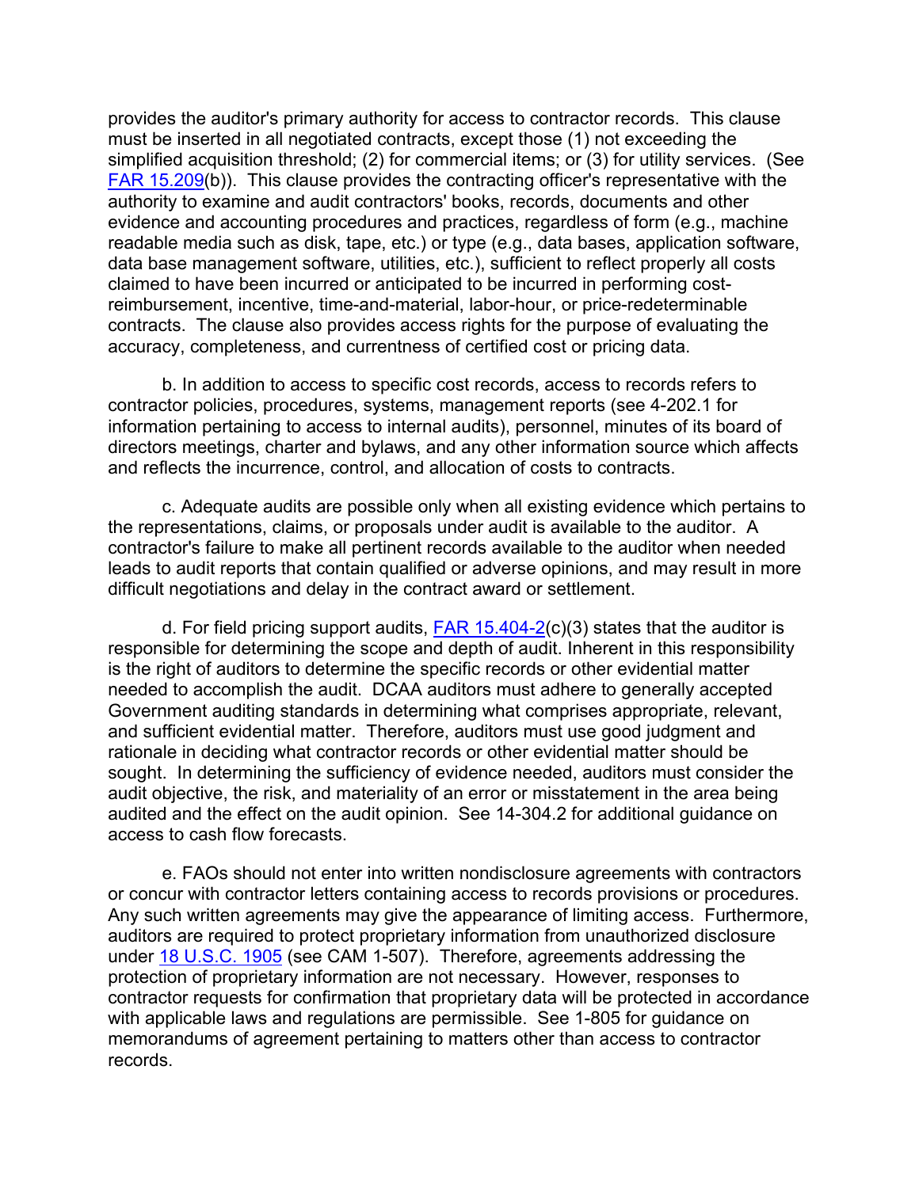provides the auditor's primary authority for access to contractor records. This clause must be inserted in all negotiated contracts, except those (1) not exceeding the simplified acquisition threshold; (2) for commercial items; or (3) for utility services. (See FAR 15.209(b)). This clause provides the contracting officer's representative with the authority to examine and audit contractors' books, records, documents and other evidence and accounting procedures and practices, regardless of form (e.g., machine readable media such as disk, tape, etc.) or type (e.g., data bases, application software, data base management software, utilities, etc.), sufficient to reflect properly all costs claimed to have been incurred or anticipated to be incurred in performing cost-reimbursement, incentive, time-and-material, labor-hour, or price-redeterminable contracts. The clause also provides access rights for the purpose of evaluating the accuracy, completeness, and currentness of certified cost or pricing data.

b. In addition to access to specific cost records, access to records refers to contractor policies, procedures, systems, management reports (see 4-202.1 for information pertaining to access to internal audits), personnel, minutes of its board of directors meetings, charter and bylaws, and any other information source which affects and reflects the incurrence, control, and allocation of costs to contracts.

c. Adequate audits are possible only when all existing evidence which pertains to the representations, claims, or proposals under audit is available to the auditor. A contractor's failure to make all pertinent records available to the auditor when needed leads to audit reports that contain qualified or adverse opinions, and may result in more difficult negotiations and delay in the contract award or settlement.

d. For field pricing support audits, FAR 15.404-2(c)(3) states that the auditor is responsible for determining the scope and depth of audit. Inherent in this responsibility is the right of auditors to determine the specific records or other evidential matter needed to accomplish the audit. DCAA auditors must adhere to generally accepted Government auditing standards in determining what comprises appropriate, relevant, and sufficient evidential matter. Therefore, auditors must use good judgment and rationale in deciding what contractor records or other evidential matter should be sought. In determining the sufficiency of evidence needed, auditors must consider the audit objective, the risk, and materiality of an error or misstatement in the area being audited and the effect on the audit opinion. See 14-304.2 for additional guidance on access to cash flow forecasts.

e. FAOs should not enter into written nondisclosure agreements with contractors or concur with contractor letters containing access to records provisions or procedures. Any such written agreements may give the appearance of limiting access. Furthermore, auditors are required to protect proprietary information from unauthorized disclosure under 18 U.S.C. 1905 (see CAM 1-507). Therefore, agreements addressing the protection of proprietary information are not necessary. However, responses to contractor requests for confirmation that proprietary data will be protected in accordance with applicable laws and regulations are permissible. See 1-805 for guidance on memorandums of agreement pertaining to matters other than access to contractor records.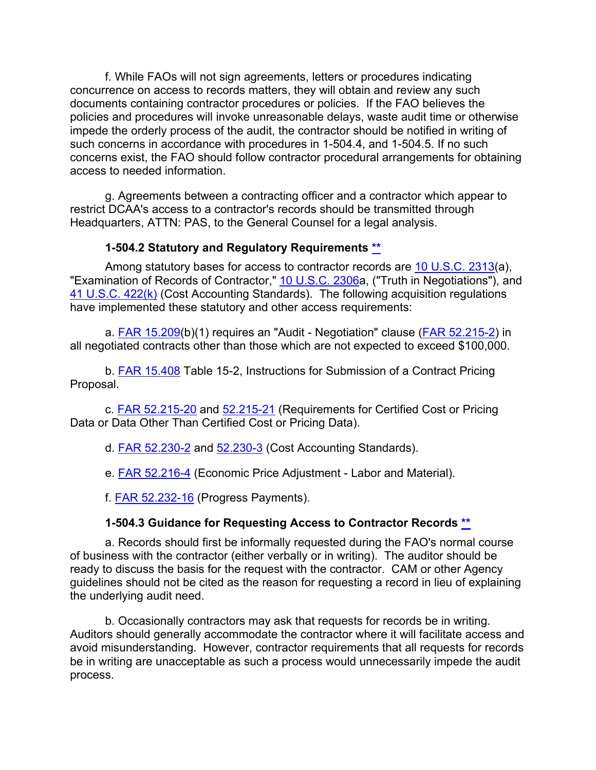f. While FAOs will not sign agreements, letters or procedures indicating concurrence on access to records matters, they will obtain and review any such documents containing contractor procedures or policies. If the FAO believes the policies and procedures will invoke unreasonable delays, waste audit time or otherwise impede the orderly process of the audit, the contractor should be notified in writing of such concerns in accordance with procedures in 1-504.4, and 1-504.5. If no such concerns exist, the FAO should follow contractor procedural arrangements for obtaining access to needed information.

g. Agreements between a contracting officer and a contractor which appear to restrict DCAA's access to a contractor's records should be transmitted through Headquarters, ATTN: PAS, to the General Counsel for a legal analysis.

### 1-504.2 Statutory and Regulatory Requirements **

Among statutory bases for access to contractor records are 10 U.S.C. 2313(a), "Examination of Records of Contractor," 10 U.S.C. 2306a, ("Truth in Negotiations"), and 41 U.S.C. 422(k) (Cost Accounting Standards). The following acquisition regulations have implemented these statutory and other access requirements:

a. FAR 15.209(b)(1) requires an "Audit - Negotiation" clause (FAR 52.215-2) in all negotiated contracts other than those which are not expected to exceed $100,000.

b. FAR 15.408 Table 15-2, Instructions for Submission of a Contract Pricing Proposal.

c. FAR 52.215-20 and 52.215-21 (Requirements for Certified Cost or Pricing Data or Data Other Than Certified Cost or Pricing Data).

d. FAR 52.230-2 and 52.230-3 (Cost Accounting Standards).

e. FAR 52.216-4 (Economic Price Adjustment - Labor and Material).

f. FAR 52.232-16 (Progress Payments).

### 1-504.3 Guidance for Requesting Access to Contractor Records **

a. Records should first be informally requested during the FAO's normal course of business with the contractor (either verbally or in writing). The auditor should be ready to discuss the basis for the request with the contractor. CAM or other Agency guidelines should not be cited as the reason for requesting a record in lieu of explaining the underlying audit need.

b. Occasionally contractors may ask that requests for records be in writing. Auditors should generally accommodate the contractor where it will facilitate access and avoid misunderstanding. However, contractor requirements that all requests for records be in writing are unacceptable as such a process would unnecessarily impede the audit process.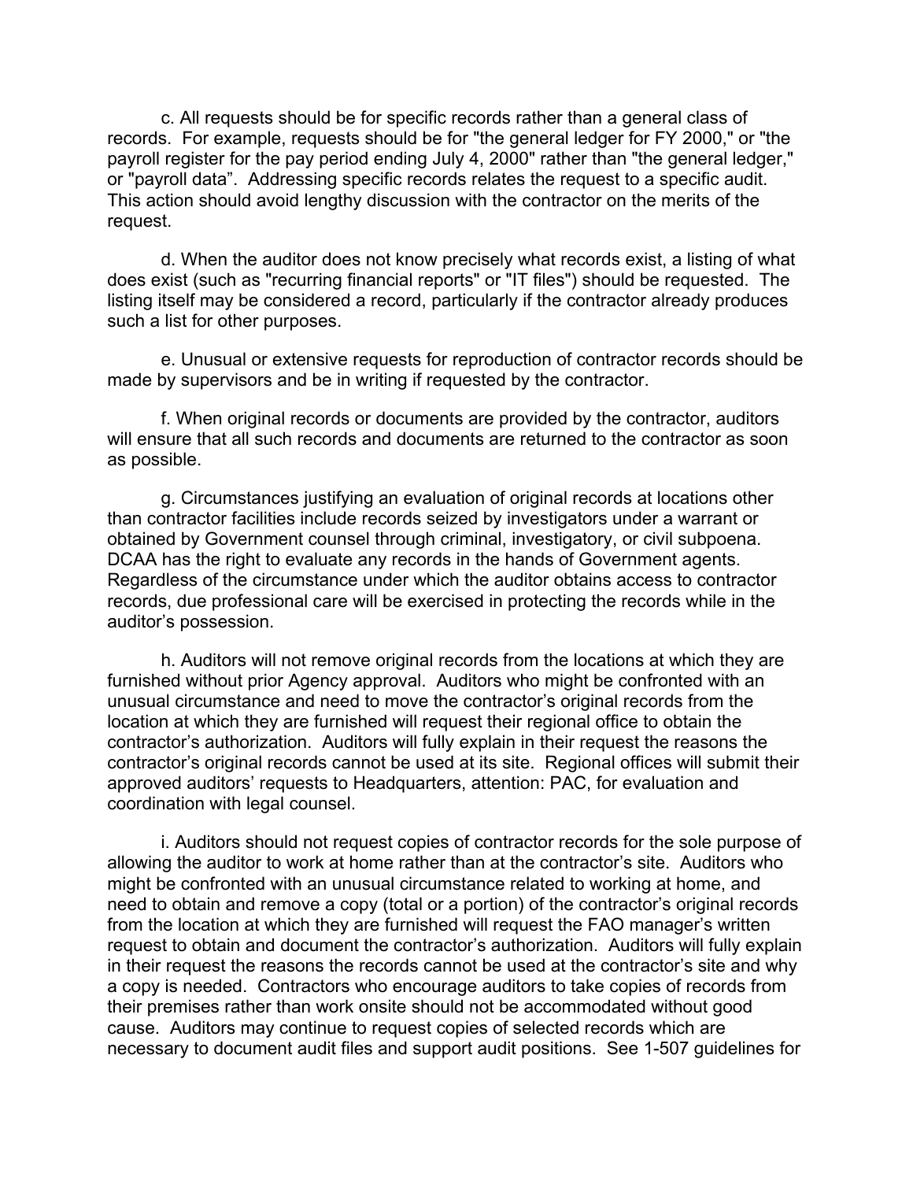c. All requests should be for specific records rather than a general class of records. For example, requests should be for "the general ledger for FY 2000," or "the payroll register for the pay period ending July 4, 2000" rather than "the general ledger," or "payroll data". Addressing specific records relates the request to a specific audit. This action should avoid lengthy discussion with the contractor on the merits of the request.

d. When the auditor does not know precisely what records exist, a listing of what does exist (such as "recurring financial reports" or "IT files") should be requested. The listing itself may be considered a record, particularly if the contractor already produces such a list for other purposes.

e. Unusual or extensive requests for reproduction of contractor records should be made by supervisors and be in writing if requested by the contractor.

f. When original records or documents are provided by the contractor, auditors will ensure that all such records and documents are returned to the contractor as soon as possible.

g. Circumstances justifying an evaluation of original records at locations other than contractor facilities include records seized by investigators under a warrant or obtained by Government counsel through criminal, investigatory, or civil subpoena. DCAA has the right to evaluate any records in the hands of Government agents. Regardless of the circumstance under which the auditor obtains access to contractor records, due professional care will be exercised in protecting the records while in the auditor's possession.

h. Auditors will not remove original records from the locations at which they are furnished without prior Agency approval. Auditors who might be confronted with an unusual circumstance and need to move the contractor's original records from the location at which they are furnished will request their regional office to obtain the contractor's authorization. Auditors will fully explain in their request the reasons the contractor's original records cannot be used at its site. Regional offices will submit their approved auditors' requests to Headquarters, attention: PAC, for evaluation and coordination with legal counsel.

i. Auditors should not request copies of contractor records for the sole purpose of allowing the auditor to work at home rather than at the contractor's site. Auditors who might be confronted with an unusual circumstance related to working at home, and need to obtain and remove a copy (total or a portion) of the contractor's original records from the location at which they are furnished will request the FAO manager's written request to obtain and document the contractor's authorization. Auditors will fully explain in their request the reasons the records cannot be used at the contractor's site and why a copy is needed. Contractors who encourage auditors to take copies of records from their premises rather than work onsite should not be accommodated without good cause. Auditors may continue to request copies of selected records which are necessary to document audit files and support audit positions. See 1-507 guidelines for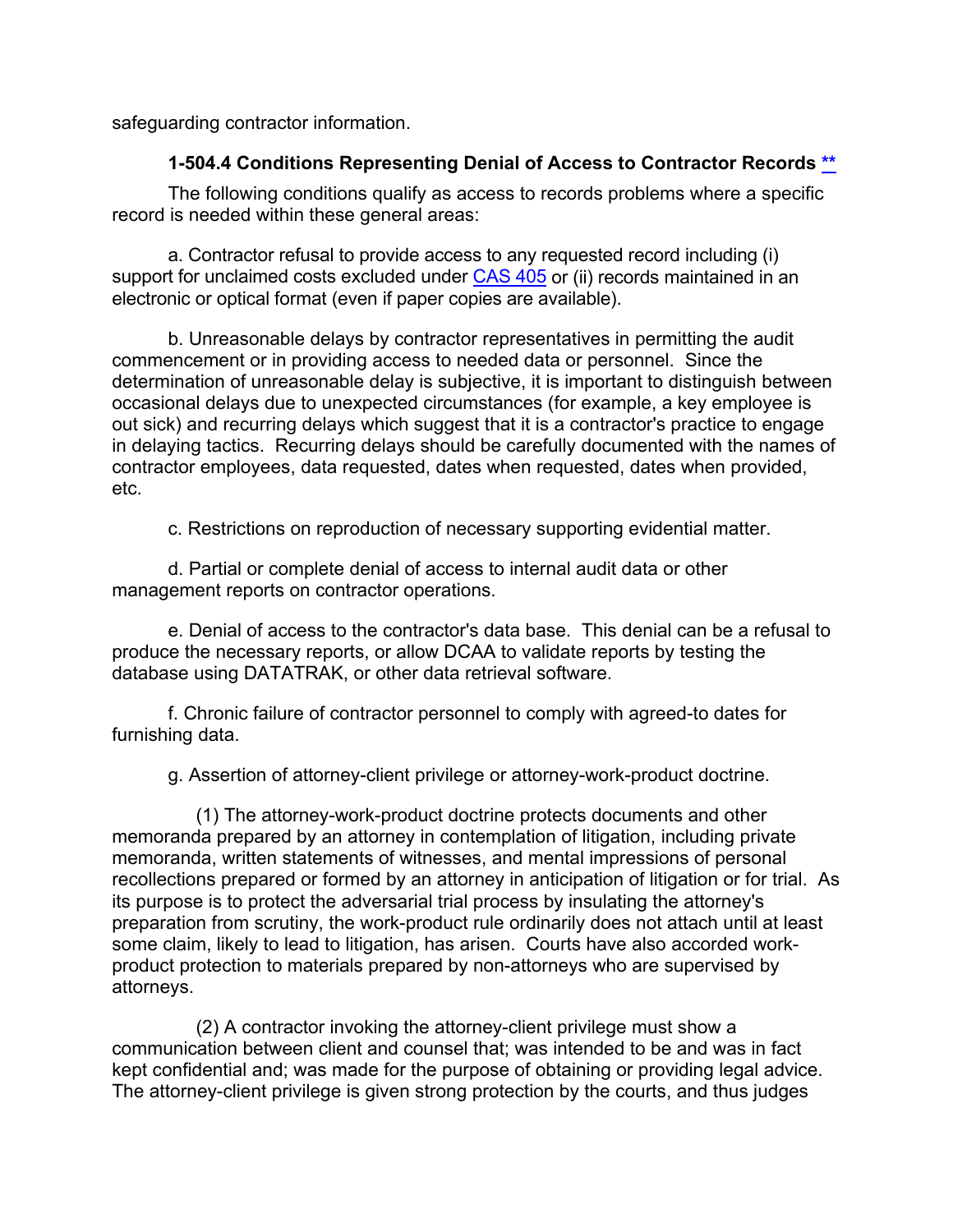safeguarding contractor information.

### 1-504.4 Conditions Representing Denial of Access to Contractor Records **

The following conditions qualify as access to records problems where a specific record is needed within these general areas:

a. Contractor refusal to provide access to any requested record including (i) support for unclaimed costs excluded under CAS 405 or (ii) records maintained in an electronic or optical format (even if paper copies are available).

b. Unreasonable delays by contractor representatives in permitting the audit commencement or in providing access to needed data or personnel. Since the determination of unreasonable delay is subjective, it is important to distinguish between occasional delays due to unexpected circumstances (for example, a key employee is out sick) and recurring delays which suggest that it is a contractor's practice to engage in delaying tactics. Recurring delays should be carefully documented with the names of contractor employees, data requested, dates when requested, dates when provided, etc.

c. Restrictions on reproduction of necessary supporting evidential matter.

d. Partial or complete denial of access to internal audit data or other management reports on contractor operations.

e. Denial of access to the contractor's data base. This denial can be a refusal to produce the necessary reports, or allow DCAA to validate reports by testing the database using DATATRAK, or other data retrieval software.

f. Chronic failure of contractor personnel to comply with agreed-to dates for furnishing data.

g. Assertion of attorney-client privilege or attorney-work-product doctrine.

(1) The attorney-work-product doctrine protects documents and other memoranda prepared by an attorney in contemplation of litigation, including private memoranda, written statements of witnesses, and mental impressions of personal recollections prepared or formed by an attorney in anticipation of litigation or for trial. As its purpose is to protect the adversarial trial process by insulating the attorney's preparation from scrutiny, the work-product rule ordinarily does not attach until at least some claim, likely to lead to litigation, has arisen. Courts have also accorded work-product protection to materials prepared by non-attorneys who are supervised by attorneys.

(2) A contractor invoking the attorney-client privilege must show a communication between client and counsel that; was intended to be and was in fact kept confidential and; was made for the purpose of obtaining or providing legal advice. The attorney-client privilege is given strong protection by the courts, and thus judges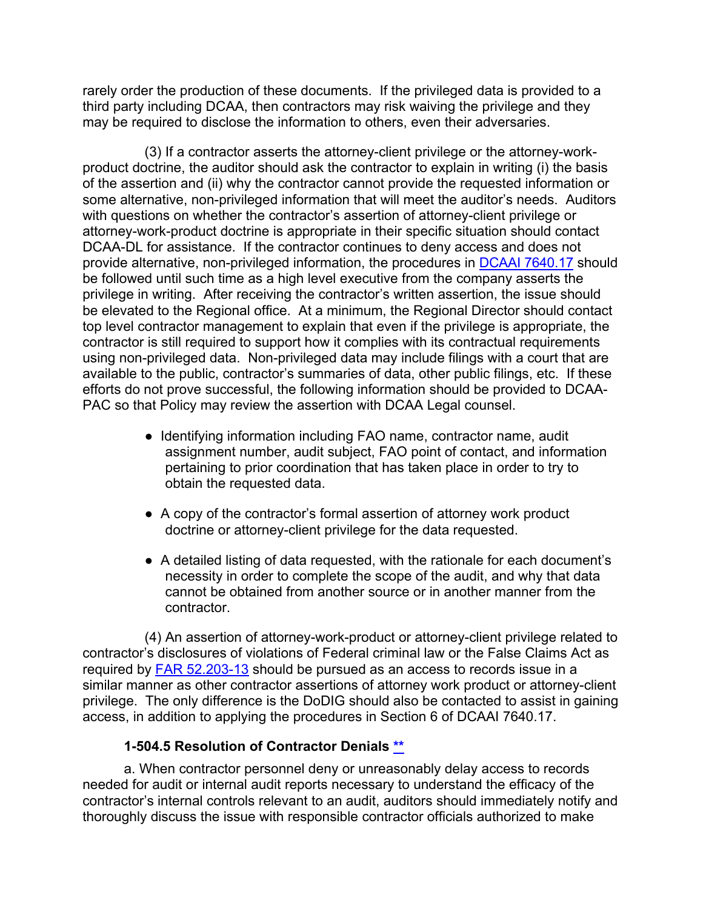rarely order the production of these documents. If the privileged data is provided to a third party including DCAA, then contractors may risk waiving the privilege and they may be required to disclose the information to others, even their adversaries.

(3) If a contractor asserts the attorney-client privilege or the attorney-work-product doctrine, the auditor should ask the contractor to explain in writing (i) the basis of the assertion and (ii) why the contractor cannot provide the requested information or some alternative, non-privileged information that will meet the auditor's needs. Auditors with questions on whether the contractor's assertion of attorney-client privilege or attorney-work-product doctrine is appropriate in their specific situation should contact DCAA-DL for assistance. If the contractor continues to deny access and does not provide alternative, non-privileged information, the procedures in DCAAI 7640.17 should be followed until such time as a high level executive from the company asserts the privilege in writing. After receiving the contractor's written assertion, the issue should be elevated to the Regional office. At a minimum, the Regional Director should contact top level contractor management to explain that even if the privilege is appropriate, the contractor is still required to support how it complies with its contractual requirements using non-privileged data. Non-privileged data may include filings with a court that are available to the public, contractor's summaries of data, other public filings, etc. If these efforts do not prove successful, the following information should be provided to DCAA-PAC so that Policy may review the assertion with DCAA Legal counsel.

- Identifying information including FAO name, contractor name, audit assignment number, audit subject, FAO point of contact, and information pertaining to prior coordination that has taken place in order to try to obtain the requested data.
- A copy of the contractor's formal assertion of attorney work product doctrine or attorney-client privilege for the data requested.
- A detailed listing of data requested, with the rationale for each document's necessity in order to complete the scope of the audit, and why that data cannot be obtained from another source or in another manner from the contractor.

(4) An assertion of attorney-work-product or attorney-client privilege related to contractor's disclosures of violations of Federal criminal law or the False Claims Act as required by FAR 52.203-13 should be pursued as an access to records issue in a similar manner as other contractor assertions of attorney work product or attorney-client privilege. The only difference is the DoDIG should also be contacted to assist in gaining access, in addition to applying the procedures in Section 6 of DCAAI 7640.17.

### 1-504.5 Resolution of Contractor Denials **

a. When contractor personnel deny or unreasonably delay access to records needed for audit or internal audit reports necessary to understand the efficacy of the contractor's internal controls relevant to an audit, auditors should immediately notify and thoroughly discuss the issue with responsible contractor officials authorized to make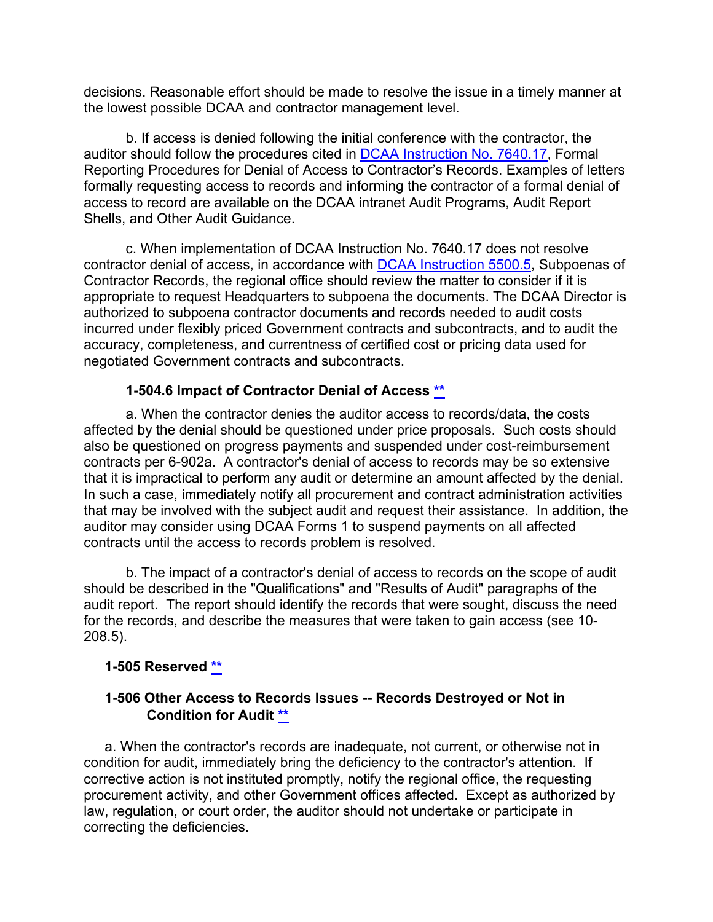decisions. Reasonable effort should be made to resolve the issue in a timely manner at the lowest possible DCAA and contractor management level.

b. If access is denied following the initial conference with the contractor, the auditor should follow the procedures cited in DCAA Instruction No. 7640.17, Formal Reporting Procedures for Denial of Access to Contractor's Records. Examples of letters formally requesting access to records and informing the contractor of a formal denial of access to record are available on the DCAA intranet Audit Programs, Audit Report Shells, and Other Audit Guidance.

c. When implementation of DCAA Instruction No. 7640.17 does not resolve contractor denial of access, in accordance with DCAA Instruction 5500.5, Subpoenas of Contractor Records, the regional office should review the matter to consider if it is appropriate to request Headquarters to subpoena the documents. The DCAA Director is authorized to subpoena contractor documents and records needed to audit costs incurred under flexibly priced Government contracts and subcontracts, and to audit the accuracy, completeness, and currentness of certified cost or pricing data used for negotiated Government contracts and subcontracts.

### 1-504.6 Impact of Contractor Denial of Access **

a. When the contractor denies the auditor access to records/data, the costs affected by the denial should be questioned under price proposals. Such costs should also be questioned on progress payments and suspended under cost-reimbursement contracts per 6-902a. A contractor's denial of access to records may be so extensive that it is impractical to perform any audit or determine an amount affected by the denial. In such a case, immediately notify all procurement and contract administration activities that may be involved with the subject audit and request their assistance. In addition, the auditor may consider using DCAA Forms 1 to suspend payments on all affected contracts until the access to records problem is resolved.

b. The impact of a contractor's denial of access to records on the scope of audit should be described in the "Qualifications" and "Results of Audit" paragraphs of the audit report. The report should identify the records that were sought, discuss the need for the records, and describe the measures that were taken to gain access (see 10-208.5).

## 1-505 Reserved **

## 1-506 Other Access to Records Issues -- Records Destroyed or Not in Condition for Audit **

a. When the contractor's records are inadequate, not current, or otherwise not in condition for audit, immediately bring the deficiency to the contractor's attention. If corrective action is not instituted promptly, notify the regional office, the requesting procurement activity, and other Government offices affected. Except as authorized by law, regulation, or court order, the auditor should not undertake or participate in correcting the deficiencies.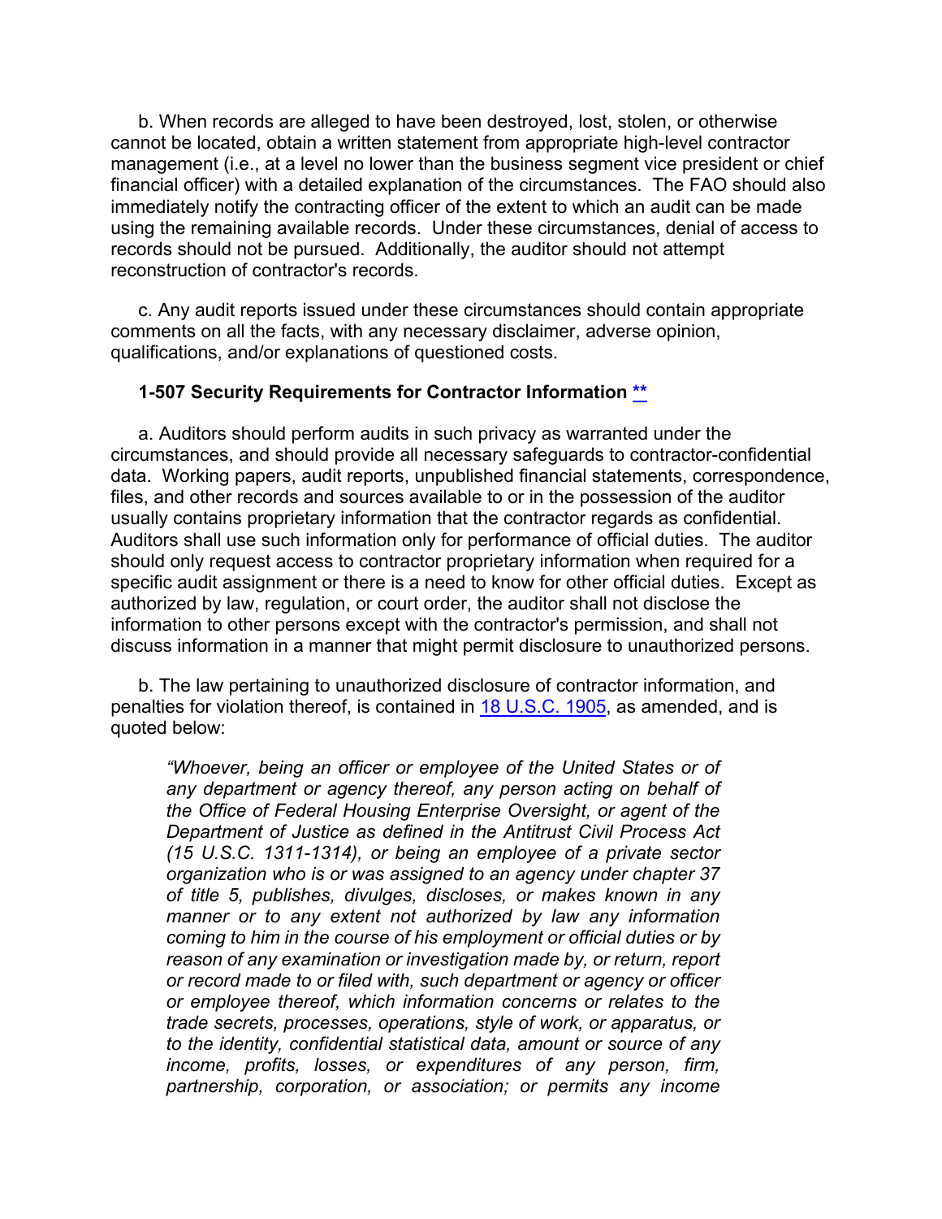b. When records are alleged to have been destroyed, lost, stolen, or otherwise cannot be located, obtain a written statement from appropriate high-level contractor management (i.e., at a level no lower than the business segment vice president or chief financial officer) with a detailed explanation of the circumstances. The FAO should also immediately notify the contracting officer of the extent to which an audit can be made using the remaining available records. Under these circumstances, denial of access to records should not be pursued. Additionally, the auditor should not attempt reconstruction of contractor's records.

c. Any audit reports issued under these circumstances should contain appropriate comments on all the facts, with any necessary disclaimer, adverse opinion, qualifications, and/or explanations of questioned costs.

### 1-507 Security Requirements for Contractor Information **

a. Auditors should perform audits in such privacy as warranted under the circumstances, and should provide all necessary safeguards to contractor-confidential data. Working papers, audit reports, unpublished financial statements, correspondence, files, and other records and sources available to or in the possession of the auditor usually contains proprietary information that the contractor regards as confidential. Auditors shall use such information only for performance of official duties. The auditor should only request access to contractor proprietary information when required for a specific audit assignment or there is a need to know for other official duties. Except as authorized by law, regulation, or court order, the auditor shall not disclose the information to other persons except with the contractor's permission, and shall not discuss information in a manner that might permit disclosure to unauthorized persons.

b. The law pertaining to unauthorized disclosure of contractor information, and penalties for violation thereof, is contained in 18 U.S.C. 1905, as amended, and is quoted below:

> *"Whoever, being an officer or employee of the United States or of any department or agency thereof, any person acting on behalf of the Office of Federal Housing Enterprise Oversight, or agent of the Department of Justice as defined in the Antitrust Civil Process Act (15 U.S.C. 1311-1314), or being an employee of a private sector organization who is or was assigned to an agency under chapter 37 of title 5, publishes, divulges, discloses, or makes known in any manner or to any extent not authorized by law any information coming to him in the course of his employment or official duties or by reason of any examination or investigation made by, or return, report or record made to or filed with, such department or agency or officer or employee thereof, which information concerns or relates to the trade secrets, processes, operations, style of work, or apparatus, or to the identity, confidential statistical data, amount or source of any income, profits, losses, or expenditures of any person, firm, partnership, corporation, or association; or permits any income*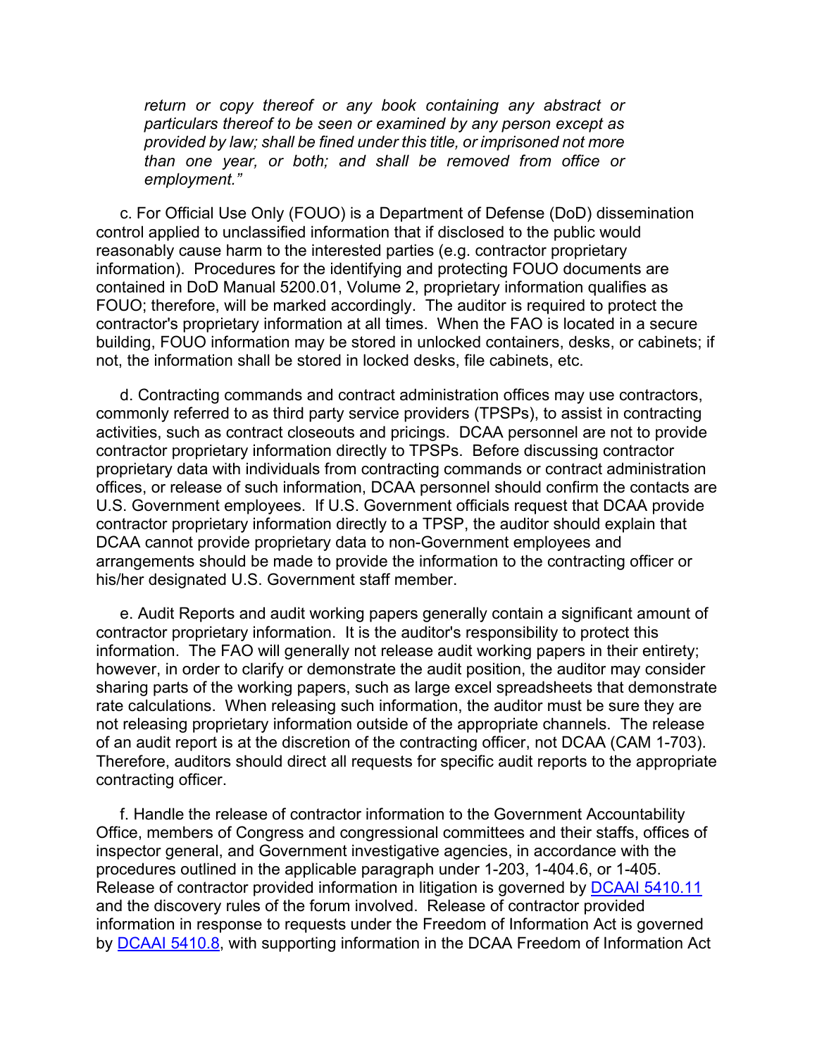*return or copy thereof or any book containing any abstract or particulars thereof to be seen or examined by any person except as provided by law; shall be fined under this title, or imprisoned not more than one year, or both; and shall be removed from office or employment."*

c. For Official Use Only (FOUO) is a Department of Defense (DoD) dissemination control applied to unclassified information that if disclosed to the public would reasonably cause harm to the interested parties (e.g. contractor proprietary information). Procedures for the identifying and protecting FOUO documents are contained in DoD Manual 5200.01, Volume 2, proprietary information qualifies as FOUO; therefore, will be marked accordingly. The auditor is required to protect the contractor's proprietary information at all times. When the FAO is located in a secure building, FOUO information may be stored in unlocked containers, desks, or cabinets; if not, the information shall be stored in locked desks, file cabinets, etc.

d. Contracting commands and contract administration offices may use contractors, commonly referred to as third party service providers (TPSPs), to assist in contracting activities, such as contract closeouts and pricings. DCAA personnel are not to provide contractor proprietary information directly to TPSPs. Before discussing contractor proprietary data with individuals from contracting commands or contract administration offices, or release of such information, DCAA personnel should confirm the contacts are U.S. Government employees. If U.S. Government officials request that DCAA provide contractor proprietary information directly to a TPSP, the auditor should explain that DCAA cannot provide proprietary data to non-Government employees and arrangements should be made to provide the information to the contracting officer or his/her designated U.S. Government staff member.

e. Audit Reports and audit working papers generally contain a significant amount of contractor proprietary information. It is the auditor's responsibility to protect this information. The FAO will generally not release audit working papers in their entirety; however, in order to clarify or demonstrate the audit position, the auditor may consider sharing parts of the working papers, such as large excel spreadsheets that demonstrate rate calculations. When releasing such information, the auditor must be sure they are not releasing proprietary information outside of the appropriate channels. The release of an audit report is at the discretion of the contracting officer, not DCAA (CAM 1-703). Therefore, auditors should direct all requests for specific audit reports to the appropriate contracting officer.

f. Handle the release of contractor information to the Government Accountability Office, members of Congress and congressional committees and their staffs, offices of inspector general, and Government investigative agencies, in accordance with the procedures outlined in the applicable paragraph under 1-203, 1-404.6, or 1-405. Release of contractor provided information in litigation is governed by DCAAI 5410.11 and the discovery rules of the forum involved. Release of contractor provided information in response to requests under the Freedom of Information Act is governed by DCAAI 5410.8, with supporting information in the DCAA Freedom of Information Act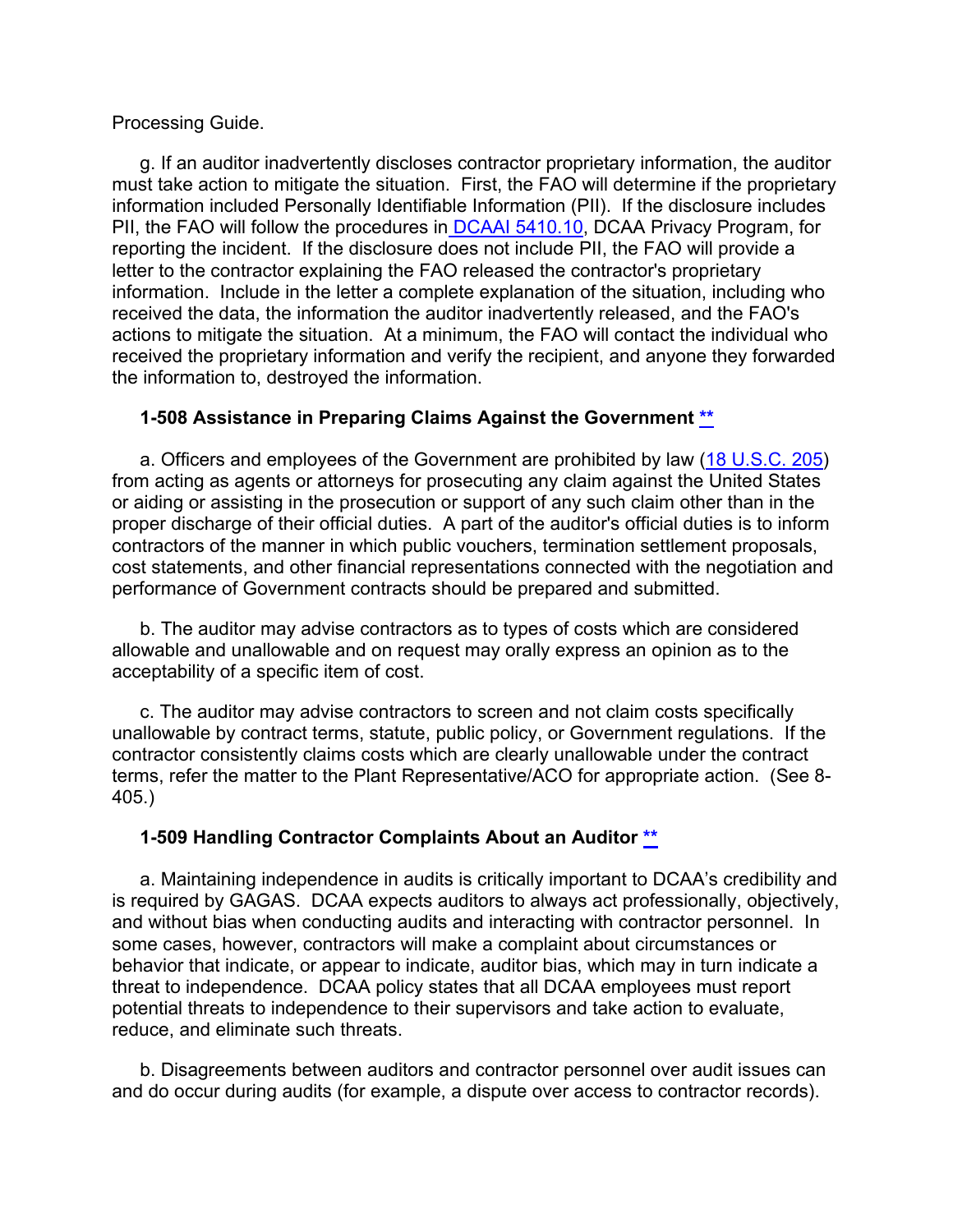Processing Guide.

g. If an auditor inadvertently discloses contractor proprietary information, the auditor must take action to mitigate the situation. First, the FAO will determine if the proprietary information included Personally Identifiable Information (PII). If the disclosure includes PII, the FAO will follow the procedures in DCAAI 5410.10, DCAA Privacy Program, for reporting the incident. If the disclosure does not include PII, the FAO will provide a letter to the contractor explaining the FAO released the contractor's proprietary information. Include in the letter a complete explanation of the situation, including who received the data, the information the auditor inadvertently released, and the FAO's actions to mitigate the situation. At a minimum, the FAO will contact the individual who received the proprietary information and verify the recipient, and anyone they forwarded the information to, destroyed the information.

### 1-508 Assistance in Preparing Claims Against the Government **

a. Officers and employees of the Government are prohibited by law (18 U.S.C. 205) from acting as agents or attorneys for prosecuting any claim against the United States or aiding or assisting in the prosecution or support of any such claim other than in the proper discharge of their official duties. A part of the auditor's official duties is to inform contractors of the manner in which public vouchers, termination settlement proposals, cost statements, and other financial representations connected with the negotiation and performance of Government contracts should be prepared and submitted.

b. The auditor may advise contractors as to types of costs which are considered allowable and unallowable and on request may orally express an opinion as to the acceptability of a specific item of cost.

c. The auditor may advise contractors to screen and not claim costs specifically unallowable by contract terms, statute, public policy, or Government regulations. If the contractor consistently claims costs which are clearly unallowable under the contract terms, refer the matter to the Plant Representative/ACO for appropriate action. (See 8-405.)

### 1-509 Handling Contractor Complaints About an Auditor **

a. Maintaining independence in audits is critically important to DCAA's credibility and is required by GAGAS. DCAA expects auditors to always act professionally, objectively, and without bias when conducting audits and interacting with contractor personnel. In some cases, however, contractors will make a complaint about circumstances or behavior that indicate, or appear to indicate, auditor bias, which may in turn indicate a threat to independence. DCAA policy states that all DCAA employees must report potential threats to independence to their supervisors and take action to evaluate, reduce, and eliminate such threats.

b. Disagreements between auditors and contractor personnel over audit issues can and do occur during audits (for example, a dispute over access to contractor records).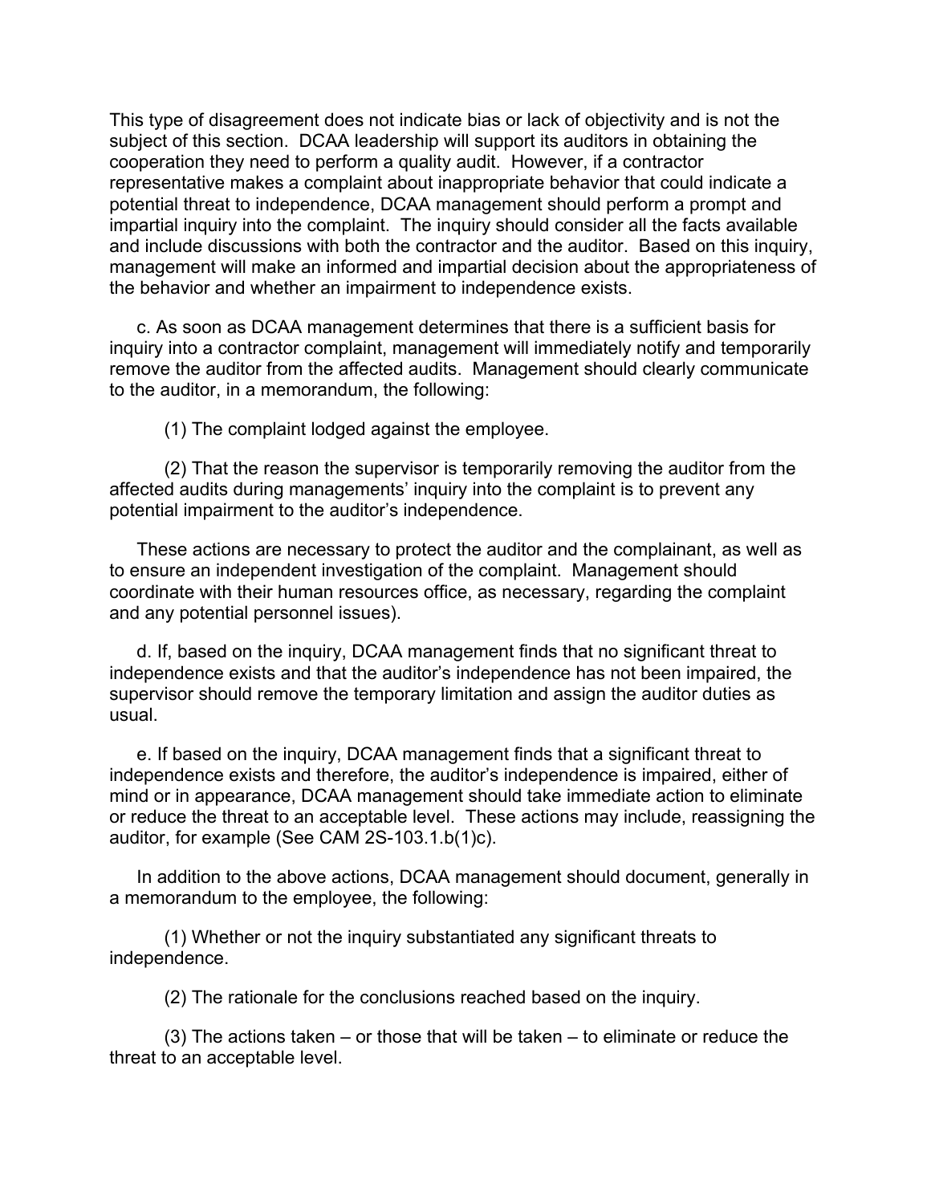This type of disagreement does not indicate bias or lack of objectivity and is not the subject of this section. DCAA leadership will support its auditors in obtaining the cooperation they need to perform a quality audit. However, if a contractor representative makes a complaint about inappropriate behavior that could indicate a potential threat to independence, DCAA management should perform a prompt and impartial inquiry into the complaint. The inquiry should consider all the facts available and include discussions with both the contractor and the auditor. Based on this inquiry, management will make an informed and impartial decision about the appropriateness of the behavior and whether an impairment to independence exists.

c. As soon as DCAA management determines that there is a sufficient basis for inquiry into a contractor complaint, management will immediately notify and temporarily remove the auditor from the affected audits. Management should clearly communicate to the auditor, in a memorandum, the following:

(1) The complaint lodged against the employee.

(2) That the reason the supervisor is temporarily removing the auditor from the affected audits during managements' inquiry into the complaint is to prevent any potential impairment to the auditor's independence.

These actions are necessary to protect the auditor and the complainant, as well as to ensure an independent investigation of the complaint. Management should coordinate with their human resources office, as necessary, regarding the complaint and any potential personnel issues).

d. If, based on the inquiry, DCAA management finds that no significant threat to independence exists and that the auditor's independence has not been impaired, the supervisor should remove the temporary limitation and assign the auditor duties as usual.

e. If based on the inquiry, DCAA management finds that a significant threat to independence exists and therefore, the auditor's independence is impaired, either of mind or in appearance, DCAA management should take immediate action to eliminate or reduce the threat to an acceptable level. These actions may include, reassigning the auditor, for example (See CAM 2S-103.1.b(1)c).

In addition to the above actions, DCAA management should document, generally in a memorandum to the employee, the following:

(1) Whether or not the inquiry substantiated any significant threats to independence.

(2) The rationale for the conclusions reached based on the inquiry.

(3) The actions taken – or those that will be taken – to eliminate or reduce the threat to an acceptable level.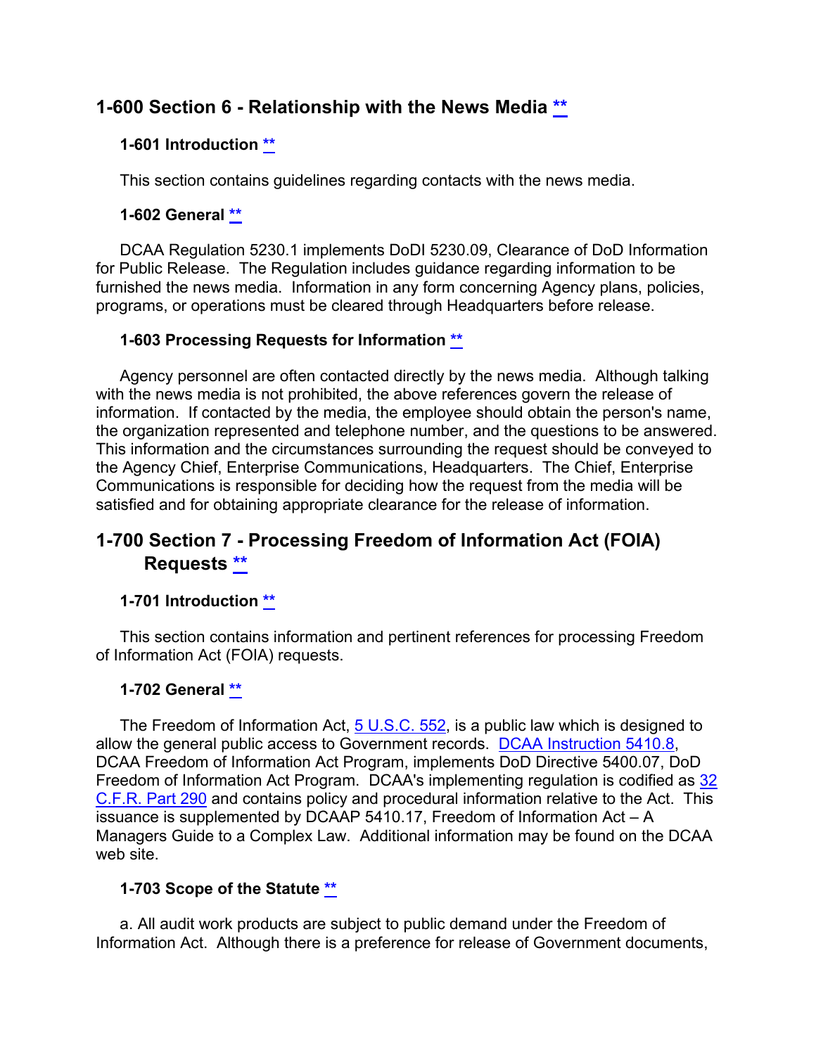## 1-600 Section 6 - Relationship with the News Media **

### 1-601 Introduction **

This section contains guidelines regarding contacts with the news media.

### 1-602 General **

DCAA Regulation 5230.1 implements DoDI 5230.09, Clearance of DoD Information for Public Release. The Regulation includes guidance regarding information to be furnished the news media. Information in any form concerning Agency plans, policies, programs, or operations must be cleared through Headquarters before release.

### 1-603 Processing Requests for Information **

Agency personnel are often contacted directly by the news media. Although talking with the news media is not prohibited, the above references govern the release of information. If contacted by the media, the employee should obtain the person's name, the organization represented and telephone number, and the questions to be answered. This information and the circumstances surrounding the request should be conveyed to the Agency Chief, Enterprise Communications, Headquarters. The Chief, Enterprise Communications is responsible for deciding how the request from the media will be satisfied and for obtaining appropriate clearance for the release of information.

## 1-700 Section 7 - Processing Freedom of Information Act (FOIA) Requests **

### 1-701 Introduction **

This section contains information and pertinent references for processing Freedom of Information Act (FOIA) requests.

### 1-702 General **

The Freedom of Information Act, 5 U.S.C. 552, is a public law which is designed to allow the general public access to Government records. DCAA Instruction 5410.8, DCAA Freedom of Information Act Program, implements DoD Directive 5400.07, DoD Freedom of Information Act Program. DCAA's implementing regulation is codified as 32 C.F.R. Part 290 and contains policy and procedural information relative to the Act. This issuance is supplemented by DCAAP 5410.17, Freedom of Information Act – A Managers Guide to a Complex Law. Additional information may be found on the DCAA web site.

### 1-703 Scope of the Statute **

a. All audit work products are subject to public demand under the Freedom of Information Act. Although there is a preference for release of Government documents,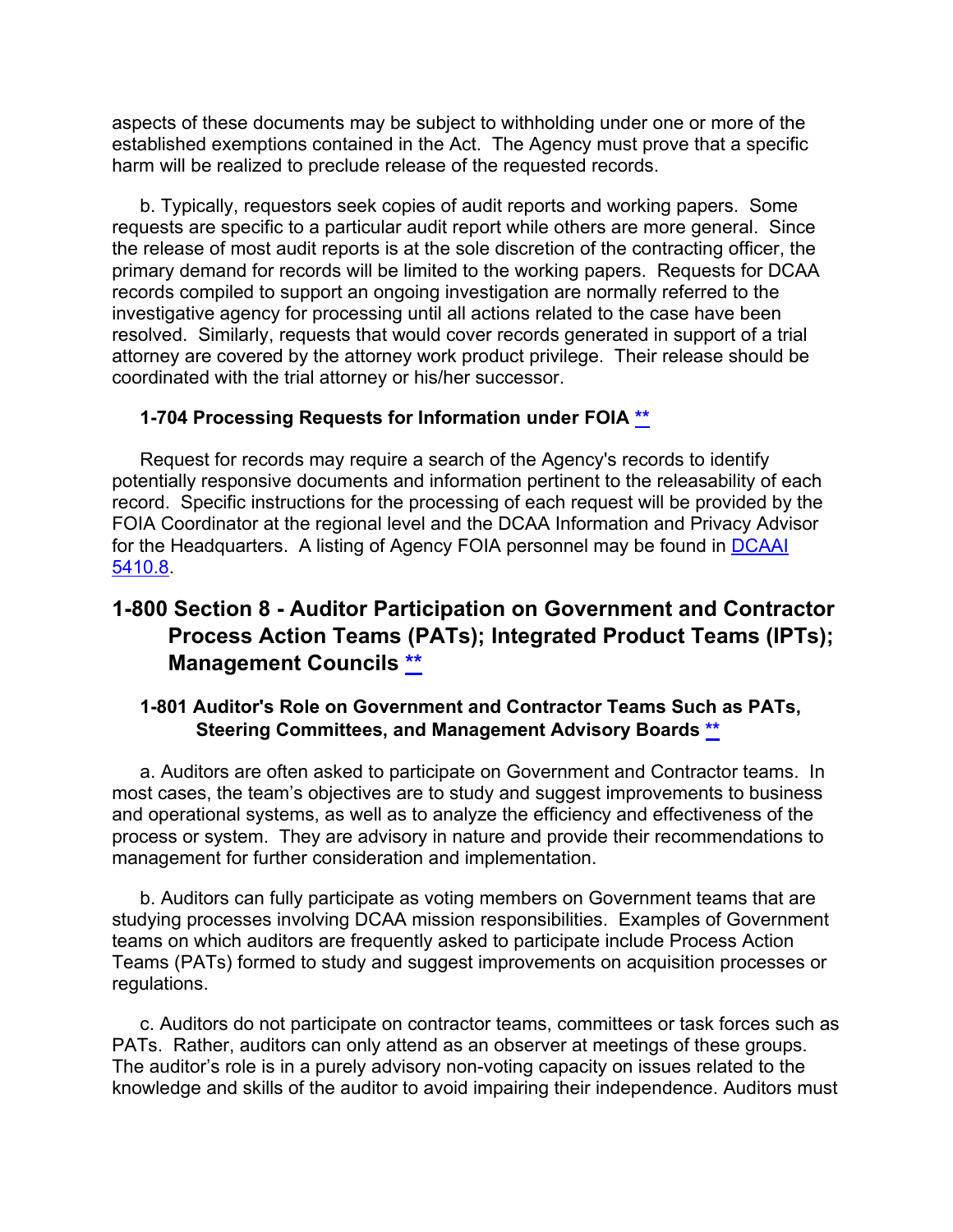aspects of these documents may be subject to withholding under one or more of the established exemptions contained in the Act. The Agency must prove that a specific harm will be realized to preclude release of the requested records.

b. Typically, requestors seek copies of audit reports and working papers. Some requests are specific to a particular audit report while others are more general. Since the release of most audit reports is at the sole discretion of the contracting officer, the primary demand for records will be limited to the working papers. Requests for DCAA records compiled to support an ongoing investigation are normally referred to the investigative agency for processing until all actions related to the case have been resolved. Similarly, requests that would cover records generated in support of a trial attorney are covered by the attorney work product privilege. Their release should be coordinated with the trial attorney or his/her successor.

### 1-704 Processing Requests for Information under FOIA **

Request for records may require a search of the Agency's records to identify potentially responsive documents and information pertinent to the releasability of each record. Specific instructions for the processing of each request will be provided by the FOIA Coordinator at the regional level and the DCAA Information and Privacy Advisor for the Headquarters. A listing of Agency FOIA personnel may be found in DCAAI 5410.8.

## 1-800 Section 8 - Auditor Participation on Government and Contractor Process Action Teams (PATs); Integrated Product Teams (IPTs); Management Councils **

### 1-801 Auditor's Role on Government and Contractor Teams Such as PATs, Steering Committees, and Management Advisory Boards **

a. Auditors are often asked to participate on Government and Contractor teams. In most cases, the team's objectives are to study and suggest improvements to business and operational systems, as well as to analyze the efficiency and effectiveness of the process or system. They are advisory in nature and provide their recommendations to management for further consideration and implementation.

b. Auditors can fully participate as voting members on Government teams that are studying processes involving DCAA mission responsibilities. Examples of Government teams on which auditors are frequently asked to participate include Process Action Teams (PATs) formed to study and suggest improvements on acquisition processes or regulations.

c. Auditors do not participate on contractor teams, committees or task forces such as PATs. Rather, auditors can only attend as an observer at meetings of these groups. The auditor's role is in a purely advisory non-voting capacity on issues related to the knowledge and skills of the auditor to avoid impairing their independence. Auditors must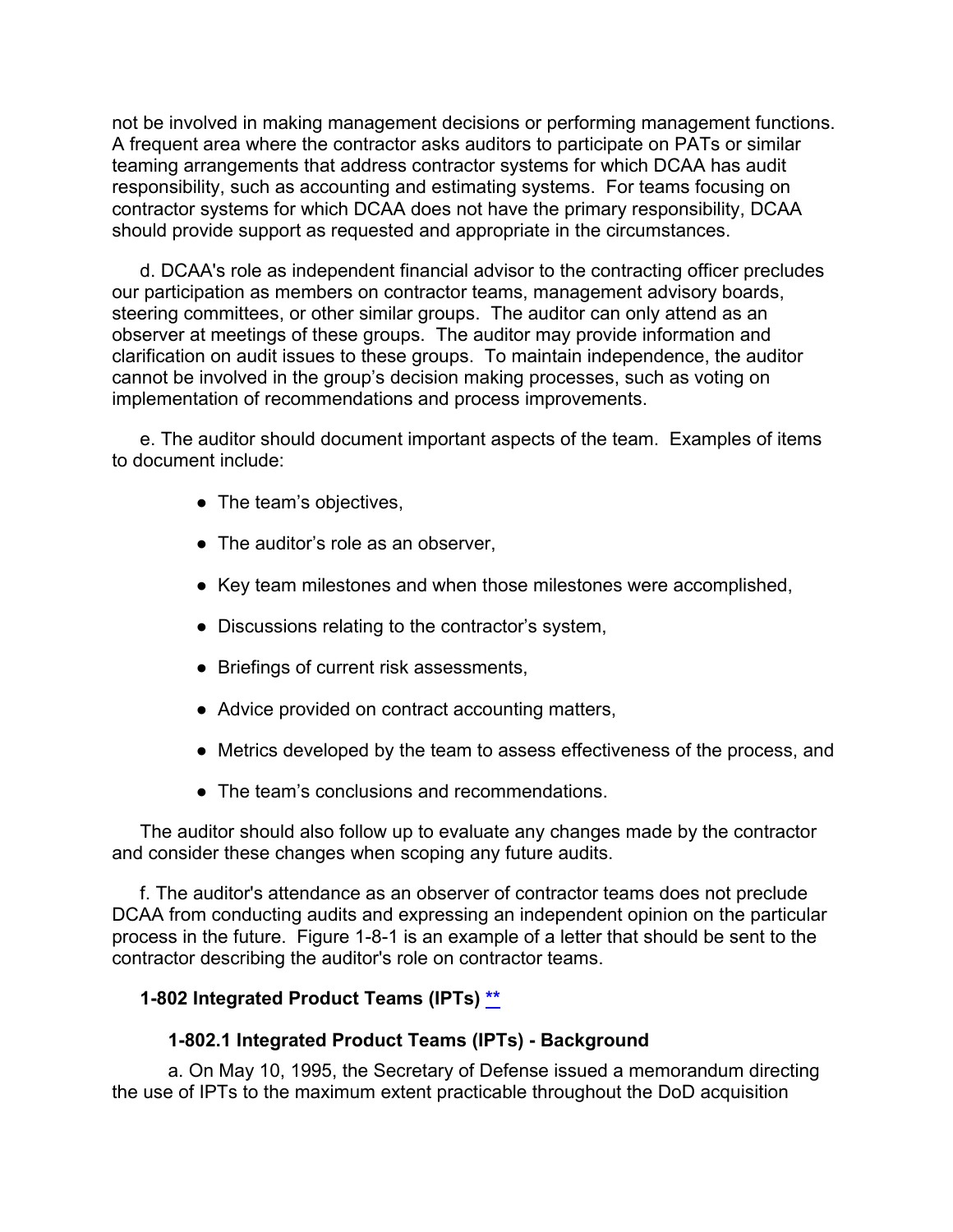not be involved in making management decisions or performing management functions. A frequent area where the contractor asks auditors to participate on PATs or similar teaming arrangements that address contractor systems for which DCAA has audit responsibility, such as accounting and estimating systems. For teams focusing on contractor systems for which DCAA does not have the primary responsibility, DCAA should provide support as requested and appropriate in the circumstances.

d. DCAA's role as independent financial advisor to the contracting officer precludes our participation as members on contractor teams, management advisory boards, steering committees, or other similar groups. The auditor can only attend as an observer at meetings of these groups. The auditor may provide information and clarification on audit issues to these groups. To maintain independence, the auditor cannot be involved in the group's decision making processes, such as voting on implementation of recommendations and process improvements.

e. The auditor should document important aspects of the team. Examples of items to document include:

- The team's objectives,
- The auditor's role as an observer,
- Key team milestones and when those milestones were accomplished,
- Discussions relating to the contractor's system,
- Briefings of current risk assessments,
- Advice provided on contract accounting matters,
- Metrics developed by the team to assess effectiveness of the process, and
- The team's conclusions and recommendations.

The auditor should also follow up to evaluate any changes made by the contractor and consider these changes when scoping any future audits.

f. The auditor's attendance as an observer of contractor teams does not preclude DCAA from conducting audits and expressing an independent opinion on the particular process in the future. Figure 1-8-1 is an example of a letter that should be sent to the contractor describing the auditor's role on contractor teams.

### 1-802 Integrated Product Teams (IPTs) **

#### 1-802.1 Integrated Product Teams (IPTs) - Background

a. On May 10, 1995, the Secretary of Defense issued a memorandum directing the use of IPTs to the maximum extent practicable throughout the DoD acquisition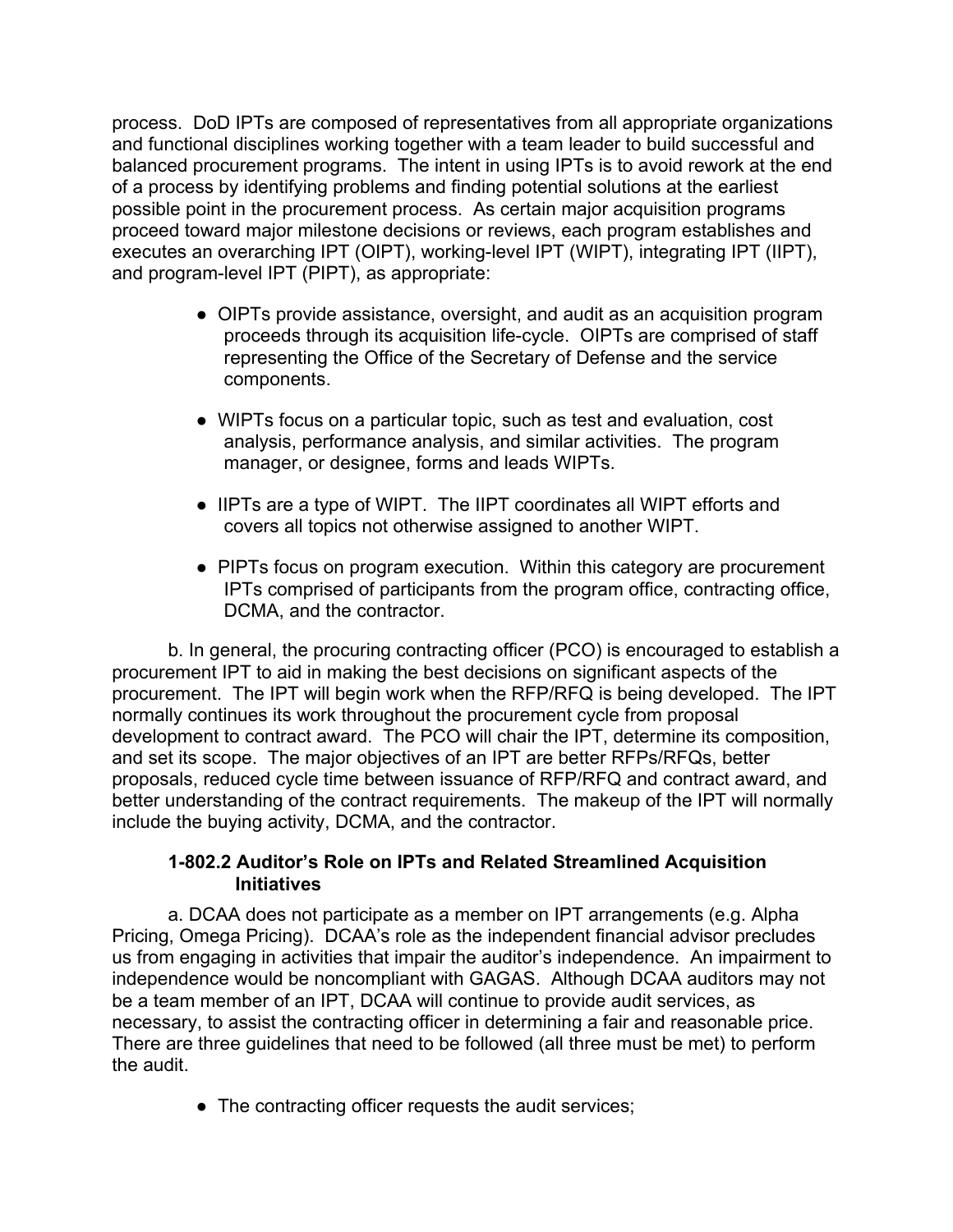process. DoD IPTs are composed of representatives from all appropriate organizations and functional disciplines working together with a team leader to build successful and balanced procurement programs. The intent in using IPTs is to avoid rework at the end of a process by identifying problems and finding potential solutions at the earliest possible point in the procurement process. As certain major acquisition programs proceed toward major milestone decisions or reviews, each program establishes and executes an overarching IPT (OIPT), working-level IPT (WIPT), integrating IPT (IIPT), and program-level IPT (PIPT), as appropriate:

- OIPTs provide assistance, oversight, and audit as an acquisition program proceeds through its acquisition life-cycle. OIPTs are comprised of staff representing the Office of the Secretary of Defense and the service components.

- WIPTs focus on a particular topic, such as test and evaluation, cost analysis, performance analysis, and similar activities. The program manager, or designee, forms and leads WIPTs.

- IIPTs are a type of WIPT. The IIPT coordinates all WIPT efforts and covers all topics not otherwise assigned to another WIPT.

- PIPTs focus on program execution. Within this category are procurement IPTs comprised of participants from the program office, contracting office, DCMA, and the contractor.

b. In general, the procuring contracting officer (PCO) is encouraged to establish a procurement IPT to aid in making the best decisions on significant aspects of the procurement. The IPT will begin work when the RFP/RFQ is being developed. The IPT normally continues its work throughout the procurement cycle from proposal development to contract award. The PCO will chair the IPT, determine its composition, and set its scope. The major objectives of an IPT are better RFPs/RFQs, better proposals, reduced cycle time between issuance of RFP/RFQ and contract award, and better understanding of the contract requirements. The makeup of the IPT will normally include the buying activity, DCMA, and the contractor.

**1-802.2 Auditor's Role on IPTs and Related Streamlined Acquisition Initiatives**

a. DCAA does not participate as a member on IPT arrangements (e.g. Alpha Pricing, Omega Pricing). DCAA's role as the independent financial advisor precludes us from engaging in activities that impair the auditor's independence. An impairment to independence would be noncompliant with GAGAS. Although DCAA auditors may not be a team member of an IPT, DCAA will continue to provide audit services, as necessary, to assist the contracting officer in determining a fair and reasonable price. There are three guidelines that need to be followed (all three must be met) to perform the audit.

- The contracting officer requests the audit services;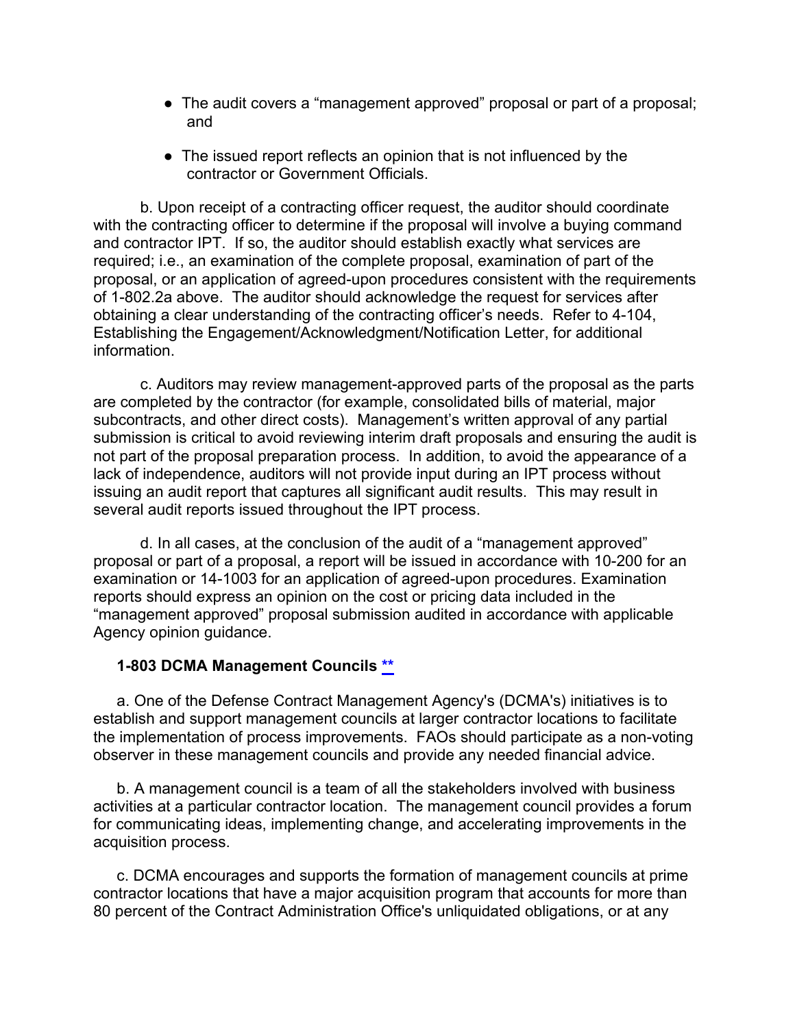- The audit covers a "management approved" proposal or part of a proposal; and
- The issued report reflects an opinion that is not influenced by the contractor or Government Officials.

b. Upon receipt of a contracting officer request, the auditor should coordinate with the contracting officer to determine if the proposal will involve a buying command and contractor IPT. If so, the auditor should establish exactly what services are required; i.e., an examination of the complete proposal, examination of part of the proposal, or an application of agreed-upon procedures consistent with the requirements of 1-802.2a above. The auditor should acknowledge the request for services after obtaining a clear understanding of the contracting officer's needs. Refer to 4-104, Establishing the Engagement/Acknowledgment/Notification Letter, for additional information.

c. Auditors may review management-approved parts of the proposal as the parts are completed by the contractor (for example, consolidated bills of material, major subcontracts, and other direct costs). Management's written approval of any partial submission is critical to avoid reviewing interim draft proposals and ensuring the audit is not part of the proposal preparation process. In addition, to avoid the appearance of a lack of independence, auditors will not provide input during an IPT process without issuing an audit report that captures all significant audit results. This may result in several audit reports issued throughout the IPT process.

d. In all cases, at the conclusion of the audit of a "management approved" proposal or part of a proposal, a report will be issued in accordance with 10-200 for an examination or 14-1003 for an application of agreed-upon procedures. Examination reports should express an opinion on the cost or pricing data included in the "management approved" proposal submission audited in accordance with applicable Agency opinion guidance.

### 1-803 DCMA Management Councils **

a. One of the Defense Contract Management Agency's (DCMA's) initiatives is to establish and support management councils at larger contractor locations to facilitate the implementation of process improvements. FAOs should participate as a non-voting observer in these management councils and provide any needed financial advice.

b. A management council is a team of all the stakeholders involved with business activities at a particular contractor location. The management council provides a forum for communicating ideas, implementing change, and accelerating improvements in the acquisition process.

c. DCMA encourages and supports the formation of management councils at prime contractor locations that have a major acquisition program that accounts for more than 80 percent of the Contract Administration Office's unliquidated obligations, or at any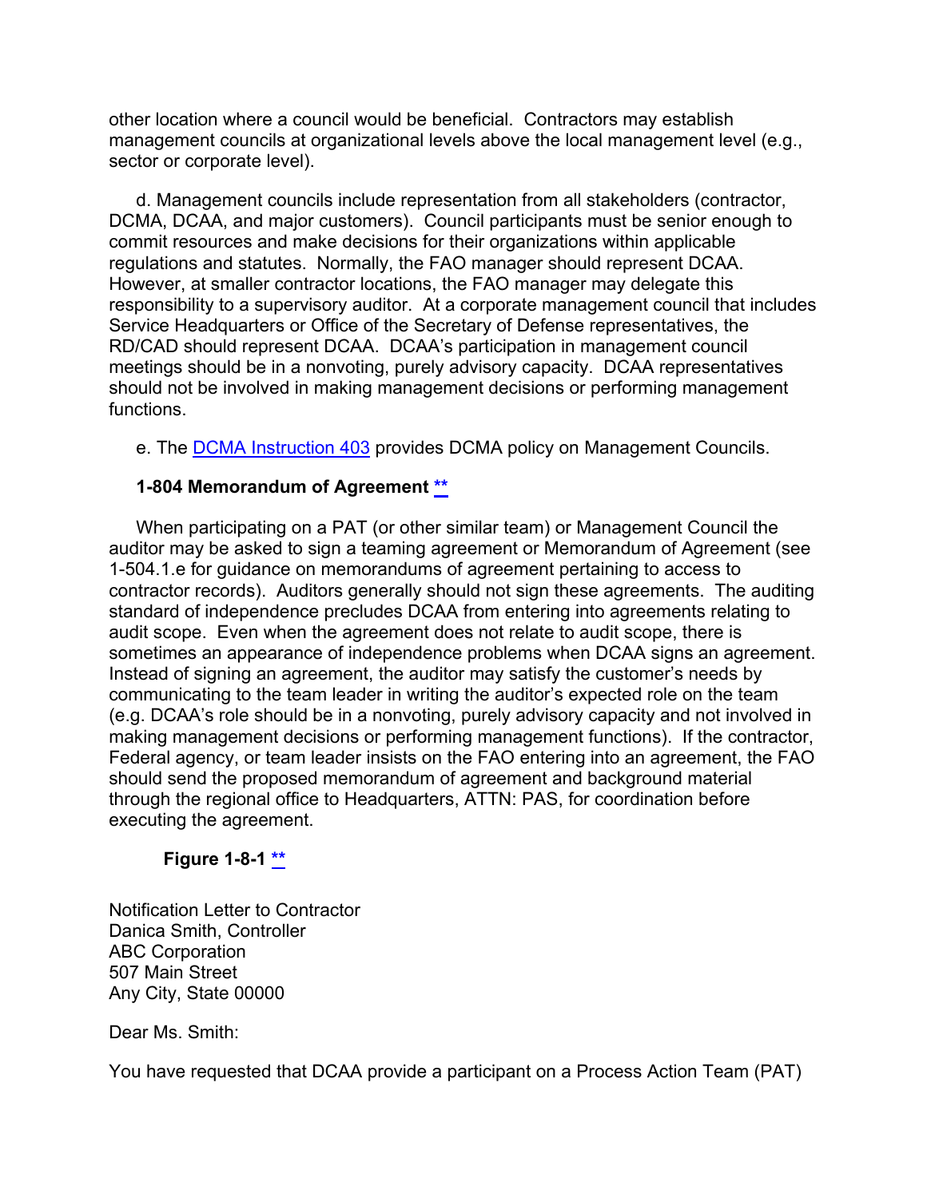other location where a council would be beneficial. Contractors may establish management councils at organizational levels above the local management level (e.g., sector or corporate level).

d. Management councils include representation from all stakeholders (contractor, DCMA, DCAA, and major customers). Council participants must be senior enough to commit resources and make decisions for their organizations within applicable regulations and statutes. Normally, the FAO manager should represent DCAA. However, at smaller contractor locations, the FAO manager may delegate this responsibility to a supervisory auditor. At a corporate management council that includes Service Headquarters or Office of the Secretary of Defense representatives, the RD/CAD should represent DCAA. DCAA's participation in management council meetings should be in a nonvoting, purely advisory capacity. DCAA representatives should not be involved in making management decisions or performing management functions.

e. The DCMA Instruction 403 provides DCMA policy on Management Councils.

**1-804 Memorandum of Agreement **

When participating on a PAT (or other similar team) or Management Council the auditor may be asked to sign a teaming agreement or Memorandum of Agreement (see 1-504.1.e for guidance on memorandums of agreement pertaining to access to contractor records). Auditors generally should not sign these agreements. The auditing standard of independence precludes DCAA from entering into agreements relating to audit scope. Even when the agreement does not relate to audit scope, there is sometimes an appearance of independence problems when DCAA signs an agreement. Instead of signing an agreement, the auditor may satisfy the customer's needs by communicating to the team leader in writing the auditor's expected role on the team (e.g. DCAA's role should be in a nonvoting, purely advisory capacity and not involved in making management decisions or performing management functions). If the contractor, Federal agency, or team leader insists on the FAO entering into an agreement, the FAO should send the proposed memorandum of agreement and background material through the regional office to Headquarters, ATTN: PAS, for coordination before executing the agreement.

**Figure 1-8-1 **

Notification Letter to Contractor
Danica Smith, Controller
ABC Corporation
507 Main Street
Any City, State 00000

Dear Ms. Smith:

You have requested that DCAA provide a participant on a Process Action Team (PAT)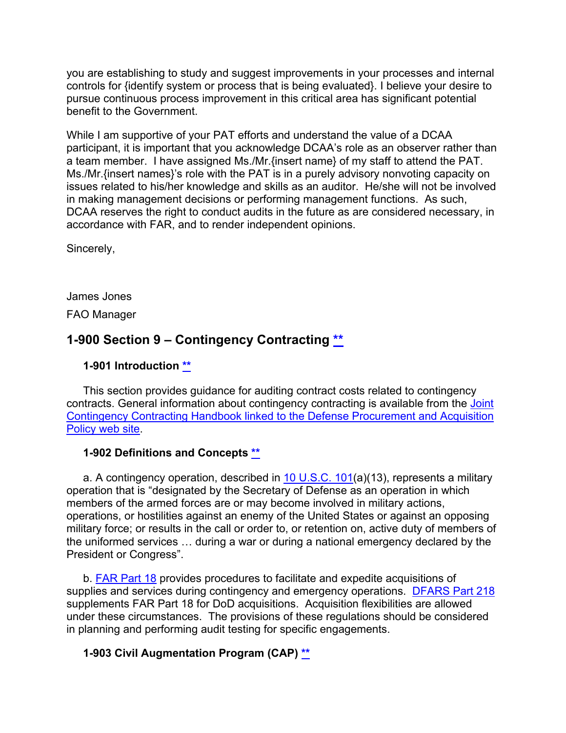you are establishing to study and suggest improvements in your processes and internal controls for {identify system or process that is being evaluated}. I believe your desire to pursue continuous process improvement in this critical area has significant potential benefit to the Government.

While I am supportive of your PAT efforts and understand the value of a DCAA participant, it is important that you acknowledge DCAA's role as an observer rather than a team member. I have assigned Ms./Mr.{insert name} of my staff to attend the PAT. Ms./Mr.{insert names}'s role with the PAT is in a purely advisory nonvoting capacity on issues related to his/her knowledge and skills as an auditor. He/she will not be involved in making management decisions or performing management functions. As such, DCAA reserves the right to conduct audits in the future as are considered necessary, in accordance with FAR, and to render independent opinions.

Sincerely,

James Jones

FAO Manager

## 1-900 Section 9 – Contingency Contracting **

### 1-901 Introduction **

This section provides guidance for auditing contract costs related to contingency contracts. General information about contingency contracting is available from the Joint Contingency Contracting Handbook linked to the Defense Procurement and Acquisition Policy web site.

### 1-902 Definitions and Concepts **

a. A contingency operation, described in 10 U.S.C. 101(a)(13), represents a military operation that is "designated by the Secretary of Defense as an operation in which members of the armed forces are or may become involved in military actions, operations, or hostilities against an enemy of the United States or against an opposing military force; or results in the call or order to, or retention on, active duty of members of the uniformed services … during a war or during a national emergency declared by the President or Congress".

b. FAR Part 18 provides procedures to facilitate and expedite acquisitions of supplies and services during contingency and emergency operations. DFARS Part 218 supplements FAR Part 18 for DoD acquisitions. Acquisition flexibilities are allowed under these circumstances. The provisions of these regulations should be considered in planning and performing audit testing for specific engagements.

### 1-903 Civil Augmentation Program (CAP) **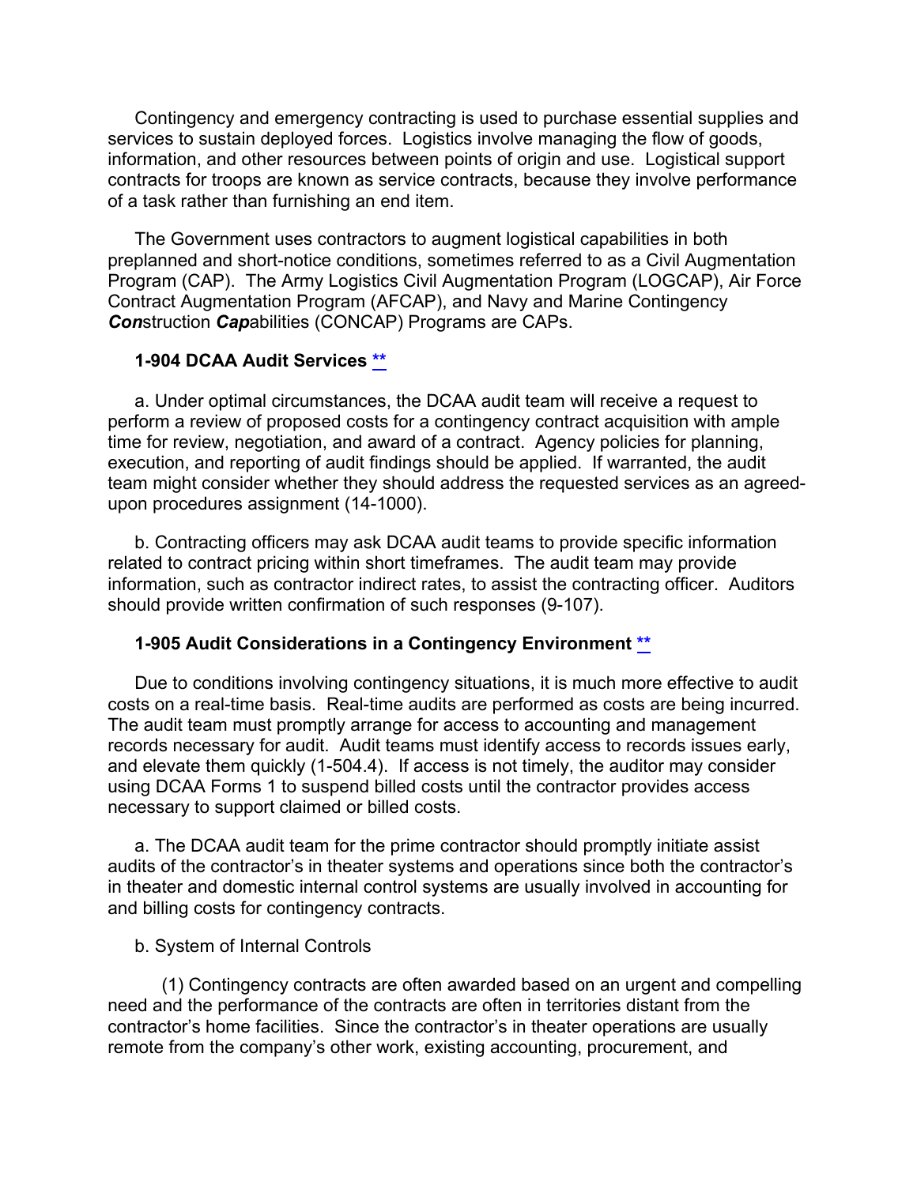Contingency and emergency contracting is used to purchase essential supplies and services to sustain deployed forces. Logistics involve managing the flow of goods, information, and other resources between points of origin and use. Logistical support contracts for troops are known as service contracts, because they involve performance of a task rather than furnishing an end item.

The Government uses contractors to augment logistical capabilities in both preplanned and short-notice conditions, sometimes referred to as a Civil Augmentation Program (CAP). The Army Logistics Civil Augmentation Program (LOGCAP), Air Force Contract Augmentation Program (AFCAP), and Navy and Marine Contingency ***Con***struction ***Cap***abilities (CONCAP) Programs are CAPs.

### 1-904 DCAA Audit Services **

a. Under optimal circumstances, the DCAA audit team will receive a request to perform a review of proposed costs for a contingency contract acquisition with ample time for review, negotiation, and award of a contract. Agency policies for planning, execution, and reporting of audit findings should be applied. If warranted, the audit team might consider whether they should address the requested services as an agreed-upon procedures assignment (14-1000).

b. Contracting officers may ask DCAA audit teams to provide specific information related to contract pricing within short timeframes. The audit team may provide information, such as contractor indirect rates, to assist the contracting officer. Auditors should provide written confirmation of such responses (9-107).

### 1-905 Audit Considerations in a Contingency Environment **

Due to conditions involving contingency situations, it is much more effective to audit costs on a real-time basis. Real-time audits are performed as costs are being incurred. The audit team must promptly arrange for access to accounting and management records necessary for audit. Audit teams must identify access to records issues early, and elevate them quickly (1-504.4). If access is not timely, the auditor may consider using DCAA Forms 1 to suspend billed costs until the contractor provides access necessary to support claimed or billed costs.

a. The DCAA audit team for the prime contractor should promptly initiate assist audits of the contractor's in theater systems and operations since both the contractor's in theater and domestic internal control systems are usually involved in accounting for and billing costs for contingency contracts.

b. System of Internal Controls

(1) Contingency contracts are often awarded based on an urgent and compelling need and the performance of the contracts are often in territories distant from the contractor's home facilities. Since the contractor's in theater operations are usually remote from the company's other work, existing accounting, procurement, and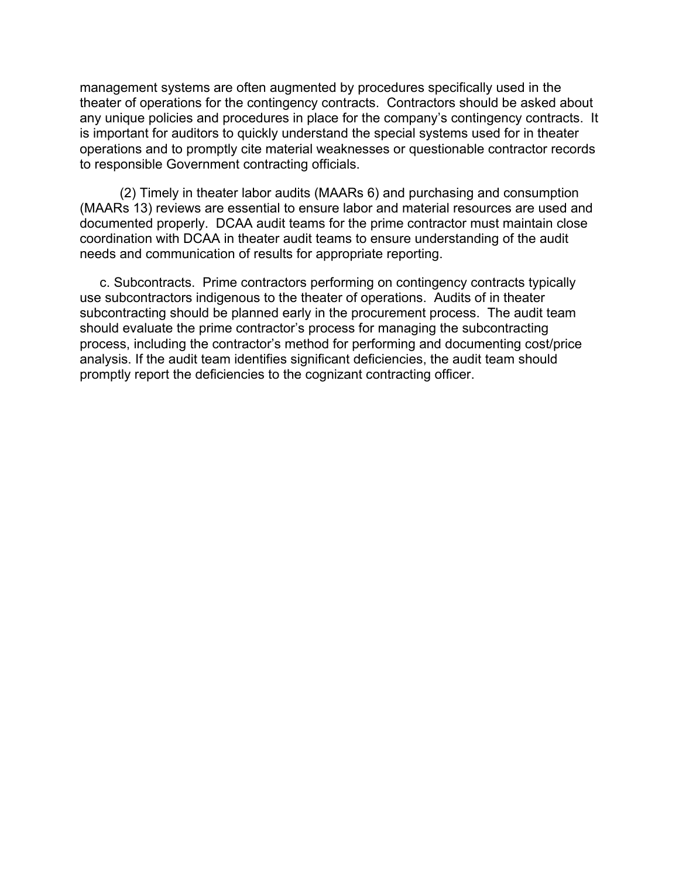management systems are often augmented by procedures specifically used in the theater of operations for the contingency contracts. Contractors should be asked about any unique policies and procedures in place for the company's contingency contracts. It is important for auditors to quickly understand the special systems used for in theater operations and to promptly cite material weaknesses or questionable contractor records to responsible Government contracting officials.

(2) Timely in theater labor audits (MAARs 6) and purchasing and consumption (MAARs 13) reviews are essential to ensure labor and material resources are used and documented properly. DCAA audit teams for the prime contractor must maintain close coordination with DCAA in theater audit teams to ensure understanding of the audit needs and communication of results for appropriate reporting.

c. Subcontracts. Prime contractors performing on contingency contracts typically use subcontractors indigenous to the theater of operations. Audits of in theater subcontracting should be planned early in the procurement process. The audit team should evaluate the prime contractor's process for managing the subcontracting process, including the contractor's method for performing and documenting cost/price analysis. If the audit team identifies significant deficiencies, the audit team should promptly report the deficiencies to the cognizant contracting officer.